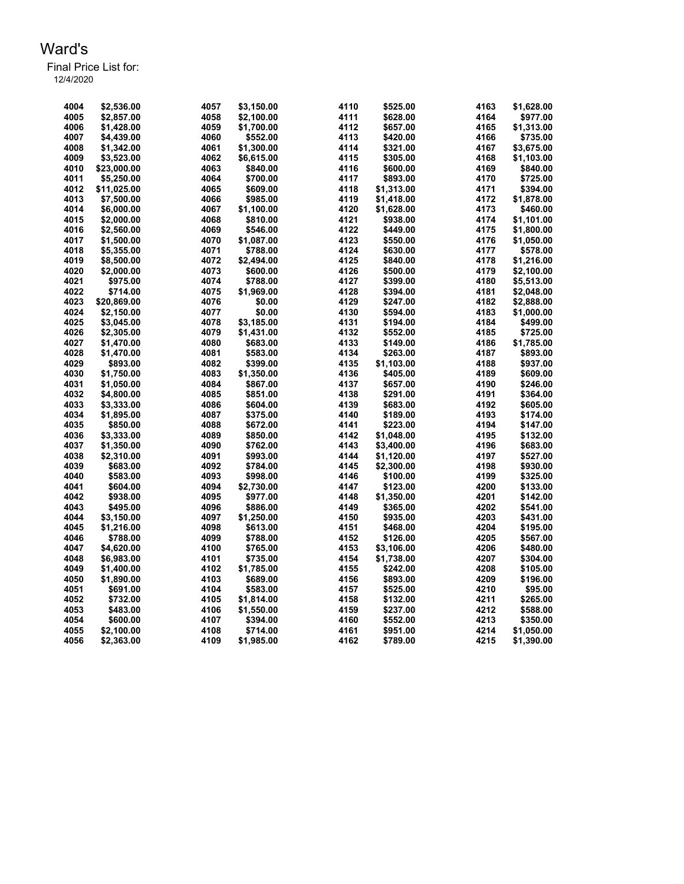# Ward's

Final Price List for:
12/4/2020

| Item | Price | Item | Price | Item | Price | Item | Price |
|---|---|---|---|---|---|---|---|
| 4004 | $2,536.00 | 4057 | $3,150.00 | 4110 | $525.00 | 4163 | $1,628.00 |
| 4005 | $2,857.00 | 4058 | $2,100.00 | 4111 | $628.00 | 4164 | $977.00 |
| 4006 | $1,428.00 | 4059 | $1,700.00 | 4112 | $657.00 | 4165 | $1,313.00 |
| 4007 | $4,439.00 | 4060 | $552.00 | 4113 | $420.00 | 4166 | $735.00 |
| 4008 | $1,342.00 | 4061 | $1,300.00 | 4114 | $321.00 | 4167 | $3,675.00 |
| 4009 | $3,523.00 | 4062 | $6,615.00 | 4115 | $305.00 | 4168 | $1,103.00 |
| 4010 | $23,000.00 | 4063 | $840.00 | 4116 | $600.00 | 4169 | $840.00 |
| 4011 | $5,250.00 | 4064 | $700.00 | 4117 | $893.00 | 4170 | $725.00 |
| 4012 | $11,025.00 | 4065 | $609.00 | 4118 | $1,313.00 | 4171 | $394.00 |
| 4013 | $7,500.00 | 4066 | $985.00 | 4119 | $1,418.00 | 4172 | $1,878.00 |
| 4014 | $6,000.00 | 4067 | $1,100.00 | 4120 | $1,628.00 | 4173 | $460.00 |
| 4015 | $2,000.00 | 4068 | $810.00 | 4121 | $938.00 | 4174 | $1,101.00 |
| 4016 | $2,560.00 | 4069 | $546.00 | 4122 | $449.00 | 4175 | $1,800.00 |
| 4017 | $1,500.00 | 4070 | $1,087.00 | 4123 | $550.00 | 4176 | $1,050.00 |
| 4018 | $5,355.00 | 4071 | $788.00 | 4124 | $630.00 | 4177 | $578.00 |
| 4019 | $8,500.00 | 4072 | $2,494.00 | 4125 | $840.00 | 4178 | $1,216.00 |
| 4020 | $2,000.00 | 4073 | $600.00 | 4126 | $500.00 | 4179 | $2,100.00 |
| 4021 | $975.00 | 4074 | $788.00 | 4127 | $399.00 | 4180 | $5,513.00 |
| 4022 | $714.00 | 4075 | $1,969.00 | 4128 | $394.00 | 4181 | $2,048.00 |
| 4023 | $20,869.00 | 4076 | $0.00 | 4129 | $247.00 | 4182 | $2,888.00 |
| 4024 | $2,150.00 | 4077 | $0.00 | 4130 | $594.00 | 4183 | $1,000.00 |
| 4025 | $3,045.00 | 4078 | $3,185.00 | 4131 | $194.00 | 4184 | $499.00 |
| 4026 | $2,305.00 | 4079 | $1,431.00 | 4132 | $552.00 | 4185 | $725.00 |
| 4027 | $1,470.00 | 4080 | $683.00 | 4133 | $149.00 | 4186 | $1,785.00 |
| 4028 | $1,470.00 | 4081 | $583.00 | 4134 | $263.00 | 4187 | $893.00 |
| 4029 | $893.00 | 4082 | $399.00 | 4135 | $1,103.00 | 4188 | $937.00 |
| 4030 | $1,750.00 | 4083 | $1,350.00 | 4136 | $405.00 | 4189 | $609.00 |
| 4031 | $1,050.00 | 4084 | $867.00 | 4137 | $657.00 | 4190 | $246.00 |
| 4032 | $4,800.00 | 4085 | $851.00 | 4138 | $291.00 | 4191 | $364.00 |
| 4033 | $3,333.00 | 4086 | $604.00 | 4139 | $683.00 | 4192 | $605.00 |
| 4034 | $1,895.00 | 4087 | $375.00 | 4140 | $189.00 | 4193 | $174.00 |
| 4035 | $850.00 | 4088 | $672.00 | 4141 | $223.00 | 4194 | $147.00 |
| 4036 | $3,333.00 | 4089 | $850.00 | 4142 | $1,048.00 | 4195 | $132.00 |
| 4037 | $1,350.00 | 4090 | $762.00 | 4143 | $3,400.00 | 4196 | $683.00 |
| 4038 | $2,310.00 | 4091 | $993.00 | 4144 | $1,120.00 | 4197 | $527.00 |
| 4039 | $683.00 | 4092 | $784.00 | 4145 | $2,300.00 | 4198 | $930.00 |
| 4040 | $583.00 | 4093 | $998.00 | 4146 | $100.00 | 4199 | $325.00 |
| 4041 | $604.00 | 4094 | $2,730.00 | 4147 | $123.00 | 4200 | $133.00 |
| 4042 | $938.00 | 4095 | $977.00 | 4148 | $1,350.00 | 4201 | $142.00 |
| 4043 | $495.00 | 4096 | $886.00 | 4149 | $365.00 | 4202 | $541.00 |
| 4044 | $3,150.00 | 4097 | $1,250.00 | 4150 | $935.00 | 4203 | $431.00 |
| 4045 | $1,216.00 | 4098 | $613.00 | 4151 | $468.00 | 4204 | $195.00 |
| 4046 | $788.00 | 4099 | $788.00 | 4152 | $126.00 | 4205 | $567.00 |
| 4047 | $4,620.00 | 4100 | $765.00 | 4153 | $3,106.00 | 4206 | $480.00 |
| 4048 | $6,983.00 | 4101 | $735.00 | 4154 | $1,738.00 | 4207 | $304.00 |
| 4049 | $1,400.00 | 4102 | $1,785.00 | 4155 | $242.00 | 4208 | $105.00 |
| 4050 | $1,890.00 | 4103 | $689.00 | 4156 | $893.00 | 4209 | $196.00 |
| 4051 | $691.00 | 4104 | $583.00 | 4157 | $525.00 | 4210 | $95.00 |
| 4052 | $732.00 | 4105 | $1,814.00 | 4158 | $132.00 | 4211 | $265.00 |
| 4053 | $483.00 | 4106 | $1,550.00 | 4159 | $237.00 | 4212 | $588.00 |
| 4054 | $600.00 | 4107 | $394.00 | 4160 | $552.00 | 4213 | $350.00 |
| 4055 | $2,100.00 | 4108 | $714.00 | 4161 | $951.00 | 4214 | $1,050.00 |
| 4056 | $2,363.00 | 4109 | $1,985.00 | 4162 | $789.00 | 4215 | $1,390.00 |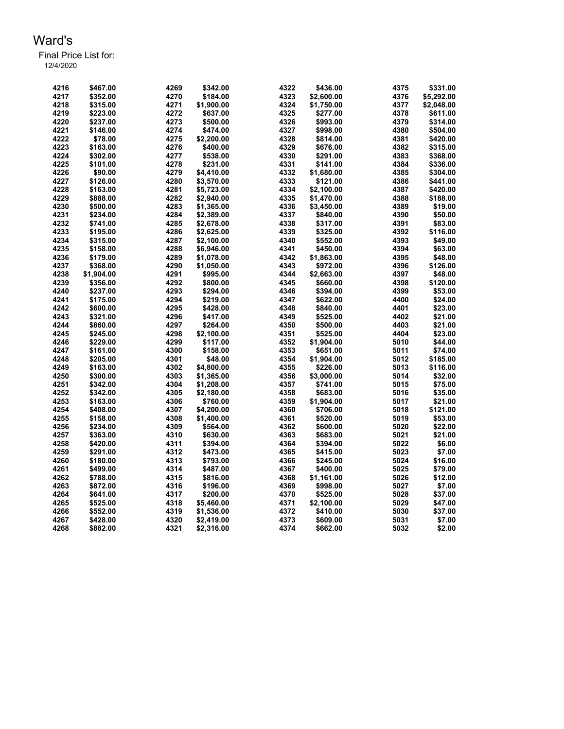Ward's

Final Price List for:

12/4/2020

| | | | | | | | |
|---|---|---|---|---|---|---|---|
| 4216 | $467.00 | 4269 | $342.00 | 4322 | $436.00 | 4375 | $331.00 |
| 4217 | $352.00 | 4270 | $184.00 | 4323 | $2,600.00 | 4376 | $5,292.00 |
| 4218 | $315.00 | 4271 | $1,900.00 | 4324 | $1,750.00 | 4377 | $2,048.00 |
| 4219 | $223.00 | 4272 | $637.00 | 4325 | $277.00 | 4378 | $611.00 |
| 4220 | $237.00 | 4273 | $500.00 | 4326 | $993.00 | 4379 | $314.00 |
| 4221 | $146.00 | 4274 | $474.00 | 4327 | $998.00 | 4380 | $504.00 |
| 4222 | $78.00 | 4275 | $2,200.00 | 4328 | $814.00 | 4381 | $420.00 |
| 4223 | $163.00 | 4276 | $400.00 | 4329 | $676.00 | 4382 | $315.00 |
| 4224 | $302.00 | 4277 | $538.00 | 4330 | $291.00 | 4383 | $368.00 |
| 4225 | $101.00 | 4278 | $231.00 | 4331 | $141.00 | 4384 | $336.00 |
| 4226 | $90.00 | 4279 | $4,410.00 | 4332 | $1,680.00 | 4385 | $304.00 |
| 4227 | $126.00 | 4280 | $3,570.00 | 4333 | $121.00 | 4386 | $441.00 |
| 4228 | $163.00 | 4281 | $5,723.00 | 4334 | $2,100.00 | 4387 | $420.00 |
| 4229 | $888.00 | 4282 | $2,940.00 | 4335 | $1,470.00 | 4388 | $188.00 |
| 4230 | $500.00 | 4283 | $1,365.00 | 4336 | $3,450.00 | 4389 | $19.00 |
| 4231 | $234.00 | 4284 | $2,389.00 | 4337 | $840.00 | 4390 | $50.00 |
| 4232 | $741.00 | 4285 | $2,678.00 | 4338 | $317.00 | 4391 | $83.00 |
| 4233 | $195.00 | 4286 | $2,625.00 | 4339 | $325.00 | 4392 | $116.00 |
| 4234 | $315.00 | 4287 | $2,100.00 | 4340 | $552.00 | 4393 | $49.00 |
| 4235 | $158.00 | 4288 | $6,946.00 | 4341 | $450.00 | 4394 | $63.00 |
| 4236 | $179.00 | 4289 | $1,078.00 | 4342 | $1,863.00 | 4395 | $48.00 |
| 4237 | $368.00 | 4290 | $1,050.00 | 4343 | $972.00 | 4396 | $126.00 |
| 4238 | $1,904.00 | 4291 | $995.00 | 4344 | $2,663.00 | 4397 | $48.00 |
| 4239 | $356.00 | 4292 | $800.00 | 4345 | $660.00 | 4398 | $120.00 |
| 4240 | $237.00 | 4293 | $294.00 | 4346 | $394.00 | 4399 | $53.00 |
| 4241 | $175.00 | 4294 | $219.00 | 4347 | $622.00 | 4400 | $24.00 |
| 4242 | $600.00 | 4295 | $428.00 | 4348 | $840.00 | 4401 | $23.00 |
| 4243 | $321.00 | 4296 | $417.00 | 4349 | $525.00 | 4402 | $21.00 |
| 4244 | $860.00 | 4297 | $264.00 | 4350 | $500.00 | 4403 | $21.00 |
| 4245 | $245.00 | 4298 | $2,100.00 | 4351 | $525.00 | 4404 | $23.00 |
| 4246 | $229.00 | 4299 | $117.00 | 4352 | $1,904.00 | 5010 | $44.00 |
| 4247 | $161.00 | 4300 | $158.00 | 4353 | $651.00 | 5011 | $74.00 |
| 4248 | $205.00 | 4301 | $48.00 | 4354 | $1,904.00 | 5012 | $185.00 |
| 4249 | $163.00 | 4302 | $4,800.00 | 4355 | $226.00 | 5013 | $116.00 |
| 4250 | $300.00 | 4303 | $1,365.00 | 4356 | $3,000.00 | 5014 | $32.00 |
| 4251 | $342.00 | 4304 | $1,208.00 | 4357 | $741.00 | 5015 | $75.00 |
| 4252 | $342.00 | 4305 | $2,180.00 | 4358 | $683.00 | 5016 | $35.00 |
| 4253 | $163.00 | 4306 | $760.00 | 4359 | $1,904.00 | 5017 | $21.00 |
| 4254 | $408.00 | 4307 | $4,200.00 | 4360 | $706.00 | 5018 | $121.00 |
| 4255 | $158.00 | 4308 | $1,400.00 | 4361 | $520.00 | 5019 | $53.00 |
| 4256 | $234.00 | 4309 | $564.00 | 4362 | $600.00 | 5020 | $22.00 |
| 4257 | $363.00 | 4310 | $630.00 | 4363 | $683.00 | 5021 | $21.00 |
| 4258 | $420.00 | 4311 | $394.00 | 4364 | $394.00 | 5022 | $6.00 |
| 4259 | $291.00 | 4312 | $473.00 | 4365 | $415.00 | 5023 | $7.00 |
| 4260 | $180.00 | 4313 | $793.00 | 4366 | $245.00 | 5024 | $16.00 |
| 4261 | $499.00 | 4314 | $487.00 | 4367 | $400.00 | 5025 | $79.00 |
| 4262 | $788.00 | 4315 | $816.00 | 4368 | $1,161.00 | 5026 | $12.00 |
| 4263 | $872.00 | 4316 | $196.00 | 4369 | $998.00 | 5027 | $7.00 |
| 4264 | $641.00 | 4317 | $200.00 | 4370 | $525.00 | 5028 | $37.00 |
| 4265 | $525.00 | 4318 | $5,460.00 | 4371 | $2,100.00 | 5029 | $47.00 |
| 4266 | $552.00 | 4319 | $1,536.00 | 4372 | $410.00 | 5030 | $37.00 |
| 4267 | $428.00 | 4320 | $2,419.00 | 4373 | $609.00 | 5031 | $7.00 |
| 4268 | $882.00 | 4321 | $2,316.00 | 4374 | $662.00 | 5032 | $2.00 |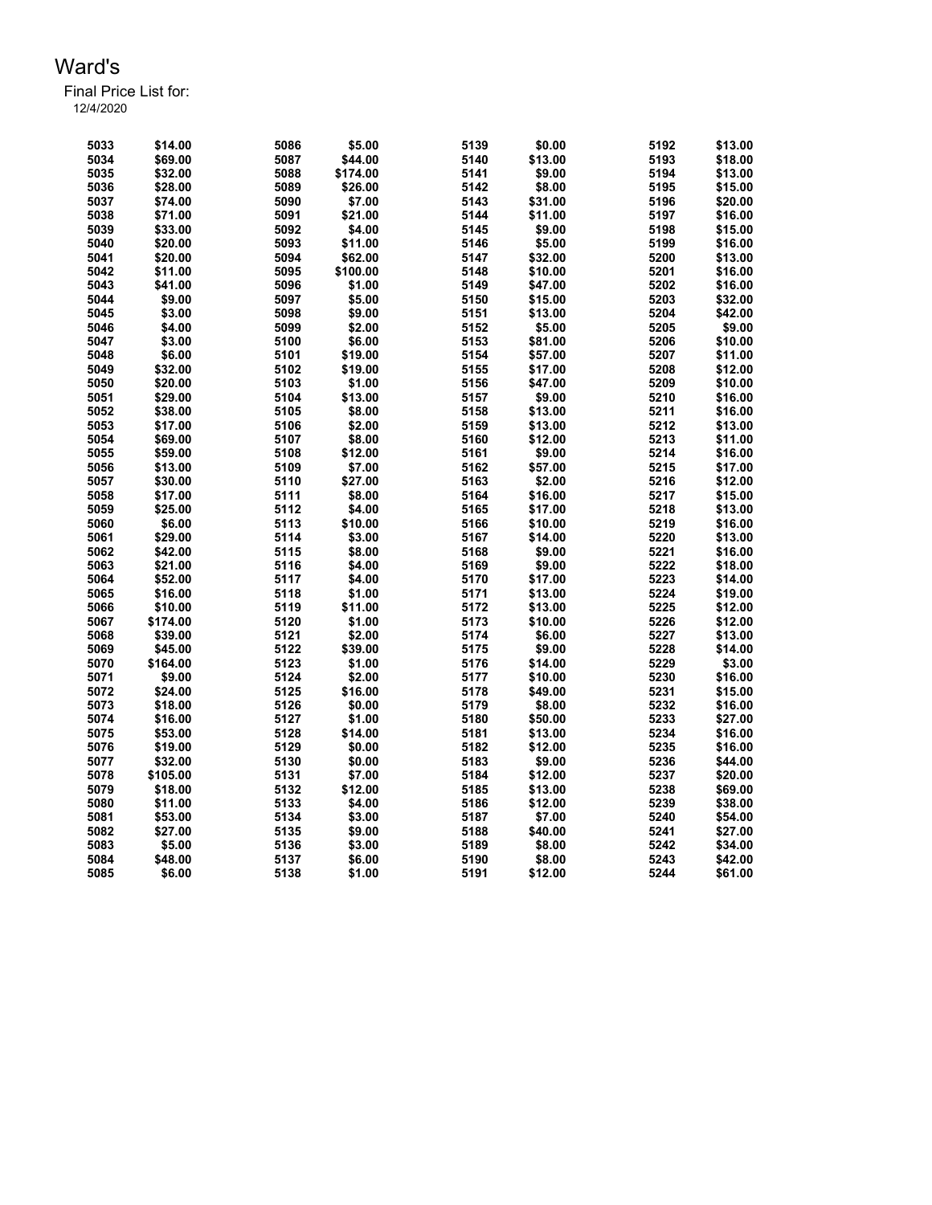# Ward's

Final Price List for:
12/4/2020

| | | | | | | | |
|---|---|---|---|---|---|---|---|
| 5033 | $14.00 | 5086 | $5.00 | 5139 | $0.00 | 5192 | $13.00 |
| 5034 | $69.00 | 5087 | $44.00 | 5140 | $13.00 | 5193 | $18.00 |
| 5035 | $32.00 | 5088 | $174.00 | 5141 | $9.00 | 5194 | $13.00 |
| 5036 | $28.00 | 5089 | $26.00 | 5142 | $8.00 | 5195 | $15.00 |
| 5037 | $74.00 | 5090 | $7.00 | 5143 | $31.00 | 5196 | $20.00 |
| 5038 | $71.00 | 5091 | $21.00 | 5144 | $11.00 | 5197 | $16.00 |
| 5039 | $33.00 | 5092 | $4.00 | 5145 | $9.00 | 5198 | $15.00 |
| 5040 | $20.00 | 5093 | $11.00 | 5146 | $5.00 | 5199 | $16.00 |
| 5041 | $20.00 | 5094 | $62.00 | 5147 | $32.00 | 5200 | $13.00 |
| 5042 | $11.00 | 5095 | $100.00 | 5148 | $10.00 | 5201 | $16.00 |
| 5043 | $41.00 | 5096 | $1.00 | 5149 | $47.00 | 5202 | $16.00 |
| 5044 | $9.00 | 5097 | $5.00 | 5150 | $15.00 | 5203 | $32.00 |
| 5045 | $3.00 | 5098 | $9.00 | 5151 | $13.00 | 5204 | $42.00 |
| 5046 | $4.00 | 5099 | $2.00 | 5152 | $5.00 | 5205 | $9.00 |
| 5047 | $3.00 | 5100 | $6.00 | 5153 | $81.00 | 5206 | $10.00 |
| 5048 | $6.00 | 5101 | $19.00 | 5154 | $57.00 | 5207 | $11.00 |
| 5049 | $32.00 | 5102 | $19.00 | 5155 | $17.00 | 5208 | $12.00 |
| 5050 | $20.00 | 5103 | $1.00 | 5156 | $47.00 | 5209 | $10.00 |
| 5051 | $29.00 | 5104 | $13.00 | 5157 | $9.00 | 5210 | $16.00 |
| 5052 | $38.00 | 5105 | $8.00 | 5158 | $13.00 | 5211 | $16.00 |
| 5053 | $17.00 | 5106 | $2.00 | 5159 | $13.00 | 5212 | $13.00 |
| 5054 | $69.00 | 5107 | $8.00 | 5160 | $12.00 | 5213 | $11.00 |
| 5055 | $59.00 | 5108 | $12.00 | 5161 | $9.00 | 5214 | $16.00 |
| 5056 | $13.00 | 5109 | $7.00 | 5162 | $57.00 | 5215 | $17.00 |
| 5057 | $30.00 | 5110 | $27.00 | 5163 | $2.00 | 5216 | $12.00 |
| 5058 | $17.00 | 5111 | $8.00 | 5164 | $16.00 | 5217 | $15.00 |
| 5059 | $25.00 | 5112 | $4.00 | 5165 | $17.00 | 5218 | $13.00 |
| 5060 | $6.00 | 5113 | $10.00 | 5166 | $10.00 | 5219 | $16.00 |
| 5061 | $29.00 | 5114 | $3.00 | 5167 | $14.00 | 5220 | $13.00 |
| 5062 | $42.00 | 5115 | $8.00 | 5168 | $9.00 | 5221 | $16.00 |
| 5063 | $21.00 | 5116 | $4.00 | 5169 | $9.00 | 5222 | $18.00 |
| 5064 | $52.00 | 5117 | $4.00 | 5170 | $17.00 | 5223 | $14.00 |
| 5065 | $16.00 | 5118 | $1.00 | 5171 | $13.00 | 5224 | $19.00 |
| 5066 | $10.00 | 5119 | $11.00 | 5172 | $13.00 | 5225 | $12.00 |
| 5067 | $174.00 | 5120 | $1.00 | 5173 | $10.00 | 5226 | $12.00 |
| 5068 | $39.00 | 5121 | $2.00 | 5174 | $6.00 | 5227 | $13.00 |
| 5069 | $45.00 | 5122 | $39.00 | 5175 | $9.00 | 5228 | $14.00 |
| 5070 | $164.00 | 5123 | $1.00 | 5176 | $14.00 | 5229 | $3.00 |
| 5071 | $9.00 | 5124 | $2.00 | 5177 | $10.00 | 5230 | $16.00 |
| 5072 | $24.00 | 5125 | $16.00 | 5178 | $49.00 | 5231 | $15.00 |
| 5073 | $18.00 | 5126 | $0.00 | 5179 | $8.00 | 5232 | $16.00 |
| 5074 | $16.00 | 5127 | $1.00 | 5180 | $50.00 | 5233 | $27.00 |
| 5075 | $53.00 | 5128 | $14.00 | 5181 | $13.00 | 5234 | $16.00 |
| 5076 | $19.00 | 5129 | $0.00 | 5182 | $12.00 | 5235 | $16.00 |
| 5077 | $32.00 | 5130 | $0.00 | 5183 | $9.00 | 5236 | $44.00 |
| 5078 | $105.00 | 5131 | $7.00 | 5184 | $12.00 | 5237 | $20.00 |
| 5079 | $18.00 | 5132 | $12.00 | 5185 | $13.00 | 5238 | $69.00 |
| 5080 | $11.00 | 5133 | $4.00 | 5186 | $12.00 | 5239 | $38.00 |
| 5081 | $53.00 | 5134 | $3.00 | 5187 | $7.00 | 5240 | $54.00 |
| 5082 | $27.00 | 5135 | $9.00 | 5188 | $40.00 | 5241 | $27.00 |
| 5083 | $5.00 | 5136 | $3.00 | 5189 | $8.00 | 5242 | $34.00 |
| 5084 | $48.00 | 5137 | $6.00 | 5190 | $8.00 | 5243 | $42.00 |
| 5085 | $6.00 | 5138 | $1.00 | 5191 | $12.00 | 5244 | $61.00 |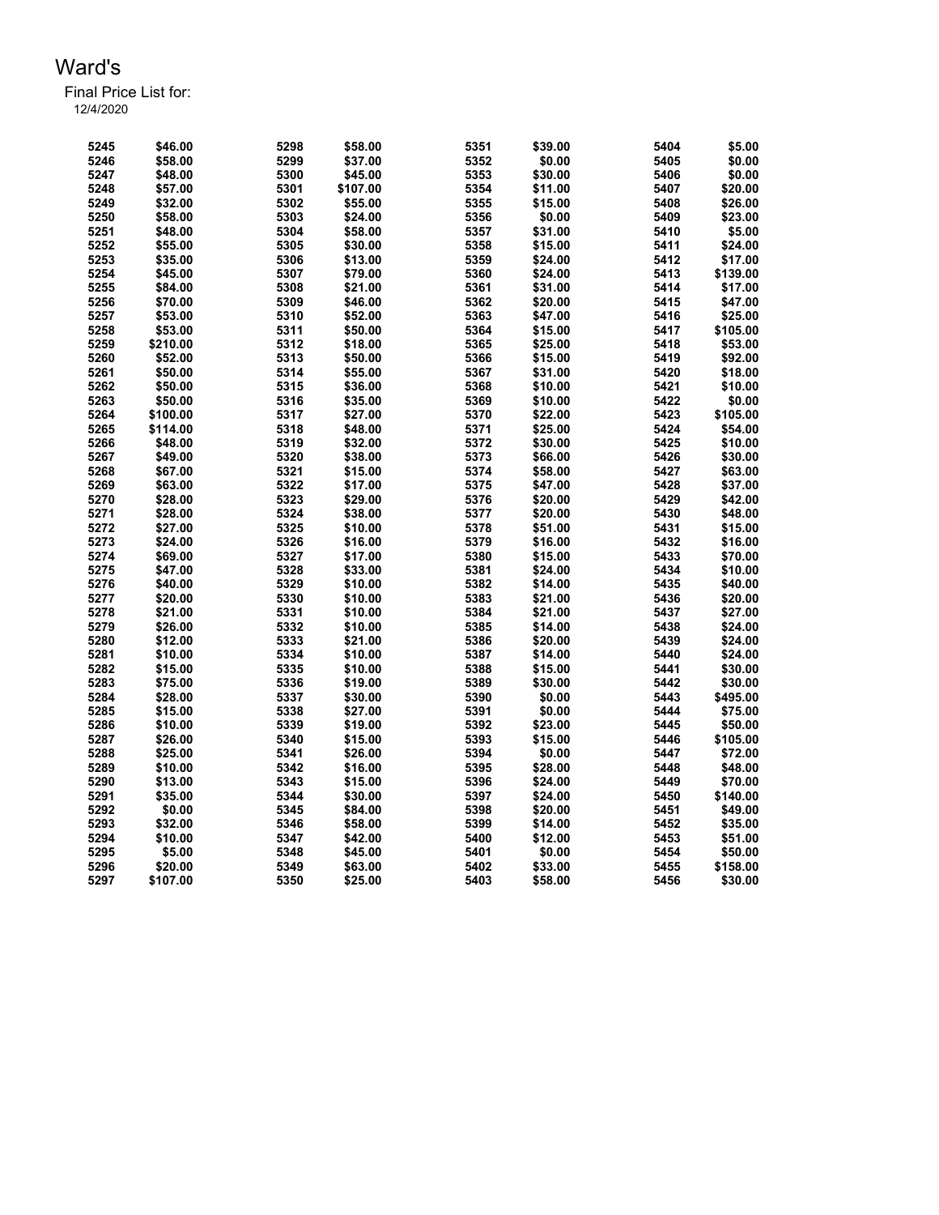# Ward's

Final Price List for:
12/4/2020

| | | | | | | | |
|---|---|---|---|---|---|---|---|
| 5245 | $46.00 | 5298 | $58.00 | 5351 | $39.00 | 5404 | $5.00 |
| 5246 | $58.00 | 5299 | $37.00 | 5352 | $0.00 | 5405 | $0.00 |
| 5247 | $48.00 | 5300 | $45.00 | 5353 | $30.00 | 5406 | $0.00 |
| 5248 | $57.00 | 5301 | $107.00 | 5354 | $11.00 | 5407 | $20.00 |
| 5249 | $32.00 | 5302 | $55.00 | 5355 | $15.00 | 5408 | $26.00 |
| 5250 | $58.00 | 5303 | $24.00 | 5356 | $0.00 | 5409 | $23.00 |
| 5251 | $48.00 | 5304 | $58.00 | 5357 | $31.00 | 5410 | $5.00 |
| 5252 | $55.00 | 5305 | $30.00 | 5358 | $15.00 | 5411 | $24.00 |
| 5253 | $35.00 | 5306 | $13.00 | 5359 | $24.00 | 5412 | $17.00 |
| 5254 | $45.00 | 5307 | $79.00 | 5360 | $24.00 | 5413 | $139.00 |
| 5255 | $84.00 | 5308 | $21.00 | 5361 | $31.00 | 5414 | $17.00 |
| 5256 | $70.00 | 5309 | $46.00 | 5362 | $20.00 | 5415 | $47.00 |
| 5257 | $53.00 | 5310 | $52.00 | 5363 | $47.00 | 5416 | $25.00 |
| 5258 | $53.00 | 5311 | $50.00 | 5364 | $15.00 | 5417 | $105.00 |
| 5259 | $210.00 | 5312 | $18.00 | 5365 | $25.00 | 5418 | $53.00 |
| 5260 | $52.00 | 5313 | $50.00 | 5366 | $15.00 | 5419 | $92.00 |
| 5261 | $50.00 | 5314 | $55.00 | 5367 | $31.00 | 5420 | $18.00 |
| 5262 | $50.00 | 5315 | $36.00 | 5368 | $10.00 | 5421 | $10.00 |
| 5263 | $50.00 | 5316 | $35.00 | 5369 | $10.00 | 5422 | $0.00 |
| 5264 | $100.00 | 5317 | $27.00 | 5370 | $22.00 | 5423 | $105.00 |
| 5265 | $114.00 | 5318 | $48.00 | 5371 | $25.00 | 5424 | $54.00 |
| 5266 | $48.00 | 5319 | $32.00 | 5372 | $30.00 | 5425 | $10.00 |
| 5267 | $49.00 | 5320 | $38.00 | 5373 | $66.00 | 5426 | $30.00 |
| 5268 | $67.00 | 5321 | $15.00 | 5374 | $58.00 | 5427 | $63.00 |
| 5269 | $63.00 | 5322 | $17.00 | 5375 | $47.00 | 5428 | $37.00 |
| 5270 | $28.00 | 5323 | $29.00 | 5376 | $20.00 | 5429 | $42.00 |
| 5271 | $28.00 | 5324 | $38.00 | 5377 | $20.00 | 5430 | $48.00 |
| 5272 | $27.00 | 5325 | $10.00 | 5378 | $51.00 | 5431 | $15.00 |
| 5273 | $24.00 | 5326 | $16.00 | 5379 | $16.00 | 5432 | $16.00 |
| 5274 | $69.00 | 5327 | $17.00 | 5380 | $15.00 | 5433 | $70.00 |
| 5275 | $47.00 | 5328 | $33.00 | 5381 | $24.00 | 5434 | $10.00 |
| 5276 | $40.00 | 5329 | $10.00 | 5382 | $14.00 | 5435 | $40.00 |
| 5277 | $20.00 | 5330 | $10.00 | 5383 | $21.00 | 5436 | $20.00 |
| 5278 | $21.00 | 5331 | $10.00 | 5384 | $21.00 | 5437 | $27.00 |
| 5279 | $26.00 | 5332 | $10.00 | 5385 | $14.00 | 5438 | $24.00 |
| 5280 | $12.00 | 5333 | $21.00 | 5386 | $20.00 | 5439 | $24.00 |
| 5281 | $10.00 | 5334 | $10.00 | 5387 | $14.00 | 5440 | $24.00 |
| 5282 | $15.00 | 5335 | $10.00 | 5388 | $15.00 | 5441 | $30.00 |
| 5283 | $75.00 | 5336 | $19.00 | 5389 | $30.00 | 5442 | $30.00 |
| 5284 | $28.00 | 5337 | $30.00 | 5390 | $0.00 | 5443 | $495.00 |
| 5285 | $15.00 | 5338 | $27.00 | 5391 | $0.00 | 5444 | $75.00 |
| 5286 | $10.00 | 5339 | $19.00 | 5392 | $23.00 | 5445 | $50.00 |
| 5287 | $26.00 | 5340 | $15.00 | 5393 | $15.00 | 5446 | $105.00 |
| 5288 | $25.00 | 5341 | $26.00 | 5394 | $0.00 | 5447 | $72.00 |
| 5289 | $10.00 | 5342 | $16.00 | 5395 | $28.00 | 5448 | $48.00 |
| 5290 | $13.00 | 5343 | $15.00 | 5396 | $24.00 | 5449 | $70.00 |
| 5291 | $35.00 | 5344 | $30.00 | 5397 | $24.00 | 5450 | $140.00 |
| 5292 | $0.00 | 5345 | $84.00 | 5398 | $20.00 | 5451 | $49.00 |
| 5293 | $32.00 | 5346 | $58.00 | 5399 | $14.00 | 5452 | $35.00 |
| 5294 | $10.00 | 5347 | $42.00 | 5400 | $12.00 | 5453 | $51.00 |
| 5295 | $5.00 | 5348 | $45.00 | 5401 | $0.00 | 5454 | $50.00 |
| 5296 | $20.00 | 5349 | $63.00 | 5402 | $33.00 | 5455 | $158.00 |
| 5297 | $107.00 | 5350 | $25.00 | 5403 | $58.00 | 5456 | $30.00 |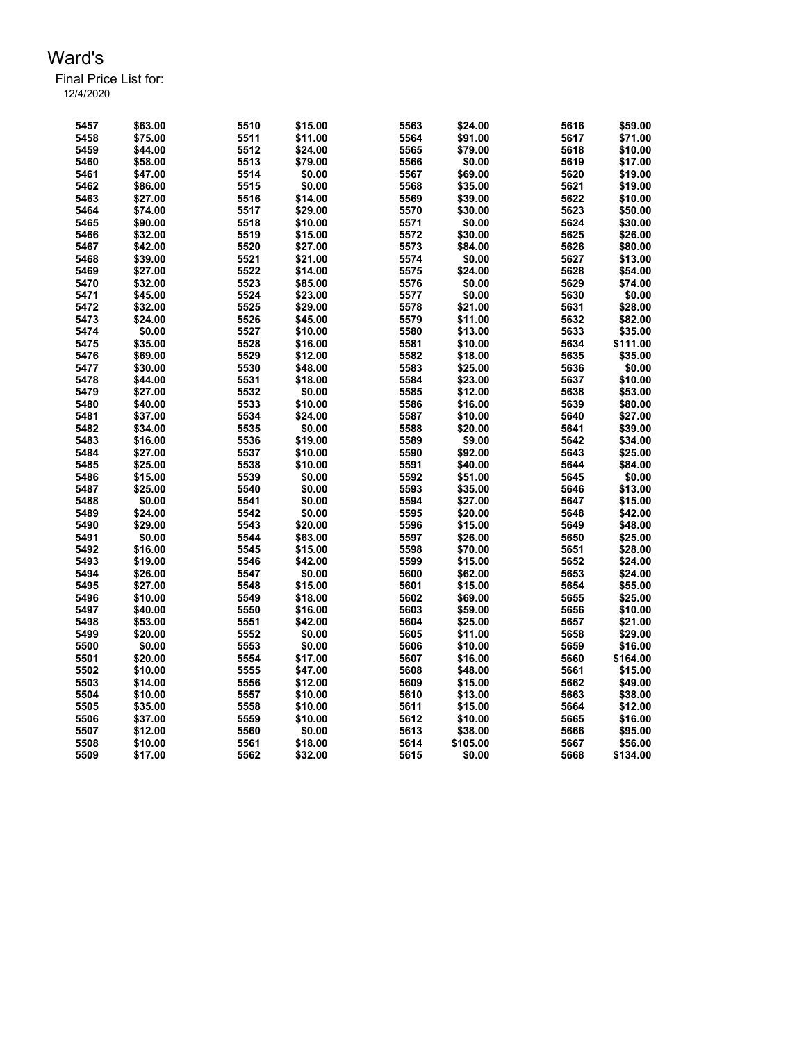# Ward's

Final Price List for:
12/4/2020

| | | | | | | | |
|---|---|---|---|---|---|---|---|
| 5457 | $63.00 | 5510 | $15.00 | 5563 | $24.00 | 5616 | $59.00 |
| 5458 | $75.00 | 5511 | $11.00 | 5564 | $91.00 | 5617 | $71.00 |
| 5459 | $44.00 | 5512 | $24.00 | 5565 | $79.00 | 5618 | $10.00 |
| 5460 | $58.00 | 5513 | $79.00 | 5566 | $0.00 | 5619 | $17.00 |
| 5461 | $47.00 | 5514 | $0.00 | 5567 | $69.00 | 5620 | $19.00 |
| 5462 | $86.00 | 5515 | $0.00 | 5568 | $35.00 | 5621 | $19.00 |
| 5463 | $27.00 | 5516 | $14.00 | 5569 | $39.00 | 5622 | $10.00 |
| 5464 | $74.00 | 5517 | $29.00 | 5570 | $30.00 | 5623 | $50.00 |
| 5465 | $90.00 | 5518 | $10.00 | 5571 | $0.00 | 5624 | $30.00 |
| 5466 | $32.00 | 5519 | $15.00 | 5572 | $30.00 | 5625 | $26.00 |
| 5467 | $42.00 | 5520 | $27.00 | 5573 | $84.00 | 5626 | $80.00 |
| 5468 | $39.00 | 5521 | $21.00 | 5574 | $0.00 | 5627 | $13.00 |
| 5469 | $27.00 | 5522 | $14.00 | 5575 | $24.00 | 5628 | $54.00 |
| 5470 | $32.00 | 5523 | $85.00 | 5576 | $0.00 | 5629 | $74.00 |
| 5471 | $45.00 | 5524 | $23.00 | 5577 | $0.00 | 5630 | $0.00 |
| 5472 | $32.00 | 5525 | $29.00 | 5578 | $21.00 | 5631 | $28.00 |
| 5473 | $24.00 | 5526 | $45.00 | 5579 | $11.00 | 5632 | $82.00 |
| 5474 | $0.00 | 5527 | $10.00 | 5580 | $13.00 | 5633 | $35.00 |
| 5475 | $35.00 | 5528 | $16.00 | 5581 | $10.00 | 5634 | $111.00 |
| 5476 | $69.00 | 5529 | $12.00 | 5582 | $18.00 | 5635 | $35.00 |
| 5477 | $30.00 | 5530 | $48.00 | 5583 | $25.00 | 5636 | $0.00 |
| 5478 | $44.00 | 5531 | $18.00 | 5584 | $23.00 | 5637 | $10.00 |
| 5479 | $27.00 | 5532 | $0.00 | 5585 | $12.00 | 5638 | $53.00 |
| 5480 | $40.00 | 5533 | $10.00 | 5586 | $16.00 | 5639 | $80.00 |
| 5481 | $37.00 | 5534 | $24.00 | 5587 | $10.00 | 5640 | $27.00 |
| 5482 | $34.00 | 5535 | $0.00 | 5588 | $20.00 | 5641 | $39.00 |
| 5483 | $16.00 | 5536 | $19.00 | 5589 | $9.00 | 5642 | $34.00 |
| 5484 | $27.00 | 5537 | $10.00 | 5590 | $92.00 | 5643 | $25.00 |
| 5485 | $25.00 | 5538 | $10.00 | 5591 | $40.00 | 5644 | $84.00 |
| 5486 | $15.00 | 5539 | $0.00 | 5592 | $51.00 | 5645 | $0.00 |
| 5487 | $25.00 | 5540 | $0.00 | 5593 | $35.00 | 5646 | $13.00 |
| 5488 | $0.00 | 5541 | $0.00 | 5594 | $27.00 | 5647 | $15.00 |
| 5489 | $24.00 | 5542 | $0.00 | 5595 | $20.00 | 5648 | $42.00 |
| 5490 | $29.00 | 5543 | $20.00 | 5596 | $15.00 | 5649 | $48.00 |
| 5491 | $0.00 | 5544 | $63.00 | 5597 | $26.00 | 5650 | $25.00 |
| 5492 | $16.00 | 5545 | $15.00 | 5598 | $70.00 | 5651 | $28.00 |
| 5493 | $19.00 | 5546 | $42.00 | 5599 | $15.00 | 5652 | $24.00 |
| 5494 | $26.00 | 5547 | $0.00 | 5600 | $62.00 | 5653 | $24.00 |
| 5495 | $27.00 | 5548 | $15.00 | 5601 | $15.00 | 5654 | $55.00 |
| 5496 | $10.00 | 5549 | $18.00 | 5602 | $69.00 | 5655 | $25.00 |
| 5497 | $40.00 | 5550 | $16.00 | 5603 | $59.00 | 5656 | $10.00 |
| 5498 | $53.00 | 5551 | $42.00 | 5604 | $25.00 | 5657 | $21.00 |
| 5499 | $20.00 | 5552 | $0.00 | 5605 | $11.00 | 5658 | $29.00 |
| 5500 | $0.00 | 5553 | $0.00 | 5606 | $10.00 | 5659 | $16.00 |
| 5501 | $20.00 | 5554 | $17.00 | 5607 | $16.00 | 5660 | $164.00 |
| 5502 | $10.00 | 5555 | $47.00 | 5608 | $48.00 | 5661 | $15.00 |
| 5503 | $14.00 | 5556 | $12.00 | 5609 | $15.00 | 5662 | $49.00 |
| 5504 | $10.00 | 5557 | $10.00 | 5610 | $13.00 | 5663 | $38.00 |
| 5505 | $35.00 | 5558 | $10.00 | 5611 | $15.00 | 5664 | $12.00 |
| 5506 | $37.00 | 5559 | $10.00 | 5612 | $10.00 | 5665 | $16.00 |
| 5507 | $12.00 | 5560 | $0.00 | 5613 | $38.00 | 5666 | $95.00 |
| 5508 | $10.00 | 5561 | $18.00 | 5614 | $105.00 | 5667 | $56.00 |
| 5509 | $17.00 | 5562 | $32.00 | 5615 | $0.00 | 5668 | $134.00 |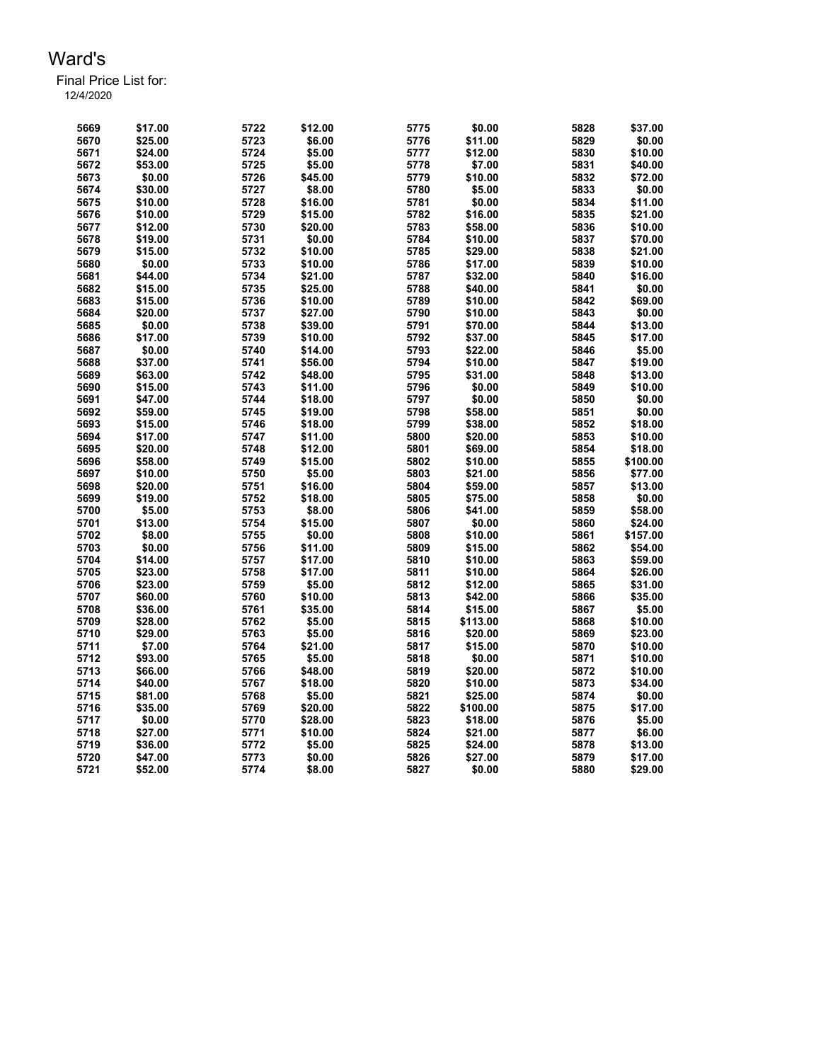# Ward's

Final Price List for:
12/4/2020

| | | | | | | | |
|---|---|---|---|---|---|---|---|
| 5669 | $17.00 | 5722 | $12.00 | 5775 | $0.00 | 5828 | $37.00 |
| 5670 | $25.00 | 5723 | $6.00 | 5776 | $11.00 | 5829 | $0.00 |
| 5671 | $24.00 | 5724 | $5.00 | 5777 | $12.00 | 5830 | $10.00 |
| 5672 | $53.00 | 5725 | $5.00 | 5778 | $7.00 | 5831 | $40.00 |
| 5673 | $0.00 | 5726 | $45.00 | 5779 | $10.00 | 5832 | $72.00 |
| 5674 | $30.00 | 5727 | $8.00 | 5780 | $5.00 | 5833 | $0.00 |
| 5675 | $10.00 | 5728 | $16.00 | 5781 | $0.00 | 5834 | $11.00 |
| 5676 | $10.00 | 5729 | $15.00 | 5782 | $16.00 | 5835 | $21.00 |
| 5677 | $12.00 | 5730 | $20.00 | 5783 | $58.00 | 5836 | $10.00 |
| 5678 | $19.00 | 5731 | $0.00 | 5784 | $10.00 | 5837 | $70.00 |
| 5679 | $15.00 | 5732 | $10.00 | 5785 | $29.00 | 5838 | $21.00 |
| 5680 | $0.00 | 5733 | $10.00 | 5786 | $17.00 | 5839 | $10.00 |
| 5681 | $44.00 | 5734 | $21.00 | 5787 | $32.00 | 5840 | $16.00 |
| 5682 | $15.00 | 5735 | $25.00 | 5788 | $40.00 | 5841 | $0.00 |
| 5683 | $15.00 | 5736 | $10.00 | 5789 | $10.00 | 5842 | $69.00 |
| 5684 | $20.00 | 5737 | $27.00 | 5790 | $10.00 | 5843 | $0.00 |
| 5685 | $0.00 | 5738 | $39.00 | 5791 | $70.00 | 5844 | $13.00 |
| 5686 | $17.00 | 5739 | $10.00 | 5792 | $37.00 | 5845 | $17.00 |
| 5687 | $0.00 | 5740 | $14.00 | 5793 | $22.00 | 5846 | $5.00 |
| 5688 | $37.00 | 5741 | $56.00 | 5794 | $10.00 | 5847 | $19.00 |
| 5689 | $63.00 | 5742 | $48.00 | 5795 | $31.00 | 5848 | $13.00 |
| 5690 | $15.00 | 5743 | $11.00 | 5796 | $0.00 | 5849 | $10.00 |
| 5691 | $47.00 | 5744 | $18.00 | 5797 | $0.00 | 5850 | $0.00 |
| 5692 | $59.00 | 5745 | $19.00 | 5798 | $58.00 | 5851 | $0.00 |
| 5693 | $15.00 | 5746 | $18.00 | 5799 | $38.00 | 5852 | $18.00 |
| 5694 | $17.00 | 5747 | $11.00 | 5800 | $20.00 | 5853 | $10.00 |
| 5695 | $20.00 | 5748 | $12.00 | 5801 | $69.00 | 5854 | $18.00 |
| 5696 | $58.00 | 5749 | $15.00 | 5802 | $10.00 | 5855 | $100.00 |
| 5697 | $10.00 | 5750 | $5.00 | 5803 | $21.00 | 5856 | $77.00 |
| 5698 | $20.00 | 5751 | $16.00 | 5804 | $59.00 | 5857 | $13.00 |
| 5699 | $19.00 | 5752 | $18.00 | 5805 | $75.00 | 5858 | $0.00 |
| 5700 | $5.00 | 5753 | $8.00 | 5806 | $41.00 | 5859 | $58.00 |
| 5701 | $13.00 | 5754 | $15.00 | 5807 | $0.00 | 5860 | $24.00 |
| 5702 | $8.00 | 5755 | $0.00 | 5808 | $10.00 | 5861 | $157.00 |
| 5703 | $0.00 | 5756 | $11.00 | 5809 | $15.00 | 5862 | $54.00 |
| 5704 | $14.00 | 5757 | $17.00 | 5810 | $10.00 | 5863 | $59.00 |
| 5705 | $23.00 | 5758 | $17.00 | 5811 | $10.00 | 5864 | $26.00 |
| 5706 | $23.00 | 5759 | $5.00 | 5812 | $12.00 | 5865 | $31.00 |
| 5707 | $60.00 | 5760 | $10.00 | 5813 | $42.00 | 5866 | $35.00 |
| 5708 | $36.00 | 5761 | $35.00 | 5814 | $15.00 | 5867 | $5.00 |
| 5709 | $28.00 | 5762 | $5.00 | 5815 | $113.00 | 5868 | $10.00 |
| 5710 | $29.00 | 5763 | $5.00 | 5816 | $20.00 | 5869 | $23.00 |
| 5711 | $7.00 | 5764 | $21.00 | 5817 | $15.00 | 5870 | $10.00 |
| 5712 | $93.00 | 5765 | $5.00 | 5818 | $0.00 | 5871 | $10.00 |
| 5713 | $66.00 | 5766 | $48.00 | 5819 | $20.00 | 5872 | $10.00 |
| 5714 | $40.00 | 5767 | $18.00 | 5820 | $10.00 | 5873 | $34.00 |
| 5715 | $81.00 | 5768 | $5.00 | 5821 | $25.00 | 5874 | $0.00 |
| 5716 | $35.00 | 5769 | $20.00 | 5822 | $100.00 | 5875 | $17.00 |
| 5717 | $0.00 | 5770 | $28.00 | 5823 | $18.00 | 5876 | $5.00 |
| 5718 | $27.00 | 5771 | $10.00 | 5824 | $21.00 | 5877 | $6.00 |
| 5719 | $36.00 | 5772 | $5.00 | 5825 | $24.00 | 5878 | $13.00 |
| 5720 | $47.00 | 5773 | $0.00 | 5826 | $27.00 | 5879 | $17.00 |
| 5721 | $52.00 | 5774 | $8.00 | 5827 | $0.00 | 5880 | $29.00 |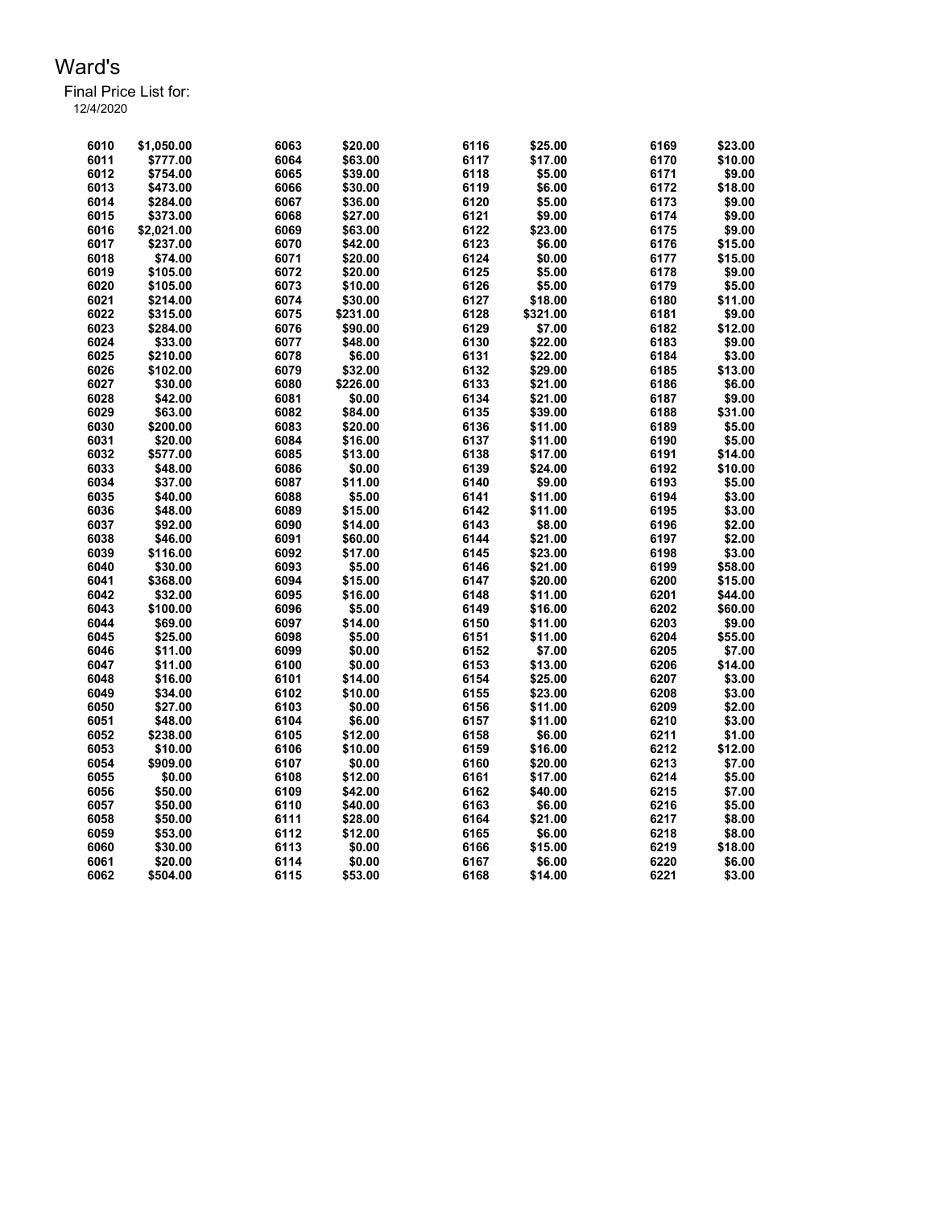# Ward's

Final Price List for:
12/4/2020

| | | | | | | | |
|---|---|---|---|---|---|---|---|
| 6010 | $1,050.00 | 6063 | $20.00 | 6116 | $25.00 | 6169 | $23.00 |
| 6011 | $777.00 | 6064 | $63.00 | 6117 | $17.00 | 6170 | $10.00 |
| 6012 | $754.00 | 6065 | $39.00 | 6118 | $5.00 | 6171 | $9.00 |
| 6013 | $473.00 | 6066 | $30.00 | 6119 | $6.00 | 6172 | $18.00 |
| 6014 | $284.00 | 6067 | $36.00 | 6120 | $5.00 | 6173 | $9.00 |
| 6015 | $373.00 | 6068 | $27.00 | 6121 | $9.00 | 6174 | $9.00 |
| 6016 | $2,021.00 | 6069 | $63.00 | 6122 | $23.00 | 6175 | $9.00 |
| 6017 | $237.00 | 6070 | $42.00 | 6123 | $6.00 | 6176 | $15.00 |
| 6018 | $74.00 | 6071 | $20.00 | 6124 | $0.00 | 6177 | $15.00 |
| 6019 | $105.00 | 6072 | $20.00 | 6125 | $5.00 | 6178 | $9.00 |
| 6020 | $105.00 | 6073 | $10.00 | 6126 | $5.00 | 6179 | $5.00 |
| 6021 | $214.00 | 6074 | $30.00 | 6127 | $18.00 | 6180 | $11.00 |
| 6022 | $315.00 | 6075 | $231.00 | 6128 | $321.00 | 6181 | $9.00 |
| 6023 | $284.00 | 6076 | $90.00 | 6129 | $7.00 | 6182 | $12.00 |
| 6024 | $33.00 | 6077 | $48.00 | 6130 | $22.00 | 6183 | $9.00 |
| 6025 | $210.00 | 6078 | $6.00 | 6131 | $22.00 | 6184 | $3.00 |
| 6026 | $102.00 | 6079 | $32.00 | 6132 | $29.00 | 6185 | $13.00 |
| 6027 | $30.00 | 6080 | $226.00 | 6133 | $21.00 | 6186 | $6.00 |
| 6028 | $42.00 | 6081 | $0.00 | 6134 | $21.00 | 6187 | $9.00 |
| 6029 | $63.00 | 6082 | $84.00 | 6135 | $39.00 | 6188 | $31.00 |
| 6030 | $200.00 | 6083 | $20.00 | 6136 | $11.00 | 6189 | $5.00 |
| 6031 | $20.00 | 6084 | $16.00 | 6137 | $11.00 | 6190 | $5.00 |
| 6032 | $577.00 | 6085 | $13.00 | 6138 | $17.00 | 6191 | $14.00 |
| 6033 | $48.00 | 6086 | $0.00 | 6139 | $24.00 | 6192 | $10.00 |
| 6034 | $37.00 | 6087 | $11.00 | 6140 | $9.00 | 6193 | $5.00 |
| 6035 | $40.00 | 6088 | $5.00 | 6141 | $11.00 | 6194 | $3.00 |
| 6036 | $48.00 | 6089 | $15.00 | 6142 | $11.00 | 6195 | $3.00 |
| 6037 | $92.00 | 6090 | $14.00 | 6143 | $8.00 | 6196 | $2.00 |
| 6038 | $46.00 | 6091 | $60.00 | 6144 | $21.00 | 6197 | $2.00 |
| 6039 | $116.00 | 6092 | $17.00 | 6145 | $23.00 | 6198 | $3.00 |
| 6040 | $30.00 | 6093 | $5.00 | 6146 | $21.00 | 6199 | $58.00 |
| 6041 | $368.00 | 6094 | $15.00 | 6147 | $20.00 | 6200 | $15.00 |
| 6042 | $32.00 | 6095 | $16.00 | 6148 | $11.00 | 6201 | $44.00 |
| 6043 | $100.00 | 6096 | $5.00 | 6149 | $16.00 | 6202 | $60.00 |
| 6044 | $69.00 | 6097 | $14.00 | 6150 | $11.00 | 6203 | $9.00 |
| 6045 | $25.00 | 6098 | $5.00 | 6151 | $11.00 | 6204 | $55.00 |
| 6046 | $11.00 | 6099 | $0.00 | 6152 | $7.00 | 6205 | $7.00 |
| 6047 | $11.00 | 6100 | $0.00 | 6153 | $13.00 | 6206 | $14.00 |
| 6048 | $16.00 | 6101 | $14.00 | 6154 | $25.00 | 6207 | $3.00 |
| 6049 | $34.00 | 6102 | $10.00 | 6155 | $23.00 | 6208 | $3.00 |
| 6050 | $27.00 | 6103 | $0.00 | 6156 | $11.00 | 6209 | $2.00 |
| 6051 | $48.00 | 6104 | $6.00 | 6157 | $11.00 | 6210 | $3.00 |
| 6052 | $238.00 | 6105 | $12.00 | 6158 | $6.00 | 6211 | $1.00 |
| 6053 | $10.00 | 6106 | $10.00 | 6159 | $16.00 | 6212 | $12.00 |
| 6054 | $909.00 | 6107 | $0.00 | 6160 | $20.00 | 6213 | $7.00 |
| 6055 | $0.00 | 6108 | $12.00 | 6161 | $17.00 | 6214 | $5.00 |
| 6056 | $50.00 | 6109 | $42.00 | 6162 | $40.00 | 6215 | $7.00 |
| 6057 | $50.00 | 6110 | $40.00 | 6163 | $6.00 | 6216 | $5.00 |
| 6058 | $50.00 | 6111 | $28.00 | 6164 | $21.00 | 6217 | $8.00 |
| 6059 | $53.00 | 6112 | $12.00 | 6165 | $6.00 | 6218 | $8.00 |
| 6060 | $30.00 | 6113 | $0.00 | 6166 | $15.00 | 6219 | $18.00 |
| 6061 | $20.00 | 6114 | $0.00 | 6167 | $6.00 | 6220 | $6.00 |
| 6062 | $504.00 | 6115 | $53.00 | 6168 | $14.00 | 6221 | $3.00 |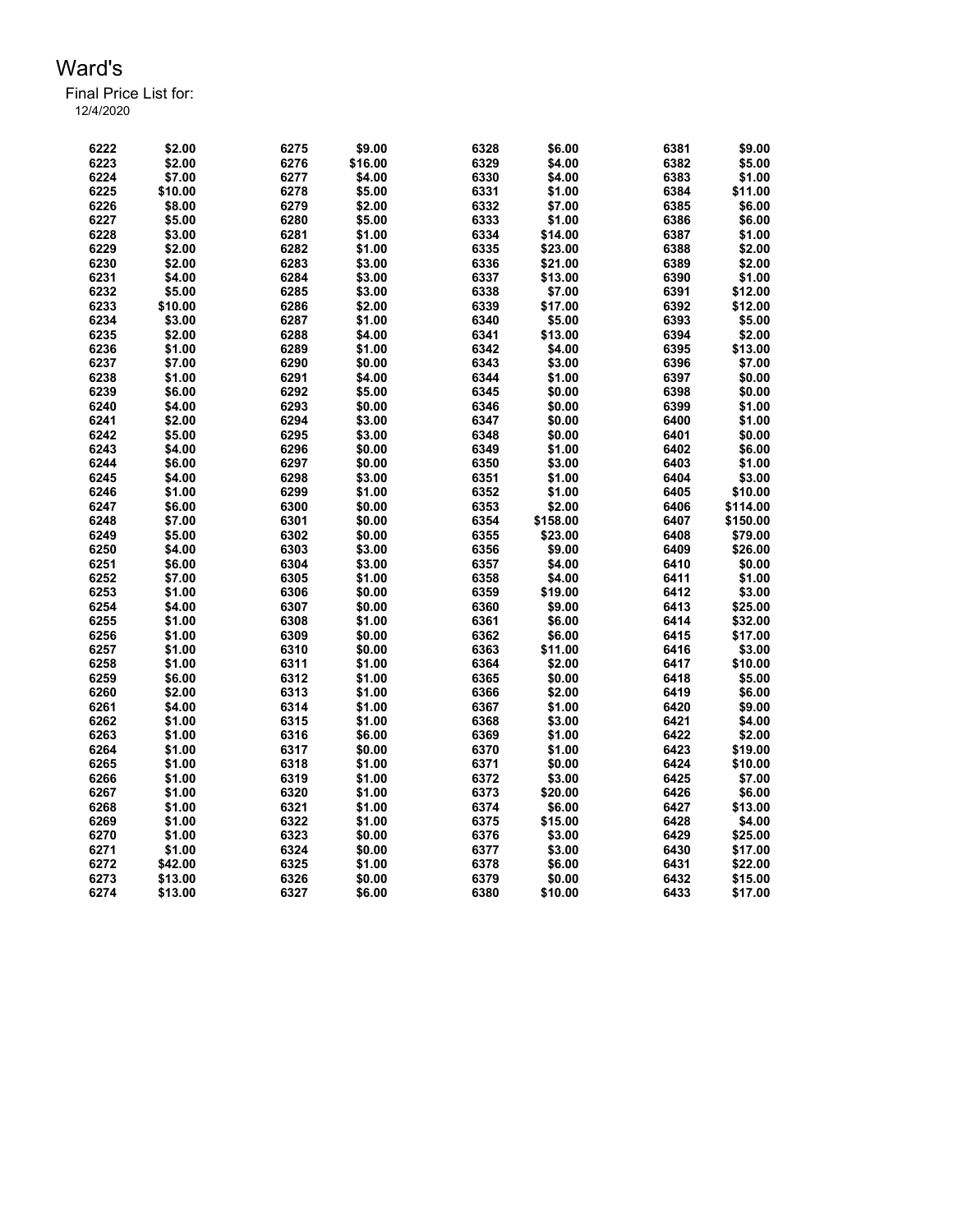# Ward's

Final Price List for:

12/4/2020

| | | | | | | | |
|---|---|---|---|---|---|---|---|
| 6222 | $2.00 | 6275 | $9.00 | 6328 | $6.00 | 6381 | $9.00 |
| 6223 | $2.00 | 6276 | $16.00 | 6329 | $4.00 | 6382 | $5.00 |
| 6224 | $7.00 | 6277 | $4.00 | 6330 | $4.00 | 6383 | $1.00 |
| 6225 | $10.00 | 6278 | $5.00 | 6331 | $1.00 | 6384 | $11.00 |
| 6226 | $8.00 | 6279 | $2.00 | 6332 | $7.00 | 6385 | $6.00 |
| 6227 | $5.00 | 6280 | $5.00 | 6333 | $1.00 | 6386 | $6.00 |
| 6228 | $3.00 | 6281 | $1.00 | 6334 | $14.00 | 6387 | $1.00 |
| 6229 | $2.00 | 6282 | $1.00 | 6335 | $23.00 | 6388 | $2.00 |
| 6230 | $2.00 | 6283 | $3.00 | 6336 | $21.00 | 6389 | $2.00 |
| 6231 | $4.00 | 6284 | $3.00 | 6337 | $13.00 | 6390 | $1.00 |
| 6232 | $5.00 | 6285 | $3.00 | 6338 | $7.00 | 6391 | $12.00 |
| 6233 | $10.00 | 6286 | $2.00 | 6339 | $17.00 | 6392 | $12.00 |
| 6234 | $3.00 | 6287 | $1.00 | 6340 | $5.00 | 6393 | $5.00 |
| 6235 | $2.00 | 6288 | $4.00 | 6341 | $13.00 | 6394 | $2.00 |
| 6236 | $1.00 | 6289 | $1.00 | 6342 | $4.00 | 6395 | $13.00 |
| 6237 | $7.00 | 6290 | $0.00 | 6343 | $3.00 | 6396 | $7.00 |
| 6238 | $1.00 | 6291 | $4.00 | 6344 | $1.00 | 6397 | $0.00 |
| 6239 | $6.00 | 6292 | $5.00 | 6345 | $0.00 | 6398 | $0.00 |
| 6240 | $4.00 | 6293 | $0.00 | 6346 | $0.00 | 6399 | $1.00 |
| 6241 | $2.00 | 6294 | $3.00 | 6347 | $0.00 | 6400 | $1.00 |
| 6242 | $5.00 | 6295 | $3.00 | 6348 | $0.00 | 6401 | $0.00 |
| 6243 | $4.00 | 6296 | $0.00 | 6349 | $1.00 | 6402 | $6.00 |
| 6244 | $6.00 | 6297 | $0.00 | 6350 | $3.00 | 6403 | $1.00 |
| 6245 | $4.00 | 6298 | $3.00 | 6351 | $1.00 | 6404 | $3.00 |
| 6246 | $1.00 | 6299 | $1.00 | 6352 | $1.00 | 6405 | $10.00 |
| 6247 | $6.00 | 6300 | $0.00 | 6353 | $2.00 | 6406 | $114.00 |
| 6248 | $7.00 | 6301 | $0.00 | 6354 | $158.00 | 6407 | $150.00 |
| 6249 | $5.00 | 6302 | $0.00 | 6355 | $23.00 | 6408 | $79.00 |
| 6250 | $4.00 | 6303 | $3.00 | 6356 | $9.00 | 6409 | $26.00 |
| 6251 | $6.00 | 6304 | $3.00 | 6357 | $4.00 | 6410 | $0.00 |
| 6252 | $7.00 | 6305 | $1.00 | 6358 | $4.00 | 6411 | $1.00 |
| 6253 | $1.00 | 6306 | $0.00 | 6359 | $19.00 | 6412 | $3.00 |
| 6254 | $4.00 | 6307 | $0.00 | 6360 | $9.00 | 6413 | $25.00 |
| 6255 | $1.00 | 6308 | $1.00 | 6361 | $6.00 | 6414 | $32.00 |
| 6256 | $1.00 | 6309 | $0.00 | 6362 | $6.00 | 6415 | $17.00 |
| 6257 | $1.00 | 6310 | $0.00 | 6363 | $11.00 | 6416 | $3.00 |
| 6258 | $1.00 | 6311 | $1.00 | 6364 | $2.00 | 6417 | $10.00 |
| 6259 | $6.00 | 6312 | $1.00 | 6365 | $0.00 | 6418 | $5.00 |
| 6260 | $2.00 | 6313 | $1.00 | 6366 | $2.00 | 6419 | $6.00 |
| 6261 | $4.00 | 6314 | $1.00 | 6367 | $1.00 | 6420 | $9.00 |
| 6262 | $1.00 | 6315 | $1.00 | 6368 | $3.00 | 6421 | $4.00 |
| 6263 | $1.00 | 6316 | $6.00 | 6369 | $1.00 | 6422 | $2.00 |
| 6264 | $1.00 | 6317 | $0.00 | 6370 | $1.00 | 6423 | $19.00 |
| 6265 | $1.00 | 6318 | $1.00 | 6371 | $0.00 | 6424 | $10.00 |
| 6266 | $1.00 | 6319 | $1.00 | 6372 | $3.00 | 6425 | $7.00 |
| 6267 | $1.00 | 6320 | $1.00 | 6373 | $20.00 | 6426 | $6.00 |
| 6268 | $1.00 | 6321 | $1.00 | 6374 | $6.00 | 6427 | $13.00 |
| 6269 | $1.00 | 6322 | $1.00 | 6375 | $15.00 | 6428 | $4.00 |
| 6270 | $1.00 | 6323 | $0.00 | 6376 | $3.00 | 6429 | $25.00 |
| 6271 | $1.00 | 6324 | $0.00 | 6377 | $3.00 | 6430 | $17.00 |
| 6272 | $42.00 | 6325 | $1.00 | 6378 | $6.00 | 6431 | $22.00 |
| 6273 | $13.00 | 6326 | $0.00 | 6379 | $0.00 | 6432 | $15.00 |
| 6274 | $13.00 | 6327 | $6.00 | 6380 | $10.00 | 6433 | $17.00 |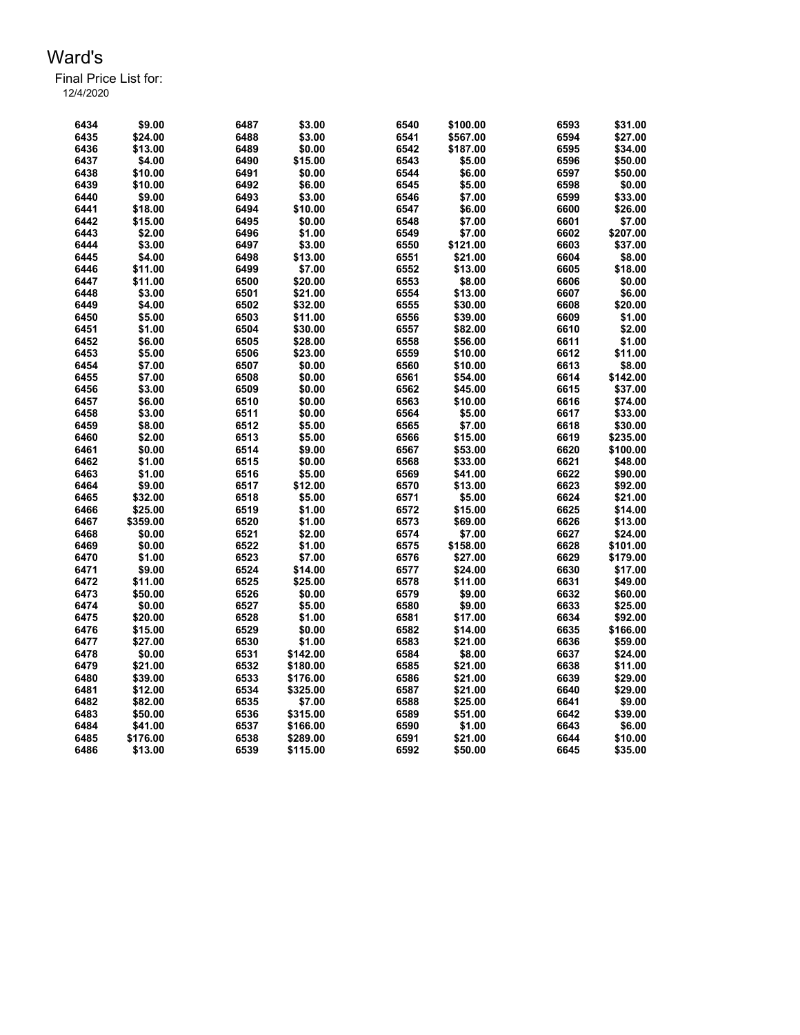# Ward's

Final Price List for:
12/4/2020

| | | | | | | | |
|---|---|---|---|---|---|---|---|
| 6434 | $9.00 | 6487 | $3.00 | 6540 | $100.00 | 6593 | $31.00 |
| 6435 | $24.00 | 6488 | $3.00 | 6541 | $567.00 | 6594 | $27.00 |
| 6436 | $13.00 | 6489 | $0.00 | 6542 | $187.00 | 6595 | $34.00 |
| 6437 | $4.00 | 6490 | $15.00 | 6543 | $5.00 | 6596 | $50.00 |
| 6438 | $10.00 | 6491 | $0.00 | 6544 | $6.00 | 6597 | $50.00 |
| 6439 | $10.00 | 6492 | $6.00 | 6545 | $5.00 | 6598 | $0.00 |
| 6440 | $9.00 | 6493 | $3.00 | 6546 | $7.00 | 6599 | $33.00 |
| 6441 | $18.00 | 6494 | $10.00 | 6547 | $6.00 | 6600 | $26.00 |
| 6442 | $15.00 | 6495 | $0.00 | 6548 | $7.00 | 6601 | $7.00 |
| 6443 | $2.00 | 6496 | $1.00 | 6549 | $7.00 | 6602 | $207.00 |
| 6444 | $3.00 | 6497 | $3.00 | 6550 | $121.00 | 6603 | $37.00 |
| 6445 | $4.00 | 6498 | $13.00 | 6551 | $21.00 | 6604 | $8.00 |
| 6446 | $11.00 | 6499 | $7.00 | 6552 | $13.00 | 6605 | $18.00 |
| 6447 | $11.00 | 6500 | $20.00 | 6553 | $8.00 | 6606 | $0.00 |
| 6448 | $3.00 | 6501 | $21.00 | 6554 | $13.00 | 6607 | $6.00 |
| 6449 | $4.00 | 6502 | $32.00 | 6555 | $30.00 | 6608 | $20.00 |
| 6450 | $5.00 | 6503 | $11.00 | 6556 | $39.00 | 6609 | $1.00 |
| 6451 | $1.00 | 6504 | $30.00 | 6557 | $82.00 | 6610 | $2.00 |
| 6452 | $6.00 | 6505 | $28.00 | 6558 | $56.00 | 6611 | $1.00 |
| 6453 | $5.00 | 6506 | $23.00 | 6559 | $10.00 | 6612 | $11.00 |
| 6454 | $7.00 | 6507 | $0.00 | 6560 | $10.00 | 6613 | $8.00 |
| 6455 | $7.00 | 6508 | $0.00 | 6561 | $54.00 | 6614 | $142.00 |
| 6456 | $3.00 | 6509 | $0.00 | 6562 | $45.00 | 6615 | $37.00 |
| 6457 | $6.00 | 6510 | $0.00 | 6563 | $10.00 | 6616 | $74.00 |
| 6458 | $3.00 | 6511 | $0.00 | 6564 | $5.00 | 6617 | $33.00 |
| 6459 | $8.00 | 6512 | $5.00 | 6565 | $7.00 | 6618 | $30.00 |
| 6460 | $2.00 | 6513 | $5.00 | 6566 | $15.00 | 6619 | $235.00 |
| 6461 | $0.00 | 6514 | $9.00 | 6567 | $53.00 | 6620 | $100.00 |
| 6462 | $1.00 | 6515 | $0.00 | 6568 | $33.00 | 6621 | $48.00 |
| 6463 | $1.00 | 6516 | $5.00 | 6569 | $41.00 | 6622 | $90.00 |
| 6464 | $9.00 | 6517 | $12.00 | 6570 | $13.00 | 6623 | $92.00 |
| 6465 | $32.00 | 6518 | $5.00 | 6571 | $5.00 | 6624 | $21.00 |
| 6466 | $25.00 | 6519 | $1.00 | 6572 | $15.00 | 6625 | $14.00 |
| 6467 | $359.00 | 6520 | $1.00 | 6573 | $69.00 | 6626 | $13.00 |
| 6468 | $0.00 | 6521 | $2.00 | 6574 | $7.00 | 6627 | $24.00 |
| 6469 | $0.00 | 6522 | $1.00 | 6575 | $158.00 | 6628 | $101.00 |
| 6470 | $1.00 | 6523 | $7.00 | 6576 | $27.00 | 6629 | $179.00 |
| 6471 | $9.00 | 6524 | $14.00 | 6577 | $24.00 | 6630 | $17.00 |
| 6472 | $11.00 | 6525 | $25.00 | 6578 | $11.00 | 6631 | $49.00 |
| 6473 | $50.00 | 6526 | $0.00 | 6579 | $9.00 | 6632 | $60.00 |
| 6474 | $0.00 | 6527 | $5.00 | 6580 | $9.00 | 6633 | $25.00 |
| 6475 | $20.00 | 6528 | $1.00 | 6581 | $17.00 | 6634 | $92.00 |
| 6476 | $15.00 | 6529 | $0.00 | 6582 | $14.00 | 6635 | $166.00 |
| 6477 | $27.00 | 6530 | $1.00 | 6583 | $21.00 | 6636 | $59.00 |
| 6478 | $0.00 | 6531 | $142.00 | 6584 | $8.00 | 6637 | $24.00 |
| 6479 | $21.00 | 6532 | $180.00 | 6585 | $21.00 | 6638 | $11.00 |
| 6480 | $39.00 | 6533 | $176.00 | 6586 | $21.00 | 6639 | $29.00 |
| 6481 | $12.00 | 6534 | $325.00 | 6587 | $21.00 | 6640 | $29.00 |
| 6482 | $82.00 | 6535 | $7.00 | 6588 | $25.00 | 6641 | $9.00 |
| 6483 | $50.00 | 6536 | $315.00 | 6589 | $51.00 | 6642 | $39.00 |
| 6484 | $41.00 | 6537 | $166.00 | 6590 | $1.00 | 6643 | $6.00 |
| 6485 | $176.00 | 6538 | $289.00 | 6591 | $21.00 | 6644 | $10.00 |
| 6486 | $13.00 | 6539 | $115.00 | 6592 | $50.00 | 6645 | $35.00 |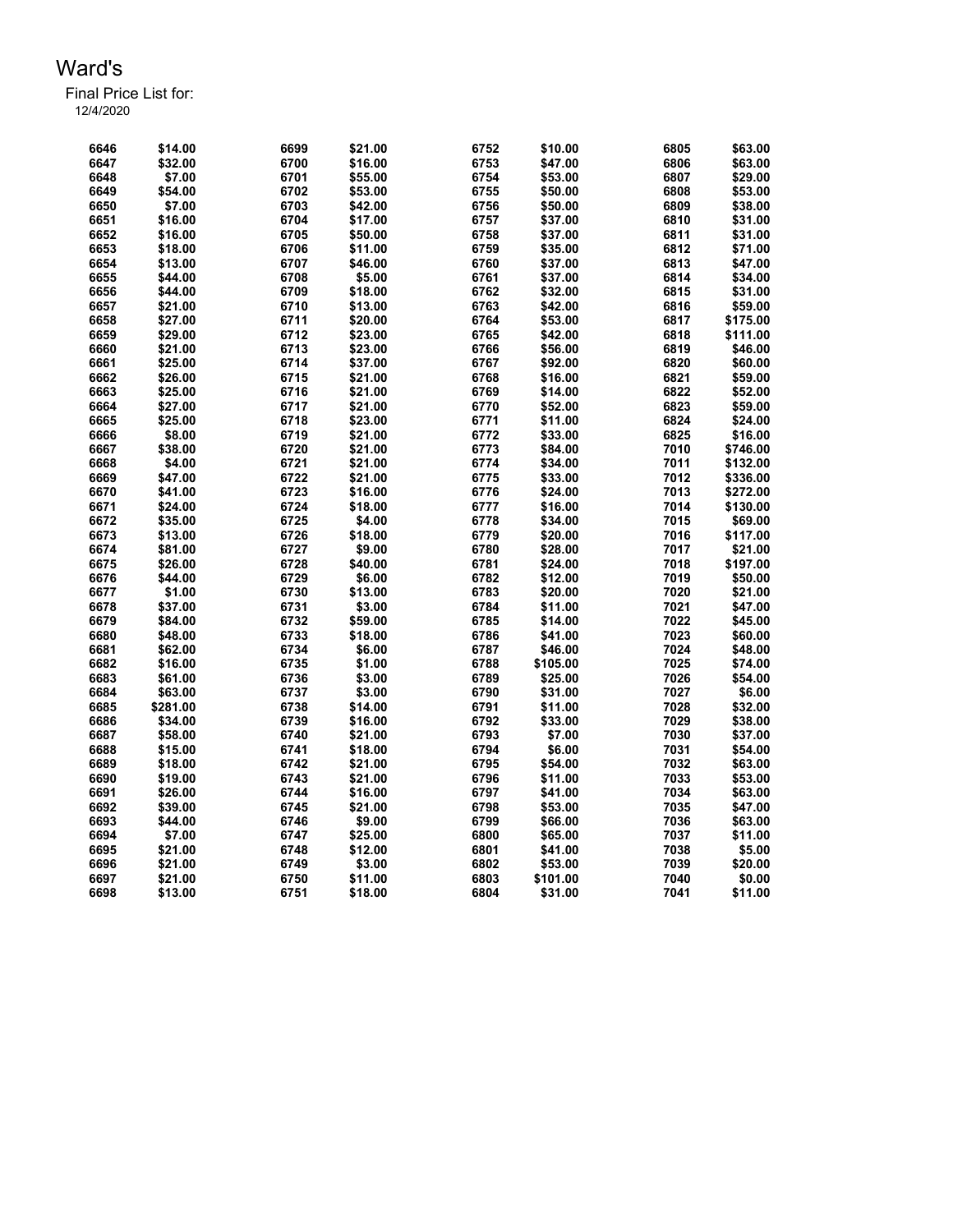# Ward's

Final Price List for:

12/4/2020

| | | | | | | | |
|---|---|---|---|---|---|---|---|
| 6646 | $14.00 | 6699 | $21.00 | 6752 | $10.00 | 6805 | $63.00 |
| 6647 | $32.00 | 6700 | $16.00 | 6753 | $47.00 | 6806 | $63.00 |
| 6648 | $7.00 | 6701 | $55.00 | 6754 | $53.00 | 6807 | $29.00 |
| 6649 | $54.00 | 6702 | $53.00 | 6755 | $50.00 | 6808 | $53.00 |
| 6650 | $7.00 | 6703 | $42.00 | 6756 | $50.00 | 6809 | $38.00 |
| 6651 | $16.00 | 6704 | $17.00 | 6757 | $37.00 | 6810 | $31.00 |
| 6652 | $16.00 | 6705 | $50.00 | 6758 | $37.00 | 6811 | $31.00 |
| 6653 | $18.00 | 6706 | $11.00 | 6759 | $35.00 | 6812 | $71.00 |
| 6654 | $13.00 | 6707 | $46.00 | 6760 | $37.00 | 6813 | $47.00 |
| 6655 | $44.00 | 6708 | $5.00 | 6761 | $37.00 | 6814 | $34.00 |
| 6656 | $44.00 | 6709 | $18.00 | 6762 | $32.00 | 6815 | $31.00 |
| 6657 | $21.00 | 6710 | $13.00 | 6763 | $42.00 | 6816 | $59.00 |
| 6658 | $27.00 | 6711 | $20.00 | 6764 | $53.00 | 6817 | $175.00 |
| 6659 | $29.00 | 6712 | $23.00 | 6765 | $42.00 | 6818 | $111.00 |
| 6660 | $21.00 | 6713 | $23.00 | 6766 | $56.00 | 6819 | $46.00 |
| 6661 | $25.00 | 6714 | $37.00 | 6767 | $92.00 | 6820 | $60.00 |
| 6662 | $26.00 | 6715 | $21.00 | 6768 | $16.00 | 6821 | $59.00 |
| 6663 | $25.00 | 6716 | $21.00 | 6769 | $14.00 | 6822 | $52.00 |
| 6664 | $27.00 | 6717 | $21.00 | 6770 | $52.00 | 6823 | $59.00 |
| 6665 | $25.00 | 6718 | $23.00 | 6771 | $11.00 | 6824 | $24.00 |
| 6666 | $8.00 | 6719 | $21.00 | 6772 | $33.00 | 6825 | $16.00 |
| 6667 | $38.00 | 6720 | $21.00 | 6773 | $84.00 | 7010 | $746.00 |
| 6668 | $4.00 | 6721 | $21.00 | 6774 | $34.00 | 7011 | $132.00 |
| 6669 | $47.00 | 6722 | $21.00 | 6775 | $33.00 | 7012 | $336.00 |
| 6670 | $41.00 | 6723 | $16.00 | 6776 | $24.00 | 7013 | $272.00 |
| 6671 | $24.00 | 6724 | $18.00 | 6777 | $16.00 | 7014 | $130.00 |
| 6672 | $35.00 | 6725 | $4.00 | 6778 | $34.00 | 7015 | $69.00 |
| 6673 | $13.00 | 6726 | $18.00 | 6779 | $20.00 | 7016 | $117.00 |
| 6674 | $81.00 | 6727 | $9.00 | 6780 | $28.00 | 7017 | $21.00 |
| 6675 | $26.00 | 6728 | $40.00 | 6781 | $24.00 | 7018 | $197.00 |
| 6676 | $44.00 | 6729 | $6.00 | 6782 | $12.00 | 7019 | $50.00 |
| 6677 | $1.00 | 6730 | $13.00 | 6783 | $20.00 | 7020 | $21.00 |
| 6678 | $37.00 | 6731 | $3.00 | 6784 | $11.00 | 7021 | $47.00 |
| 6679 | $84.00 | 6732 | $59.00 | 6785 | $14.00 | 7022 | $45.00 |
| 6680 | $48.00 | 6733 | $18.00 | 6786 | $41.00 | 7023 | $60.00 |
| 6681 | $62.00 | 6734 | $6.00 | 6787 | $46.00 | 7024 | $48.00 |
| 6682 | $16.00 | 6735 | $1.00 | 6788 | $105.00 | 7025 | $74.00 |
| 6683 | $61.00 | 6736 | $3.00 | 6789 | $25.00 | 7026 | $54.00 |
| 6684 | $63.00 | 6737 | $3.00 | 6790 | $31.00 | 7027 | $6.00 |
| 6685 | $281.00 | 6738 | $14.00 | 6791 | $11.00 | 7028 | $32.00 |
| 6686 | $34.00 | 6739 | $16.00 | 6792 | $33.00 | 7029 | $38.00 |
| 6687 | $58.00 | 6740 | $21.00 | 6793 | $7.00 | 7030 | $37.00 |
| 6688 | $15.00 | 6741 | $18.00 | 6794 | $6.00 | 7031 | $54.00 |
| 6689 | $18.00 | 6742 | $21.00 | 6795 | $54.00 | 7032 | $63.00 |
| 6690 | $19.00 | 6743 | $21.00 | 6796 | $11.00 | 7033 | $53.00 |
| 6691 | $26.00 | 6744 | $16.00 | 6797 | $41.00 | 7034 | $63.00 |
| 6692 | $39.00 | 6745 | $21.00 | 6798 | $53.00 | 7035 | $47.00 |
| 6693 | $44.00 | 6746 | $9.00 | 6799 | $66.00 | 7036 | $63.00 |
| 6694 | $7.00 | 6747 | $25.00 | 6800 | $65.00 | 7037 | $11.00 |
| 6695 | $21.00 | 6748 | $12.00 | 6801 | $41.00 | 7038 | $5.00 |
| 6696 | $21.00 | 6749 | $3.00 | 6802 | $53.00 | 7039 | $20.00 |
| 6697 | $21.00 | 6750 | $11.00 | 6803 | $101.00 | 7040 | $0.00 |
| 6698 | $13.00 | 6751 | $18.00 | 6804 | $31.00 | 7041 | $11.00 |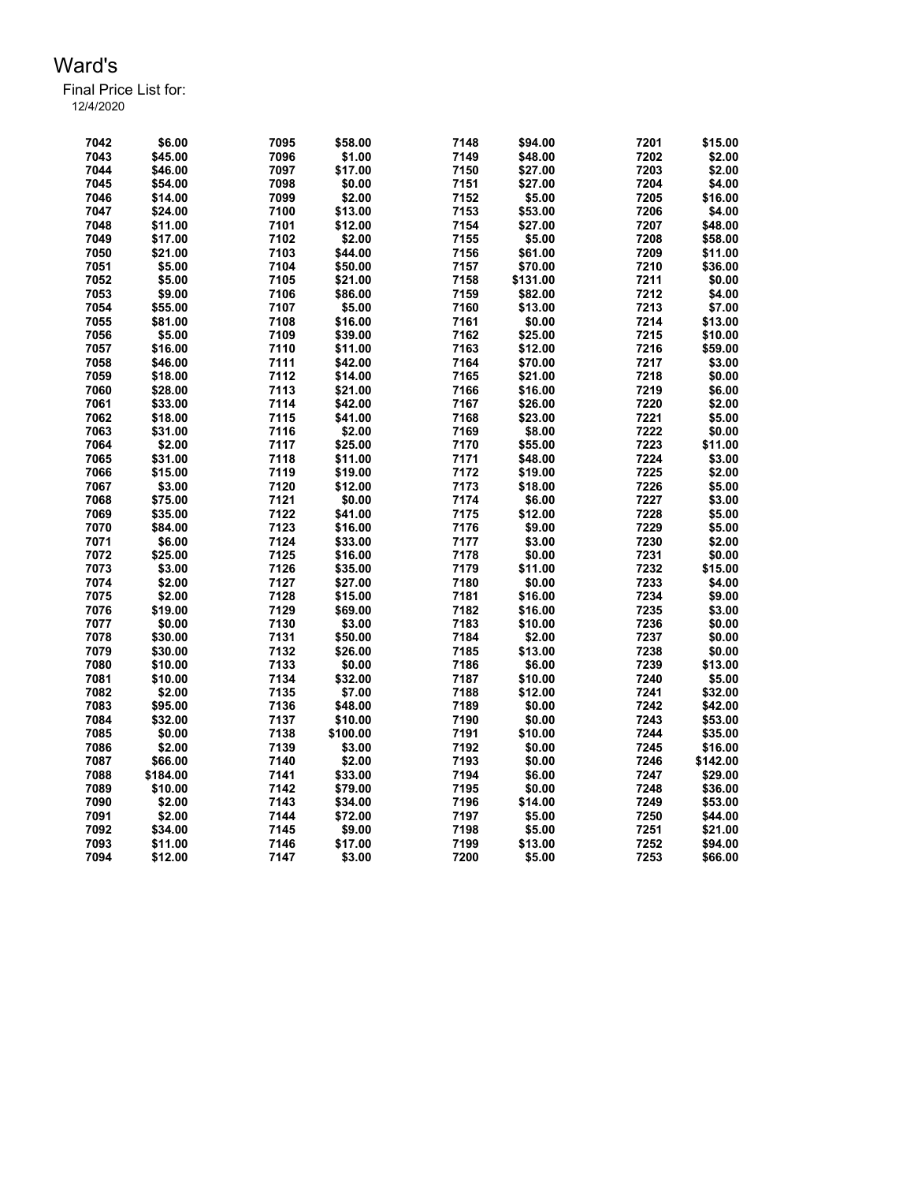# Ward's

Final Price List for:
12/4/2020

| | | | | | | | |
|---|---|---|---|---|---|---|---|
| 7042 | $6.00 | 7095 | $58.00 | 7148 | $94.00 | 7201 | $15.00 |
| 7043 | $45.00 | 7096 | $1.00 | 7149 | $48.00 | 7202 | $2.00 |
| 7044 | $46.00 | 7097 | $17.00 | 7150 | $27.00 | 7203 | $2.00 |
| 7045 | $54.00 | 7098 | $0.00 | 7151 | $27.00 | 7204 | $4.00 |
| 7046 | $14.00 | 7099 | $2.00 | 7152 | $5.00 | 7205 | $16.00 |
| 7047 | $24.00 | 7100 | $13.00 | 7153 | $53.00 | 7206 | $4.00 |
| 7048 | $11.00 | 7101 | $12.00 | 7154 | $27.00 | 7207 | $48.00 |
| 7049 | $17.00 | 7102 | $2.00 | 7155 | $5.00 | 7208 | $58.00 |
| 7050 | $21.00 | 7103 | $44.00 | 7156 | $61.00 | 7209 | $11.00 |
| 7051 | $5.00 | 7104 | $50.00 | 7157 | $70.00 | 7210 | $36.00 |
| 7052 | $5.00 | 7105 | $21.00 | 7158 | $131.00 | 7211 | $0.00 |
| 7053 | $9.00 | 7106 | $86.00 | 7159 | $82.00 | 7212 | $4.00 |
| 7054 | $55.00 | 7107 | $5.00 | 7160 | $13.00 | 7213 | $7.00 |
| 7055 | $81.00 | 7108 | $16.00 | 7161 | $0.00 | 7214 | $13.00 |
| 7056 | $5.00 | 7109 | $39.00 | 7162 | $25.00 | 7215 | $10.00 |
| 7057 | $16.00 | 7110 | $11.00 | 7163 | $12.00 | 7216 | $59.00 |
| 7058 | $46.00 | 7111 | $42.00 | 7164 | $70.00 | 7217 | $3.00 |
| 7059 | $18.00 | 7112 | $14.00 | 7165 | $21.00 | 7218 | $0.00 |
| 7060 | $28.00 | 7113 | $21.00 | 7166 | $16.00 | 7219 | $6.00 |
| 7061 | $33.00 | 7114 | $42.00 | 7167 | $26.00 | 7220 | $2.00 |
| 7062 | $18.00 | 7115 | $41.00 | 7168 | $23.00 | 7221 | $5.00 |
| 7063 | $31.00 | 7116 | $2.00 | 7169 | $8.00 | 7222 | $0.00 |
| 7064 | $2.00 | 7117 | $25.00 | 7170 | $55.00 | 7223 | $11.00 |
| 7065 | $31.00 | 7118 | $11.00 | 7171 | $48.00 | 7224 | $3.00 |
| 7066 | $15.00 | 7119 | $19.00 | 7172 | $19.00 | 7225 | $2.00 |
| 7067 | $3.00 | 7120 | $12.00 | 7173 | $18.00 | 7226 | $5.00 |
| 7068 | $75.00 | 7121 | $0.00 | 7174 | $6.00 | 7227 | $3.00 |
| 7069 | $35.00 | 7122 | $41.00 | 7175 | $12.00 | 7228 | $5.00 |
| 7070 | $84.00 | 7123 | $16.00 | 7176 | $9.00 | 7229 | $5.00 |
| 7071 | $6.00 | 7124 | $33.00 | 7177 | $3.00 | 7230 | $2.00 |
| 7072 | $25.00 | 7125 | $16.00 | 7178 | $0.00 | 7231 | $0.00 |
| 7073 | $3.00 | 7126 | $35.00 | 7179 | $11.00 | 7232 | $15.00 |
| 7074 | $2.00 | 7127 | $27.00 | 7180 | $0.00 | 7233 | $4.00 |
| 7075 | $2.00 | 7128 | $15.00 | 7181 | $16.00 | 7234 | $9.00 |
| 7076 | $19.00 | 7129 | $69.00 | 7182 | $16.00 | 7235 | $3.00 |
| 7077 | $0.00 | 7130 | $3.00 | 7183 | $10.00 | 7236 | $0.00 |
| 7078 | $30.00 | 7131 | $50.00 | 7184 | $2.00 | 7237 | $0.00 |
| 7079 | $30.00 | 7132 | $26.00 | 7185 | $13.00 | 7238 | $0.00 |
| 7080 | $10.00 | 7133 | $0.00 | 7186 | $6.00 | 7239 | $13.00 |
| 7081 | $10.00 | 7134 | $32.00 | 7187 | $10.00 | 7240 | $5.00 |
| 7082 | $2.00 | 7135 | $7.00 | 7188 | $12.00 | 7241 | $32.00 |
| 7083 | $95.00 | 7136 | $48.00 | 7189 | $0.00 | 7242 | $42.00 |
| 7084 | $32.00 | 7137 | $10.00 | 7190 | $0.00 | 7243 | $53.00 |
| 7085 | $0.00 | 7138 | $100.00 | 7191 | $10.00 | 7244 | $35.00 |
| 7086 | $2.00 | 7139 | $3.00 | 7192 | $0.00 | 7245 | $16.00 |
| 7087 | $66.00 | 7140 | $2.00 | 7193 | $0.00 | 7246 | $142.00 |
| 7088 | $184.00 | 7141 | $33.00 | 7194 | $6.00 | 7247 | $29.00 |
| 7089 | $10.00 | 7142 | $79.00 | 7195 | $0.00 | 7248 | $36.00 |
| 7090 | $2.00 | 7143 | $34.00 | 7196 | $14.00 | 7249 | $53.00 |
| 7091 | $2.00 | 7144 | $72.00 | 7197 | $5.00 | 7250 | $44.00 |
| 7092 | $34.00 | 7145 | $9.00 | 7198 | $5.00 | 7251 | $21.00 |
| 7093 | $11.00 | 7146 | $17.00 | 7199 | $13.00 | 7252 | $94.00 |
| 7094 | $12.00 | 7147 | $3.00 | 7200 | $5.00 | 7253 | $66.00 |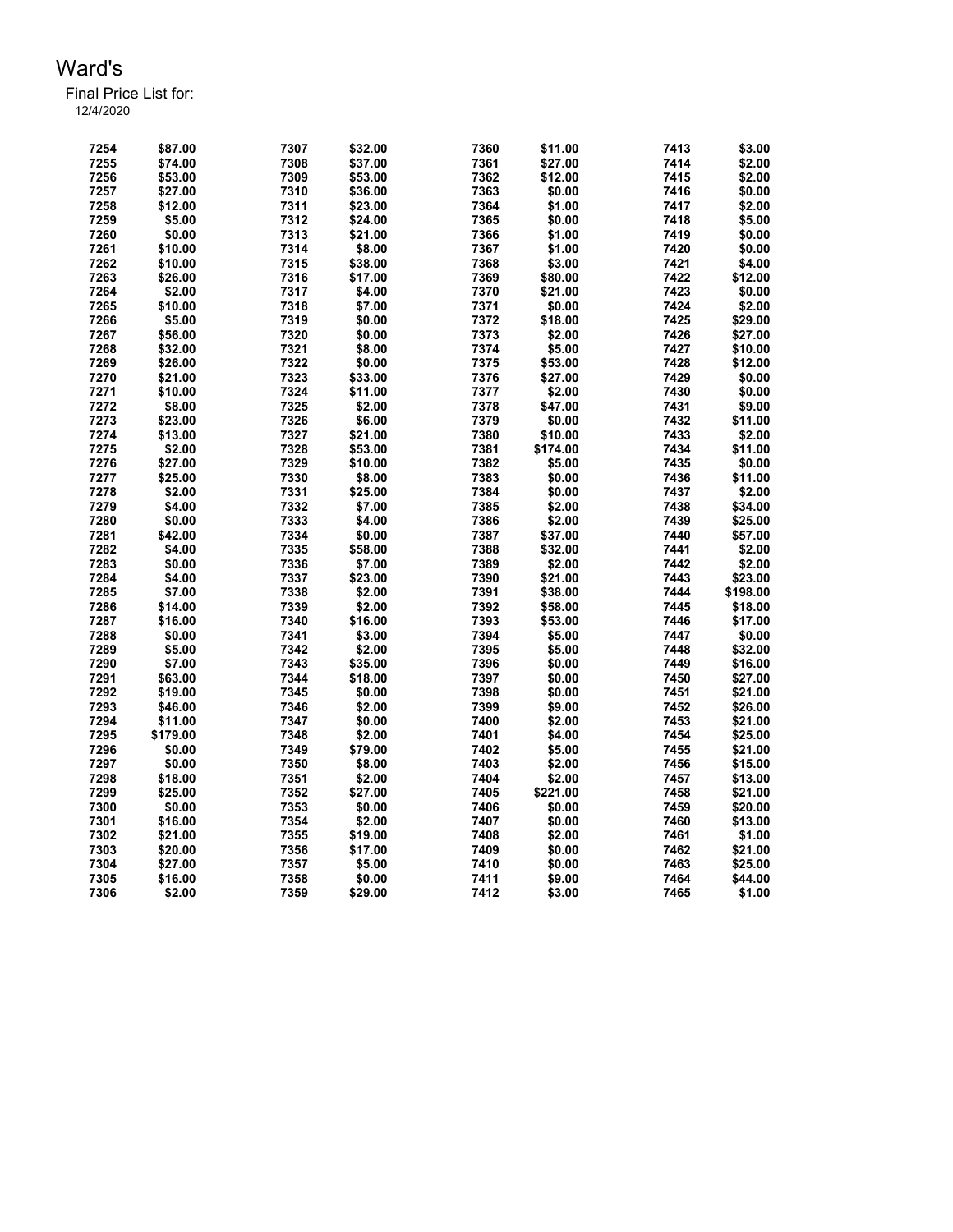# Ward's

Final Price List for:

12/4/2020

| | | | | | | | |
|---|---|---|---|---|---|---|---|
| 7254 | $87.00 | 7307 | $32.00 | 7360 | $11.00 | 7413 | $3.00 |
| 7255 | $74.00 | 7308 | $37.00 | 7361 | $27.00 | 7414 | $2.00 |
| 7256 | $53.00 | 7309 | $53.00 | 7362 | $12.00 | 7415 | $2.00 |
| 7257 | $27.00 | 7310 | $36.00 | 7363 | $0.00 | 7416 | $0.00 |
| 7258 | $12.00 | 7311 | $23.00 | 7364 | $1.00 | 7417 | $2.00 |
| 7259 | $5.00 | 7312 | $24.00 | 7365 | $0.00 | 7418 | $5.00 |
| 7260 | $0.00 | 7313 | $21.00 | 7366 | $1.00 | 7419 | $0.00 |
| 7261 | $10.00 | 7314 | $8.00 | 7367 | $1.00 | 7420 | $0.00 |
| 7262 | $10.00 | 7315 | $38.00 | 7368 | $3.00 | 7421 | $4.00 |
| 7263 | $26.00 | 7316 | $17.00 | 7369 | $80.00 | 7422 | $12.00 |
| 7264 | $2.00 | 7317 | $4.00 | 7370 | $21.00 | 7423 | $0.00 |
| 7265 | $10.00 | 7318 | $7.00 | 7371 | $0.00 | 7424 | $2.00 |
| 7266 | $5.00 | 7319 | $0.00 | 7372 | $18.00 | 7425 | $29.00 |
| 7267 | $56.00 | 7320 | $0.00 | 7373 | $2.00 | 7426 | $27.00 |
| 7268 | $32.00 | 7321 | $8.00 | 7374 | $5.00 | 7427 | $10.00 |
| 7269 | $26.00 | 7322 | $0.00 | 7375 | $53.00 | 7428 | $12.00 |
| 7270 | $21.00 | 7323 | $33.00 | 7376 | $27.00 | 7429 | $0.00 |
| 7271 | $10.00 | 7324 | $11.00 | 7377 | $2.00 | 7430 | $0.00 |
| 7272 | $8.00 | 7325 | $2.00 | 7378 | $47.00 | 7431 | $9.00 |
| 7273 | $23.00 | 7326 | $6.00 | 7379 | $0.00 | 7432 | $11.00 |
| 7274 | $13.00 | 7327 | $21.00 | 7380 | $10.00 | 7433 | $2.00 |
| 7275 | $2.00 | 7328 | $53.00 | 7381 | $174.00 | 7434 | $11.00 |
| 7276 | $27.00 | 7329 | $10.00 | 7382 | $5.00 | 7435 | $0.00 |
| 7277 | $25.00 | 7330 | $8.00 | 7383 | $0.00 | 7436 | $11.00 |
| 7278 | $2.00 | 7331 | $25.00 | 7384 | $0.00 | 7437 | $2.00 |
| 7279 | $4.00 | 7332 | $7.00 | 7385 | $2.00 | 7438 | $34.00 |
| 7280 | $0.00 | 7333 | $4.00 | 7386 | $2.00 | 7439 | $25.00 |
| 7281 | $42.00 | 7334 | $0.00 | 7387 | $37.00 | 7440 | $57.00 |
| 7282 | $4.00 | 7335 | $58.00 | 7388 | $32.00 | 7441 | $2.00 |
| 7283 | $0.00 | 7336 | $7.00 | 7389 | $2.00 | 7442 | $2.00 |
| 7284 | $4.00 | 7337 | $23.00 | 7390 | $21.00 | 7443 | $23.00 |
| 7285 | $7.00 | 7338 | $2.00 | 7391 | $38.00 | 7444 | $198.00 |
| 7286 | $14.00 | 7339 | $2.00 | 7392 | $58.00 | 7445 | $18.00 |
| 7287 | $16.00 | 7340 | $16.00 | 7393 | $53.00 | 7446 | $17.00 |
| 7288 | $0.00 | 7341 | $3.00 | 7394 | $5.00 | 7447 | $0.00 |
| 7289 | $5.00 | 7342 | $2.00 | 7395 | $5.00 | 7448 | $32.00 |
| 7290 | $7.00 | 7343 | $35.00 | 7396 | $0.00 | 7449 | $16.00 |
| 7291 | $63.00 | 7344 | $18.00 | 7397 | $0.00 | 7450 | $27.00 |
| 7292 | $19.00 | 7345 | $0.00 | 7398 | $0.00 | 7451 | $21.00 |
| 7293 | $46.00 | 7346 | $2.00 | 7399 | $9.00 | 7452 | $26.00 |
| 7294 | $11.00 | 7347 | $0.00 | 7400 | $2.00 | 7453 | $21.00 |
| 7295 | $179.00 | 7348 | $2.00 | 7401 | $4.00 | 7454 | $25.00 |
| 7296 | $0.00 | 7349 | $79.00 | 7402 | $5.00 | 7455 | $21.00 |
| 7297 | $0.00 | 7350 | $8.00 | 7403 | $2.00 | 7456 | $15.00 |
| 7298 | $18.00 | 7351 | $2.00 | 7404 | $2.00 | 7457 | $13.00 |
| 7299 | $25.00 | 7352 | $27.00 | 7405 | $221.00 | 7458 | $21.00 |
| 7300 | $0.00 | 7353 | $0.00 | 7406 | $0.00 | 7459 | $20.00 |
| 7301 | $16.00 | 7354 | $2.00 | 7407 | $0.00 | 7460 | $13.00 |
| 7302 | $21.00 | 7355 | $19.00 | 7408 | $2.00 | 7461 | $1.00 |
| 7303 | $20.00 | 7356 | $17.00 | 7409 | $0.00 | 7462 | $21.00 |
| 7304 | $27.00 | 7357 | $5.00 | 7410 | $0.00 | 7463 | $25.00 |
| 7305 | $16.00 | 7358 | $0.00 | 7411 | $9.00 | 7464 | $44.00 |
| 7306 | $2.00 | 7359 | $29.00 | 7412 | $3.00 | 7465 | $1.00 |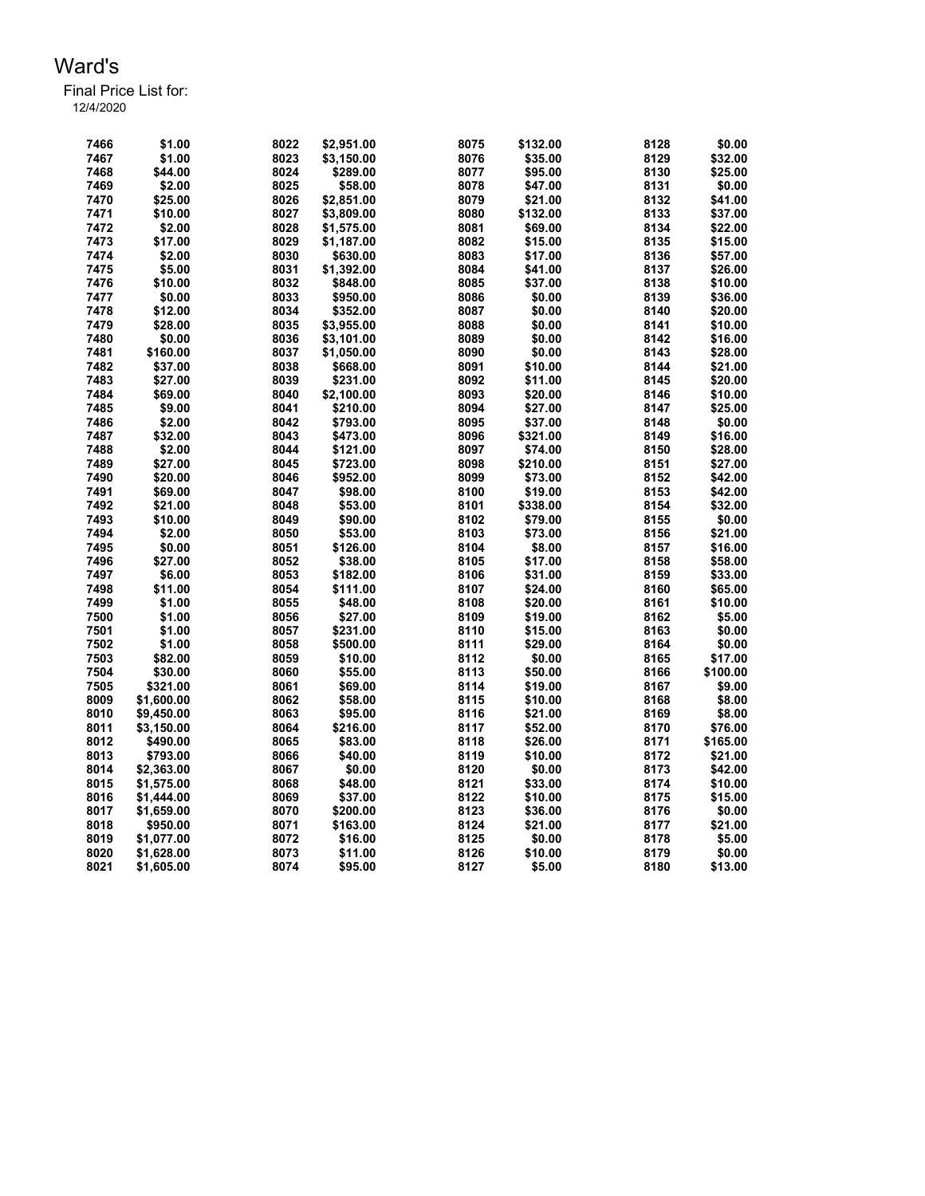# Ward's

Final Price List for:

12/4/2020

| | | | | | | | |
|---|---|---|---|---|---|---|---|
| 7466 | $1.00 | 8022 | $2,951.00 | 8075 | $132.00 | 8128 | $0.00 |
| 7467 | $1.00 | 8023 | $3,150.00 | 8076 | $35.00 | 8129 | $32.00 |
| 7468 | $44.00 | 8024 | $289.00 | 8077 | $95.00 | 8130 | $25.00 |
| 7469 | $2.00 | 8025 | $58.00 | 8078 | $47.00 | 8131 | $0.00 |
| 7470 | $25.00 | 8026 | $2,851.00 | 8079 | $21.00 | 8132 | $41.00 |
| 7471 | $10.00 | 8027 | $3,809.00 | 8080 | $132.00 | 8133 | $37.00 |
| 7472 | $2.00 | 8028 | $1,575.00 | 8081 | $69.00 | 8134 | $22.00 |
| 7473 | $17.00 | 8029 | $1,187.00 | 8082 | $15.00 | 8135 | $15.00 |
| 7474 | $2.00 | 8030 | $630.00 | 8083 | $17.00 | 8136 | $57.00 |
| 7475 | $5.00 | 8031 | $1,392.00 | 8084 | $41.00 | 8137 | $26.00 |
| 7476 | $10.00 | 8032 | $848.00 | 8085 | $37.00 | 8138 | $10.00 |
| 7477 | $0.00 | 8033 | $950.00 | 8086 | $0.00 | 8139 | $36.00 |
| 7478 | $12.00 | 8034 | $352.00 | 8087 | $0.00 | 8140 | $20.00 |
| 7479 | $28.00 | 8035 | $3,955.00 | 8088 | $0.00 | 8141 | $10.00 |
| 7480 | $0.00 | 8036 | $3,101.00 | 8089 | $0.00 | 8142 | $16.00 |
| 7481 | $160.00 | 8037 | $1,050.00 | 8090 | $0.00 | 8143 | $28.00 |
| 7482 | $37.00 | 8038 | $668.00 | 8091 | $10.00 | 8144 | $21.00 |
| 7483 | $27.00 | 8039 | $231.00 | 8092 | $11.00 | 8145 | $20.00 |
| 7484 | $69.00 | 8040 | $2,100.00 | 8093 | $20.00 | 8146 | $10.00 |
| 7485 | $9.00 | 8041 | $210.00 | 8094 | $27.00 | 8147 | $25.00 |
| 7486 | $2.00 | 8042 | $793.00 | 8095 | $37.00 | 8148 | $0.00 |
| 7487 | $32.00 | 8043 | $473.00 | 8096 | $321.00 | 8149 | $16.00 |
| 7488 | $2.00 | 8044 | $121.00 | 8097 | $74.00 | 8150 | $28.00 |
| 7489 | $27.00 | 8045 | $723.00 | 8098 | $210.00 | 8151 | $27.00 |
| 7490 | $20.00 | 8046 | $952.00 | 8099 | $73.00 | 8152 | $42.00 |
| 7491 | $69.00 | 8047 | $98.00 | 8100 | $19.00 | 8153 | $42.00 |
| 7492 | $21.00 | 8048 | $53.00 | 8101 | $338.00 | 8154 | $32.00 |
| 7493 | $10.00 | 8049 | $90.00 | 8102 | $79.00 | 8155 | $0.00 |
| 7494 | $2.00 | 8050 | $53.00 | 8103 | $73.00 | 8156 | $21.00 |
| 7495 | $0.00 | 8051 | $126.00 | 8104 | $8.00 | 8157 | $16.00 |
| 7496 | $27.00 | 8052 | $38.00 | 8105 | $17.00 | 8158 | $58.00 |
| 7497 | $6.00 | 8053 | $182.00 | 8106 | $31.00 | 8159 | $33.00 |
| 7498 | $11.00 | 8054 | $111.00 | 8107 | $24.00 | 8160 | $65.00 |
| 7499 | $1.00 | 8055 | $48.00 | 8108 | $20.00 | 8161 | $10.00 |
| 7500 | $1.00 | 8056 | $27.00 | 8109 | $19.00 | 8162 | $5.00 |
| 7501 | $1.00 | 8057 | $231.00 | 8110 | $15.00 | 8163 | $0.00 |
| 7502 | $1.00 | 8058 | $500.00 | 8111 | $29.00 | 8164 | $0.00 |
| 7503 | $82.00 | 8059 | $10.00 | 8112 | $0.00 | 8165 | $17.00 |
| 7504 | $30.00 | 8060 | $55.00 | 8113 | $50.00 | 8166 | $100.00 |
| 7505 | $321.00 | 8061 | $69.00 | 8114 | $19.00 | 8167 | $9.00 |
| 8009 | $1,600.00 | 8062 | $58.00 | 8115 | $10.00 | 8168 | $8.00 |
| 8010 | $9,450.00 | 8063 | $95.00 | 8116 | $21.00 | 8169 | $8.00 |
| 8011 | $3,150.00 | 8064 | $216.00 | 8117 | $52.00 | 8170 | $76.00 |
| 8012 | $490.00 | 8065 | $83.00 | 8118 | $26.00 | 8171 | $165.00 |
| 8013 | $793.00 | 8066 | $40.00 | 8119 | $10.00 | 8172 | $21.00 |
| 8014 | $2,363.00 | 8067 | $0.00 | 8120 | $0.00 | 8173 | $42.00 |
| 8015 | $1,575.00 | 8068 | $48.00 | 8121 | $33.00 | 8174 | $10.00 |
| 8016 | $1,444.00 | 8069 | $37.00 | 8122 | $10.00 | 8175 | $15.00 |
| 8017 | $1,659.00 | 8070 | $200.00 | 8123 | $36.00 | 8176 | $0.00 |
| 8018 | $950.00 | 8071 | $163.00 | 8124 | $21.00 | 8177 | $21.00 |
| 8019 | $1,077.00 | 8072 | $16.00 | 8125 | $0.00 | 8178 | $5.00 |
| 8020 | $1,628.00 | 8073 | $11.00 | 8126 | $10.00 | 8179 | $0.00 |
| 8021 | $1,605.00 | 8074 | $95.00 | 8127 | $5.00 | 8180 | $13.00 |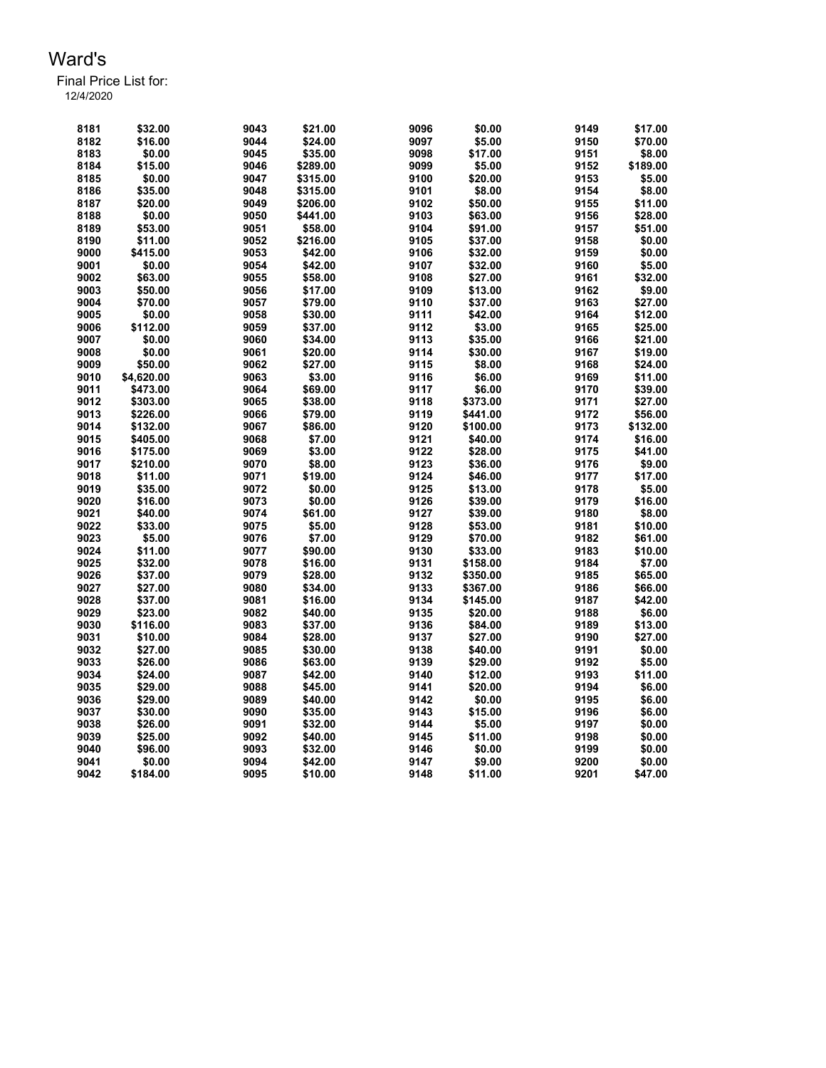# Ward's

Final Price List for:
12/4/2020

| Item | Price | Item | Price | Item | Price | Item | Price |
|---|---|---|---|---|---|---|---|
| 8181 | $32.00 | 9043 | $21.00 | 9096 | $0.00 | 9149 | $17.00 |
| 8182 | $16.00 | 9044 | $24.00 | 9097 | $5.00 | 9150 | $70.00 |
| 8183 | $0.00 | 9045 | $35.00 | 9098 | $17.00 | 9151 | $8.00 |
| 8184 | $15.00 | 9046 | $289.00 | 9099 | $5.00 | 9152 | $189.00 |
| 8185 | $0.00 | 9047 | $315.00 | 9100 | $20.00 | 9153 | $5.00 |
| 8186 | $35.00 | 9048 | $315.00 | 9101 | $8.00 | 9154 | $8.00 |
| 8187 | $20.00 | 9049 | $206.00 | 9102 | $50.00 | 9155 | $11.00 |
| 8188 | $0.00 | 9050 | $441.00 | 9103 | $63.00 | 9156 | $28.00 |
| 8189 | $53.00 | 9051 | $58.00 | 9104 | $91.00 | 9157 | $51.00 |
| 8190 | $11.00 | 9052 | $216.00 | 9105 | $37.00 | 9158 | $0.00 |
| 9000 | $415.00 | 9053 | $42.00 | 9106 | $32.00 | 9159 | $0.00 |
| 9001 | $0.00 | 9054 | $42.00 | 9107 | $32.00 | 9160 | $5.00 |
| 9002 | $63.00 | 9055 | $58.00 | 9108 | $27.00 | 9161 | $32.00 |
| 9003 | $50.00 | 9056 | $17.00 | 9109 | $13.00 | 9162 | $9.00 |
| 9004 | $70.00 | 9057 | $79.00 | 9110 | $37.00 | 9163 | $27.00 |
| 9005 | $0.00 | 9058 | $30.00 | 9111 | $42.00 | 9164 | $12.00 |
| 9006 | $112.00 | 9059 | $37.00 | 9112 | $3.00 | 9165 | $25.00 |
| 9007 | $0.00 | 9060 | $34.00 | 9113 | $35.00 | 9166 | $21.00 |
| 9008 | $0.00 | 9061 | $20.00 | 9114 | $30.00 | 9167 | $19.00 |
| 9009 | $50.00 | 9062 | $27.00 | 9115 | $8.00 | 9168 | $24.00 |
| 9010 | $4,620.00 | 9063 | $3.00 | 9116 | $6.00 | 9169 | $11.00 |
| 9011 | $473.00 | 9064 | $69.00 | 9117 | $6.00 | 9170 | $39.00 |
| 9012 | $303.00 | 9065 | $38.00 | 9118 | $373.00 | 9171 | $27.00 |
| 9013 | $226.00 | 9066 | $79.00 | 9119 | $441.00 | 9172 | $56.00 |
| 9014 | $132.00 | 9067 | $86.00 | 9120 | $100.00 | 9173 | $132.00 |
| 9015 | $405.00 | 9068 | $7.00 | 9121 | $40.00 | 9174 | $16.00 |
| 9016 | $175.00 | 9069 | $3.00 | 9122 | $28.00 | 9175 | $41.00 |
| 9017 | $210.00 | 9070 | $8.00 | 9123 | $36.00 | 9176 | $9.00 |
| 9018 | $11.00 | 9071 | $19.00 | 9124 | $46.00 | 9177 | $17.00 |
| 9019 | $35.00 | 9072 | $0.00 | 9125 | $13.00 | 9178 | $5.00 |
| 9020 | $16.00 | 9073 | $0.00 | 9126 | $39.00 | 9179 | $16.00 |
| 9021 | $40.00 | 9074 | $61.00 | 9127 | $39.00 | 9180 | $8.00 |
| 9022 | $33.00 | 9075 | $5.00 | 9128 | $53.00 | 9181 | $10.00 |
| 9023 | $5.00 | 9076 | $7.00 | 9129 | $70.00 | 9182 | $61.00 |
| 9024 | $11.00 | 9077 | $90.00 | 9130 | $33.00 | 9183 | $10.00 |
| 9025 | $32.00 | 9078 | $16.00 | 9131 | $158.00 | 9184 | $7.00 |
| 9026 | $37.00 | 9079 | $28.00 | 9132 | $350.00 | 9185 | $65.00 |
| 9027 | $27.00 | 9080 | $34.00 | 9133 | $367.00 | 9186 | $66.00 |
| 9028 | $37.00 | 9081 | $16.00 | 9134 | $145.00 | 9187 | $42.00 |
| 9029 | $23.00 | 9082 | $40.00 | 9135 | $20.00 | 9188 | $6.00 |
| 9030 | $116.00 | 9083 | $37.00 | 9136 | $84.00 | 9189 | $13.00 |
| 9031 | $10.00 | 9084 | $28.00 | 9137 | $27.00 | 9190 | $27.00 |
| 9032 | $27.00 | 9085 | $30.00 | 9138 | $40.00 | 9191 | $0.00 |
| 9033 | $26.00 | 9086 | $63.00 | 9139 | $29.00 | 9192 | $5.00 |
| 9034 | $24.00 | 9087 | $42.00 | 9140 | $12.00 | 9193 | $11.00 |
| 9035 | $29.00 | 9088 | $45.00 | 9141 | $20.00 | 9194 | $6.00 |
| 9036 | $29.00 | 9089 | $40.00 | 9142 | $0.00 | 9195 | $6.00 |
| 9037 | $30.00 | 9090 | $35.00 | 9143 | $15.00 | 9196 | $6.00 |
| 9038 | $26.00 | 9091 | $32.00 | 9144 | $5.00 | 9197 | $0.00 |
| 9039 | $25.00 | 9092 | $40.00 | 9145 | $11.00 | 9198 | $0.00 |
| 9040 | $96.00 | 9093 | $32.00 | 9146 | $0.00 | 9199 | $0.00 |
| 9041 | $0.00 | 9094 | $42.00 | 9147 | $9.00 | 9200 | $0.00 |
| 9042 | $184.00 | 9095 | $10.00 | 9148 | $11.00 | 9201 | $47.00 |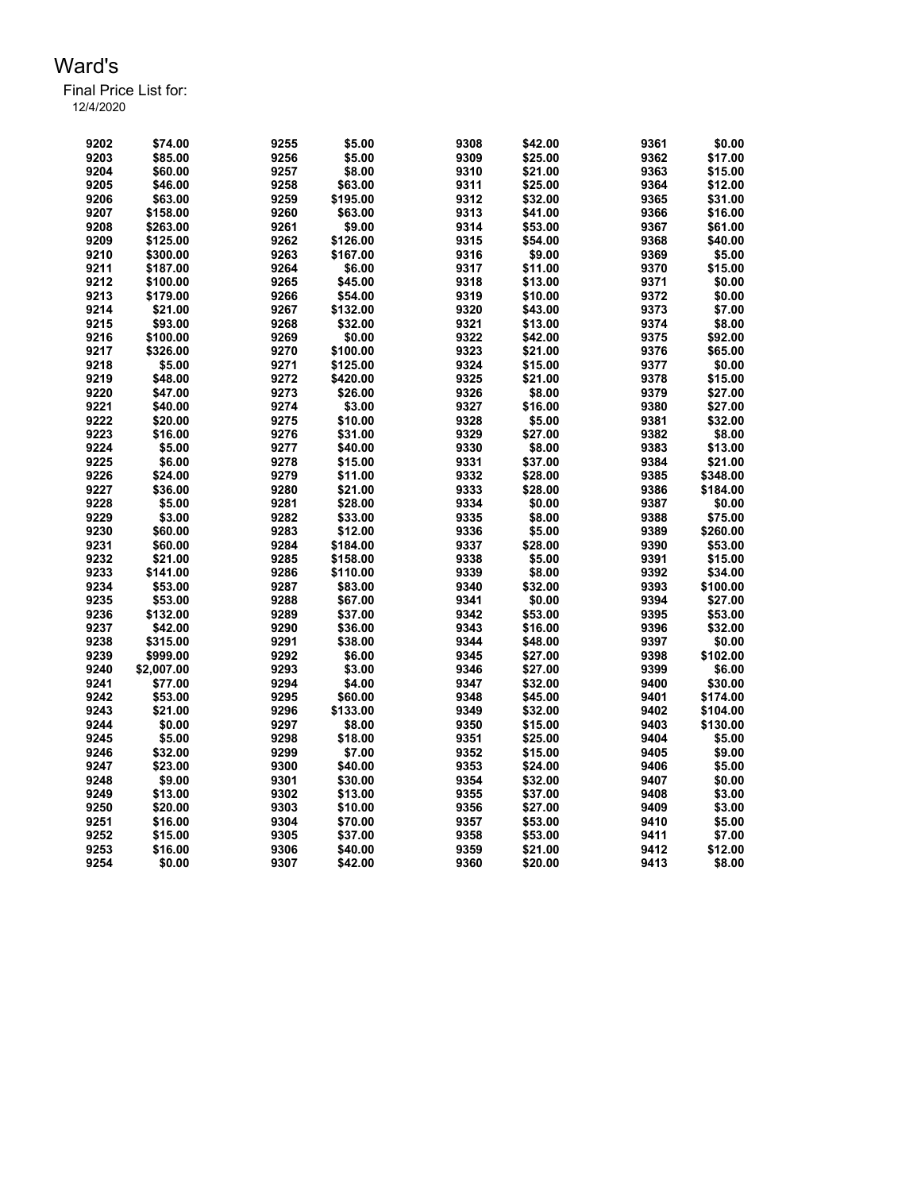# Ward's

Final Price List for:
12/4/2020

| | | | | | | | |
|---|---|---|---|---|---|---|---|
| 9202 | $74.00 | 9255 | $5.00 | 9308 | $42.00 | 9361 | $0.00 |
| 9203 | $85.00 | 9256 | $5.00 | 9309 | $25.00 | 9362 | $17.00 |
| 9204 | $60.00 | 9257 | $8.00 | 9310 | $21.00 | 9363 | $15.00 |
| 9205 | $46.00 | 9258 | $63.00 | 9311 | $25.00 | 9364 | $12.00 |
| 9206 | $63.00 | 9259 | $195.00 | 9312 | $32.00 | 9365 | $31.00 |
| 9207 | $158.00 | 9260 | $63.00 | 9313 | $41.00 | 9366 | $16.00 |
| 9208 | $263.00 | 9261 | $9.00 | 9314 | $53.00 | 9367 | $61.00 |
| 9209 | $125.00 | 9262 | $126.00 | 9315 | $54.00 | 9368 | $40.00 |
| 9210 | $300.00 | 9263 | $167.00 | 9316 | $9.00 | 9369 | $5.00 |
| 9211 | $187.00 | 9264 | $6.00 | 9317 | $11.00 | 9370 | $15.00 |
| 9212 | $100.00 | 9265 | $45.00 | 9318 | $13.00 | 9371 | $0.00 |
| 9213 | $179.00 | 9266 | $54.00 | 9319 | $10.00 | 9372 | $0.00 |
| 9214 | $21.00 | 9267 | $132.00 | 9320 | $43.00 | 9373 | $7.00 |
| 9215 | $93.00 | 9268 | $32.00 | 9321 | $13.00 | 9374 | $8.00 |
| 9216 | $100.00 | 9269 | $0.00 | 9322 | $42.00 | 9375 | $92.00 |
| 9217 | $326.00 | 9270 | $100.00 | 9323 | $21.00 | 9376 | $65.00 |
| 9218 | $5.00 | 9271 | $125.00 | 9324 | $15.00 | 9377 | $0.00 |
| 9219 | $48.00 | 9272 | $420.00 | 9325 | $21.00 | 9378 | $15.00 |
| 9220 | $47.00 | 9273 | $26.00 | 9326 | $8.00 | 9379 | $27.00 |
| 9221 | $40.00 | 9274 | $3.00 | 9327 | $16.00 | 9380 | $27.00 |
| 9222 | $20.00 | 9275 | $10.00 | 9328 | $5.00 | 9381 | $32.00 |
| 9223 | $16.00 | 9276 | $31.00 | 9329 | $27.00 | 9382 | $8.00 |
| 9224 | $5.00 | 9277 | $40.00 | 9330 | $8.00 | 9383 | $13.00 |
| 9225 | $6.00 | 9278 | $15.00 | 9331 | $37.00 | 9384 | $21.00 |
| 9226 | $24.00 | 9279 | $11.00 | 9332 | $28.00 | 9385 | $348.00 |
| 9227 | $36.00 | 9280 | $21.00 | 9333 | $28.00 | 9386 | $184.00 |
| 9228 | $5.00 | 9281 | $28.00 | 9334 | $0.00 | 9387 | $0.00 |
| 9229 | $3.00 | 9282 | $33.00 | 9335 | $8.00 | 9388 | $75.00 |
| 9230 | $60.00 | 9283 | $12.00 | 9336 | $5.00 | 9389 | $260.00 |
| 9231 | $60.00 | 9284 | $184.00 | 9337 | $28.00 | 9390 | $53.00 |
| 9232 | $21.00 | 9285 | $158.00 | 9338 | $5.00 | 9391 | $15.00 |
| 9233 | $141.00 | 9286 | $110.00 | 9339 | $8.00 | 9392 | $34.00 |
| 9234 | $53.00 | 9287 | $83.00 | 9340 | $32.00 | 9393 | $100.00 |
| 9235 | $53.00 | 9288 | $67.00 | 9341 | $0.00 | 9394 | $27.00 |
| 9236 | $132.00 | 9289 | $37.00 | 9342 | $53.00 | 9395 | $53.00 |
| 9237 | $42.00 | 9290 | $36.00 | 9343 | $16.00 | 9396 | $32.00 |
| 9238 | $315.00 | 9291 | $38.00 | 9344 | $48.00 | 9397 | $0.00 |
| 9239 | $999.00 | 9292 | $6.00 | 9345 | $27.00 | 9398 | $102.00 |
| 9240 | $2,007.00 | 9293 | $3.00 | 9346 | $27.00 | 9399 | $6.00 |
| 9241 | $77.00 | 9294 | $4.00 | 9347 | $32.00 | 9400 | $30.00 |
| 9242 | $53.00 | 9295 | $60.00 | 9348 | $45.00 | 9401 | $174.00 |
| 9243 | $21.00 | 9296 | $133.00 | 9349 | $32.00 | 9402 | $104.00 |
| 9244 | $0.00 | 9297 | $8.00 | 9350 | $15.00 | 9403 | $130.00 |
| 9245 | $5.00 | 9298 | $18.00 | 9351 | $25.00 | 9404 | $5.00 |
| 9246 | $32.00 | 9299 | $7.00 | 9352 | $15.00 | 9405 | $9.00 |
| 9247 | $23.00 | 9300 | $40.00 | 9353 | $24.00 | 9406 | $5.00 |
| 9248 | $9.00 | 9301 | $30.00 | 9354 | $32.00 | 9407 | $0.00 |
| 9249 | $13.00 | 9302 | $13.00 | 9355 | $37.00 | 9408 | $3.00 |
| 9250 | $20.00 | 9303 | $10.00 | 9356 | $27.00 | 9409 | $3.00 |
| 9251 | $16.00 | 9304 | $70.00 | 9357 | $53.00 | 9410 | $5.00 |
| 9252 | $15.00 | 9305 | $37.00 | 9358 | $53.00 | 9411 | $7.00 |
| 9253 | $16.00 | 9306 | $40.00 | 9359 | $21.00 | 9412 | $12.00 |
| 9254 | $0.00 | 9307 | $42.00 | 9360 | $20.00 | 9413 | $8.00 |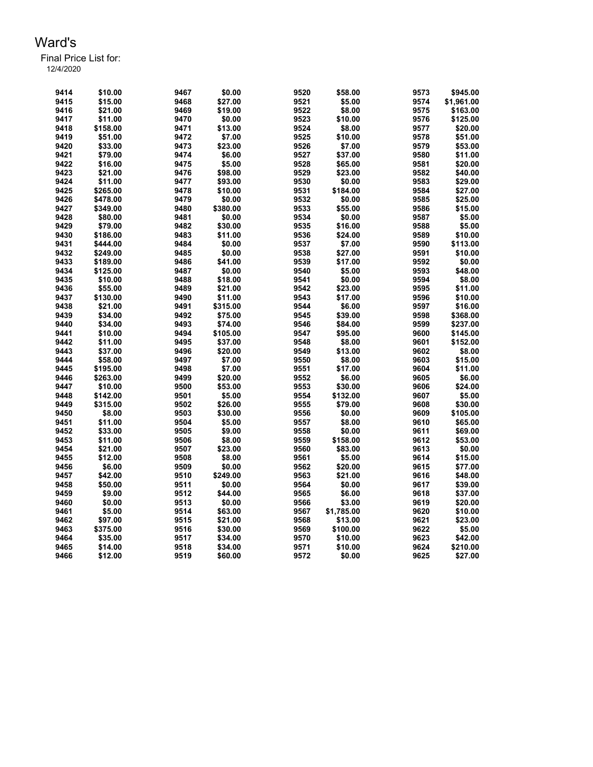Ward's

Final Price List for:

12/4/2020

| | | | | | | | |
|---|---|---|---|---|---|---|---|
| 9414 | $10.00 | 9467 | $0.00 | 9520 | $58.00 | 9573 | $945.00 |
| 9415 | $15.00 | 9468 | $27.00 | 9521 | $5.00 | 9574 | $1,961.00 |
| 9416 | $21.00 | 9469 | $19.00 | 9522 | $8.00 | 9575 | $163.00 |
| 9417 | $11.00 | 9470 | $0.00 | 9523 | $10.00 | 9576 | $125.00 |
| 9418 | $158.00 | 9471 | $13.00 | 9524 | $8.00 | 9577 | $20.00 |
| 9419 | $51.00 | 9472 | $7.00 | 9525 | $10.00 | 9578 | $51.00 |
| 9420 | $33.00 | 9473 | $23.00 | 9526 | $7.00 | 9579 | $53.00 |
| 9421 | $79.00 | 9474 | $6.00 | 9527 | $37.00 | 9580 | $11.00 |
| 9422 | $16.00 | 9475 | $5.00 | 9528 | $65.00 | 9581 | $20.00 |
| 9423 | $21.00 | 9476 | $98.00 | 9529 | $23.00 | 9582 | $40.00 |
| 9424 | $11.00 | 9477 | $93.00 | 9530 | $0.00 | 9583 | $29.00 |
| 9425 | $265.00 | 9478 | $10.00 | 9531 | $184.00 | 9584 | $27.00 |
| 9426 | $478.00 | 9479 | $0.00 | 9532 | $0.00 | 9585 | $25.00 |
| 9427 | $349.00 | 9480 | $380.00 | 9533 | $55.00 | 9586 | $15.00 |
| 9428 | $80.00 | 9481 | $0.00 | 9534 | $0.00 | 9587 | $5.00 |
| 9429 | $79.00 | 9482 | $30.00 | 9535 | $16.00 | 9588 | $5.00 |
| 9430 | $186.00 | 9483 | $11.00 | 9536 | $24.00 | 9589 | $10.00 |
| 9431 | $444.00 | 9484 | $0.00 | 9537 | $7.00 | 9590 | $113.00 |
| 9432 | $249.00 | 9485 | $0.00 | 9538 | $27.00 | 9591 | $10.00 |
| 9433 | $189.00 | 9486 | $41.00 | 9539 | $17.00 | 9592 | $0.00 |
| 9434 | $125.00 | 9487 | $0.00 | 9540 | $5.00 | 9593 | $48.00 |
| 9435 | $10.00 | 9488 | $18.00 | 9541 | $0.00 | 9594 | $8.00 |
| 9436 | $55.00 | 9489 | $21.00 | 9542 | $23.00 | 9595 | $11.00 |
| 9437 | $130.00 | 9490 | $11.00 | 9543 | $17.00 | 9596 | $10.00 |
| 9438 | $21.00 | 9491 | $315.00 | 9544 | $6.00 | 9597 | $16.00 |
| 9439 | $34.00 | 9492 | $75.00 | 9545 | $39.00 | 9598 | $368.00 |
| 9440 | $34.00 | 9493 | $74.00 | 9546 | $84.00 | 9599 | $237.00 |
| 9441 | $10.00 | 9494 | $105.00 | 9547 | $95.00 | 9600 | $145.00 |
| 9442 | $11.00 | 9495 | $37.00 | 9548 | $8.00 | 9601 | $152.00 |
| 9443 | $37.00 | 9496 | $20.00 | 9549 | $13.00 | 9602 | $8.00 |
| 9444 | $58.00 | 9497 | $7.00 | 9550 | $8.00 | 9603 | $15.00 |
| 9445 | $195.00 | 9498 | $7.00 | 9551 | $17.00 | 9604 | $11.00 |
| 9446 | $263.00 | 9499 | $20.00 | 9552 | $6.00 | 9605 | $6.00 |
| 9447 | $10.00 | 9500 | $53.00 | 9553 | $30.00 | 9606 | $24.00 |
| 9448 | $142.00 | 9501 | $5.00 | 9554 | $132.00 | 9607 | $5.00 |
| 9449 | $315.00 | 9502 | $26.00 | 9555 | $79.00 | 9608 | $30.00 |
| 9450 | $8.00 | 9503 | $30.00 | 9556 | $0.00 | 9609 | $105.00 |
| 9451 | $11.00 | 9504 | $5.00 | 9557 | $8.00 | 9610 | $65.00 |
| 9452 | $33.00 | 9505 | $9.00 | 9558 | $0.00 | 9611 | $69.00 |
| 9453 | $11.00 | 9506 | $8.00 | 9559 | $158.00 | 9612 | $53.00 |
| 9454 | $21.00 | 9507 | $23.00 | 9560 | $83.00 | 9613 | $0.00 |
| 9455 | $12.00 | 9508 | $8.00 | 9561 | $5.00 | 9614 | $15.00 |
| 9456 | $6.00 | 9509 | $0.00 | 9562 | $20.00 | 9615 | $77.00 |
| 9457 | $42.00 | 9510 | $249.00 | 9563 | $21.00 | 9616 | $48.00 |
| 9458 | $50.00 | 9511 | $0.00 | 9564 | $0.00 | 9617 | $39.00 |
| 9459 | $9.00 | 9512 | $44.00 | 9565 | $6.00 | 9618 | $37.00 |
| 9460 | $0.00 | 9513 | $0.00 | 9566 | $3.00 | 9619 | $20.00 |
| 9461 | $5.00 | 9514 | $63.00 | 9567 | $1,785.00 | 9620 | $10.00 |
| 9462 | $97.00 | 9515 | $21.00 | 9568 | $13.00 | 9621 | $23.00 |
| 9463 | $375.00 | 9516 | $30.00 | 9569 | $100.00 | 9622 | $5.00 |
| 9464 | $35.00 | 9517 | $34.00 | 9570 | $10.00 | 9623 | $42.00 |
| 9465 | $14.00 | 9518 | $34.00 | 9571 | $10.00 | 9624 | $210.00 |
| 9466 | $12.00 | 9519 | $60.00 | 9572 | $0.00 | 9625 | $27.00 |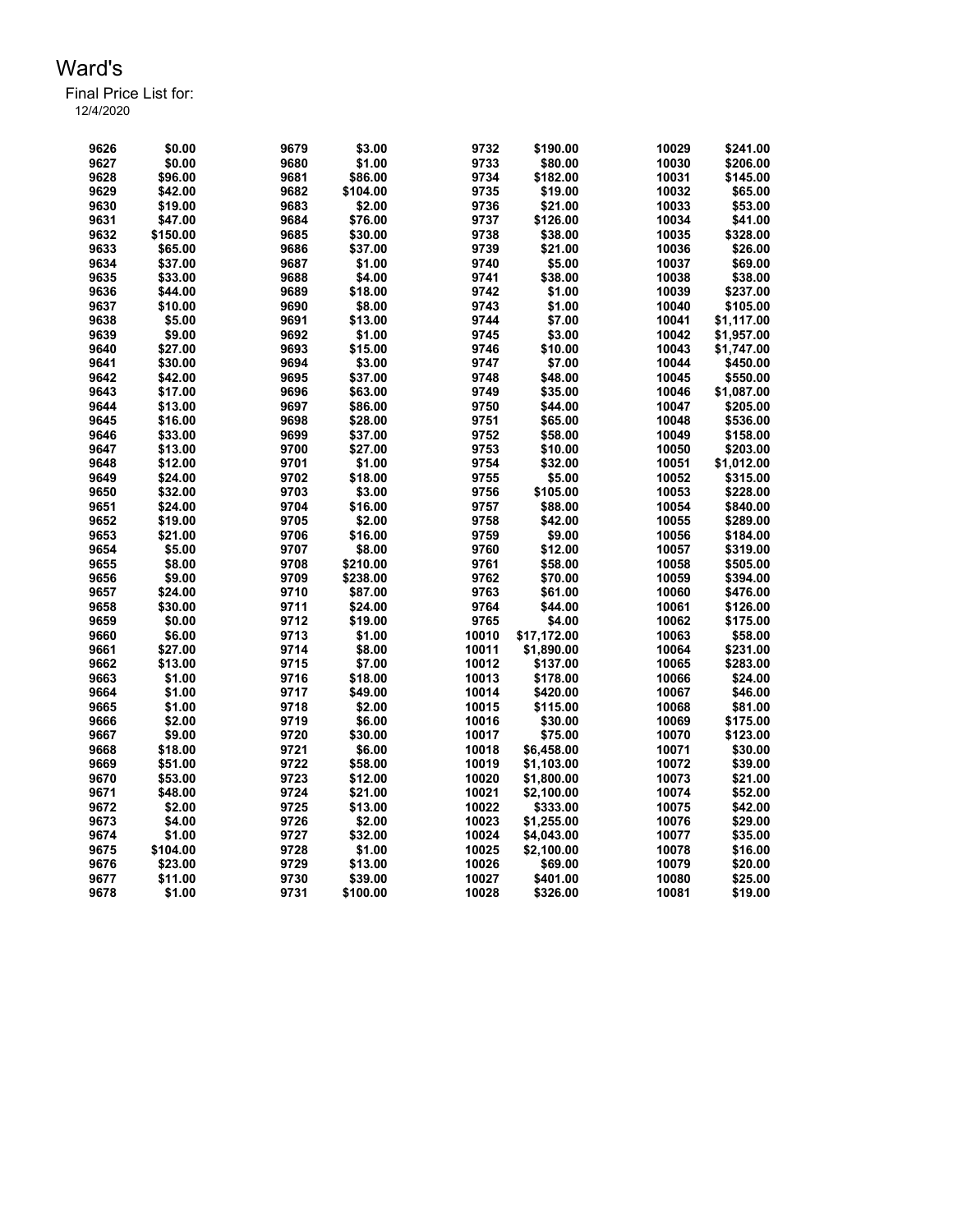# Ward's

Final Price List for:

12/4/2020

| Item | Price | Item | Price | Item | Price | Item | Price |
|---|---|---|---|---|---|---|---|
| 9626 | $0.00 | 9679 | $3.00 | 9732 | $190.00 | 10029 | $241.00 |
| 9627 | $0.00 | 9680 | $1.00 | 9733 | $80.00 | 10030 | $206.00 |
| 9628 | $96.00 | 9681 | $86.00 | 9734 | $182.00 | 10031 | $145.00 |
| 9629 | $42.00 | 9682 | $104.00 | 9735 | $19.00 | 10032 | $65.00 |
| 9630 | $19.00 | 9683 | $2.00 | 9736 | $21.00 | 10033 | $53.00 |
| 9631 | $47.00 | 9684 | $76.00 | 9737 | $126.00 | 10034 | $41.00 |
| 9632 | $150.00 | 9685 | $30.00 | 9738 | $38.00 | 10035 | $328.00 |
| 9633 | $65.00 | 9686 | $37.00 | 9739 | $21.00 | 10036 | $26.00 |
| 9634 | $37.00 | 9687 | $1.00 | 9740 | $5.00 | 10037 | $69.00 |
| 9635 | $33.00 | 9688 | $4.00 | 9741 | $38.00 | 10038 | $38.00 |
| 9636 | $44.00 | 9689 | $18.00 | 9742 | $1.00 | 10039 | $237.00 |
| 9637 | $10.00 | 9690 | $8.00 | 9743 | $1.00 | 10040 | $105.00 |
| 9638 | $5.00 | 9691 | $13.00 | 9744 | $7.00 | 10041 | $1,117.00 |
| 9639 | $9.00 | 9692 | $1.00 | 9745 | $3.00 | 10042 | $1,957.00 |
| 9640 | $27.00 | 9693 | $15.00 | 9746 | $10.00 | 10043 | $1,747.00 |
| 9641 | $30.00 | 9694 | $3.00 | 9747 | $7.00 | 10044 | $450.00 |
| 9642 | $42.00 | 9695 | $37.00 | 9748 | $48.00 | 10045 | $550.00 |
| 9643 | $17.00 | 9696 | $63.00 | 9749 | $35.00 | 10046 | $1,087.00 |
| 9644 | $13.00 | 9697 | $86.00 | 9750 | $44.00 | 10047 | $205.00 |
| 9645 | $16.00 | 9698 | $28.00 | 9751 | $65.00 | 10048 | $536.00 |
| 9646 | $33.00 | 9699 | $37.00 | 9752 | $58.00 | 10049 | $158.00 |
| 9647 | $13.00 | 9700 | $27.00 | 9753 | $10.00 | 10050 | $203.00 |
| 9648 | $12.00 | 9701 | $1.00 | 9754 | $32.00 | 10051 | $1,012.00 |
| 9649 | $24.00 | 9702 | $18.00 | 9755 | $5.00 | 10052 | $315.00 |
| 9650 | $32.00 | 9703 | $3.00 | 9756 | $105.00 | 10053 | $228.00 |
| 9651 | $24.00 | 9704 | $16.00 | 9757 | $88.00 | 10054 | $840.00 |
| 9652 | $19.00 | 9705 | $2.00 | 9758 | $42.00 | 10055 | $289.00 |
| 9653 | $21.00 | 9706 | $16.00 | 9759 | $9.00 | 10056 | $184.00 |
| 9654 | $5.00 | 9707 | $8.00 | 9760 | $12.00 | 10057 | $319.00 |
| 9655 | $8.00 | 9708 | $210.00 | 9761 | $58.00 | 10058 | $505.00 |
| 9656 | $9.00 | 9709 | $238.00 | 9762 | $70.00 | 10059 | $394.00 |
| 9657 | $24.00 | 9710 | $87.00 | 9763 | $61.00 | 10060 | $476.00 |
| 9658 | $30.00 | 9711 | $24.00 | 9764 | $44.00 | 10061 | $126.00 |
| 9659 | $0.00 | 9712 | $19.00 | 9765 | $4.00 | 10062 | $175.00 |
| 9660 | $6.00 | 9713 | $1.00 | 10010 | $17,172.00 | 10063 | $58.00 |
| 9661 | $27.00 | 9714 | $8.00 | 10011 | $1,890.00 | 10064 | $231.00 |
| 9662 | $13.00 | 9715 | $7.00 | 10012 | $137.00 | 10065 | $283.00 |
| 9663 | $1.00 | 9716 | $18.00 | 10013 | $178.00 | 10066 | $24.00 |
| 9664 | $1.00 | 9717 | $49.00 | 10014 | $420.00 | 10067 | $46.00 |
| 9665 | $1.00 | 9718 | $2.00 | 10015 | $115.00 | 10068 | $81.00 |
| 9666 | $2.00 | 9719 | $6.00 | 10016 | $30.00 | 10069 | $175.00 |
| 9667 | $9.00 | 9720 | $30.00 | 10017 | $75.00 | 10070 | $123.00 |
| 9668 | $18.00 | 9721 | $6.00 | 10018 | $6,458.00 | 10071 | $30.00 |
| 9669 | $51.00 | 9722 | $58.00 | 10019 | $1,103.00 | 10072 | $39.00 |
| 9670 | $53.00 | 9723 | $12.00 | 10020 | $1,800.00 | 10073 | $21.00 |
| 9671 | $48.00 | 9724 | $21.00 | 10021 | $2,100.00 | 10074 | $52.00 |
| 9672 | $2.00 | 9725 | $13.00 | 10022 | $333.00 | 10075 | $42.00 |
| 9673 | $4.00 | 9726 | $2.00 | 10023 | $1,255.00 | 10076 | $29.00 |
| 9674 | $1.00 | 9727 | $32.00 | 10024 | $4,043.00 | 10077 | $35.00 |
| 9675 | $104.00 | 9728 | $1.00 | 10025 | $2,100.00 | 10078 | $16.00 |
| 9676 | $23.00 | 9729 | $13.00 | 10026 | $69.00 | 10079 | $20.00 |
| 9677 | $11.00 | 9730 | $39.00 | 10027 | $401.00 | 10080 | $25.00 |
| 9678 | $1.00 | 9731 | $100.00 | 10028 | $326.00 | 10081 | $19.00 |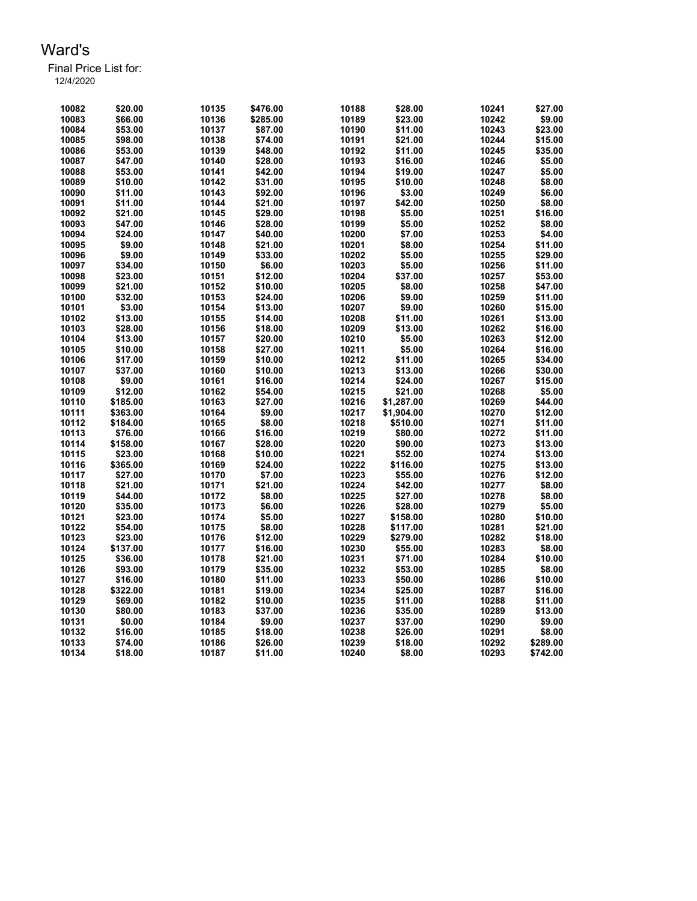# Ward's

Final Price List for:
12/4/2020

| Item | Price | Item | Price | Item | Price | Item | Price |
|---|---|---|---|---|---|---|---|
| 10082 | $20.00 | 10135 | $476.00 | 10188 | $28.00 | 10241 | $27.00 |
| 10083 | $66.00 | 10136 | $285.00 | 10189 | $23.00 | 10242 | $9.00 |
| 10084 | $53.00 | 10137 | $87.00 | 10190 | $11.00 | 10243 | $23.00 |
| 10085 | $98.00 | 10138 | $74.00 | 10191 | $21.00 | 10244 | $15.00 |
| 10086 | $53.00 | 10139 | $48.00 | 10192 | $11.00 | 10245 | $35.00 |
| 10087 | $47.00 | 10140 | $28.00 | 10193 | $16.00 | 10246 | $5.00 |
| 10088 | $53.00 | 10141 | $42.00 | 10194 | $19.00 | 10247 | $5.00 |
| 10089 | $10.00 | 10142 | $31.00 | 10195 | $10.00 | 10248 | $8.00 |
| 10090 | $11.00 | 10143 | $92.00 | 10196 | $3.00 | 10249 | $6.00 |
| 10091 | $11.00 | 10144 | $21.00 | 10197 | $42.00 | 10250 | $8.00 |
| 10092 | $21.00 | 10145 | $29.00 | 10198 | $5.00 | 10251 | $16.00 |
| 10093 | $47.00 | 10146 | $28.00 | 10199 | $5.00 | 10252 | $8.00 |
| 10094 | $24.00 | 10147 | $40.00 | 10200 | $7.00 | 10253 | $4.00 |
| 10095 | $9.00 | 10148 | $21.00 | 10201 | $8.00 | 10254 | $11.00 |
| 10096 | $9.00 | 10149 | $33.00 | 10202 | $5.00 | 10255 | $29.00 |
| 10097 | $34.00 | 10150 | $6.00 | 10203 | $5.00 | 10256 | $11.00 |
| 10098 | $23.00 | 10151 | $12.00 | 10204 | $37.00 | 10257 | $53.00 |
| 10099 | $21.00 | 10152 | $10.00 | 10205 | $8.00 | 10258 | $47.00 |
| 10100 | $32.00 | 10153 | $24.00 | 10206 | $9.00 | 10259 | $11.00 |
| 10101 | $3.00 | 10154 | $13.00 | 10207 | $9.00 | 10260 | $15.00 |
| 10102 | $13.00 | 10155 | $14.00 | 10208 | $11.00 | 10261 | $13.00 |
| 10103 | $28.00 | 10156 | $18.00 | 10209 | $13.00 | 10262 | $16.00 |
| 10104 | $13.00 | 10157 | $20.00 | 10210 | $5.00 | 10263 | $12.00 |
| 10105 | $10.00 | 10158 | $27.00 | 10211 | $5.00 | 10264 | $16.00 |
| 10106 | $17.00 | 10159 | $10.00 | 10212 | $11.00 | 10265 | $34.00 |
| 10107 | $37.00 | 10160 | $10.00 | 10213 | $13.00 | 10266 | $30.00 |
| 10108 | $9.00 | 10161 | $16.00 | 10214 | $24.00 | 10267 | $15.00 |
| 10109 | $12.00 | 10162 | $54.00 | 10215 | $21.00 | 10268 | $5.00 |
| 10110 | $185.00 | 10163 | $27.00 | 10216 | $1,287.00 | 10269 | $44.00 |
| 10111 | $363.00 | 10164 | $9.00 | 10217 | $1,904.00 | 10270 | $12.00 |
| 10112 | $184.00 | 10165 | $8.00 | 10218 | $510.00 | 10271 | $11.00 |
| 10113 | $76.00 | 10166 | $16.00 | 10219 | $80.00 | 10272 | $11.00 |
| 10114 | $158.00 | 10167 | $28.00 | 10220 | $90.00 | 10273 | $13.00 |
| 10115 | $23.00 | 10168 | $10.00 | 10221 | $52.00 | 10274 | $13.00 |
| 10116 | $365.00 | 10169 | $24.00 | 10222 | $116.00 | 10275 | $13.00 |
| 10117 | $27.00 | 10170 | $7.00 | 10223 | $55.00 | 10276 | $12.00 |
| 10118 | $21.00 | 10171 | $21.00 | 10224 | $42.00 | 10277 | $8.00 |
| 10119 | $44.00 | 10172 | $8.00 | 10225 | $27.00 | 10278 | $8.00 |
| 10120 | $35.00 | 10173 | $6.00 | 10226 | $28.00 | 10279 | $5.00 |
| 10121 | $23.00 | 10174 | $5.00 | 10227 | $158.00 | 10280 | $10.00 |
| 10122 | $54.00 | 10175 | $8.00 | 10228 | $117.00 | 10281 | $21.00 |
| 10123 | $23.00 | 10176 | $12.00 | 10229 | $279.00 | 10282 | $18.00 |
| 10124 | $137.00 | 10177 | $16.00 | 10230 | $55.00 | 10283 | $8.00 |
| 10125 | $36.00 | 10178 | $21.00 | 10231 | $71.00 | 10284 | $10.00 |
| 10126 | $93.00 | 10179 | $35.00 | 10232 | $53.00 | 10285 | $8.00 |
| 10127 | $16.00 | 10180 | $11.00 | 10233 | $50.00 | 10286 | $10.00 |
| 10128 | $322.00 | 10181 | $19.00 | 10234 | $25.00 | 10287 | $16.00 |
| 10129 | $69.00 | 10182 | $10.00 | 10235 | $11.00 | 10288 | $11.00 |
| 10130 | $80.00 | 10183 | $37.00 | 10236 | $35.00 | 10289 | $13.00 |
| 10131 | $0.00 | 10184 | $9.00 | 10237 | $37.00 | 10290 | $9.00 |
| 10132 | $16.00 | 10185 | $18.00 | 10238 | $26.00 | 10291 | $8.00 |
| 10133 | $74.00 | 10186 | $26.00 | 10239 | $18.00 | 10292 | $289.00 |
| 10134 | $18.00 | 10187 | $11.00 | 10240 | $8.00 | 10293 | $742.00 |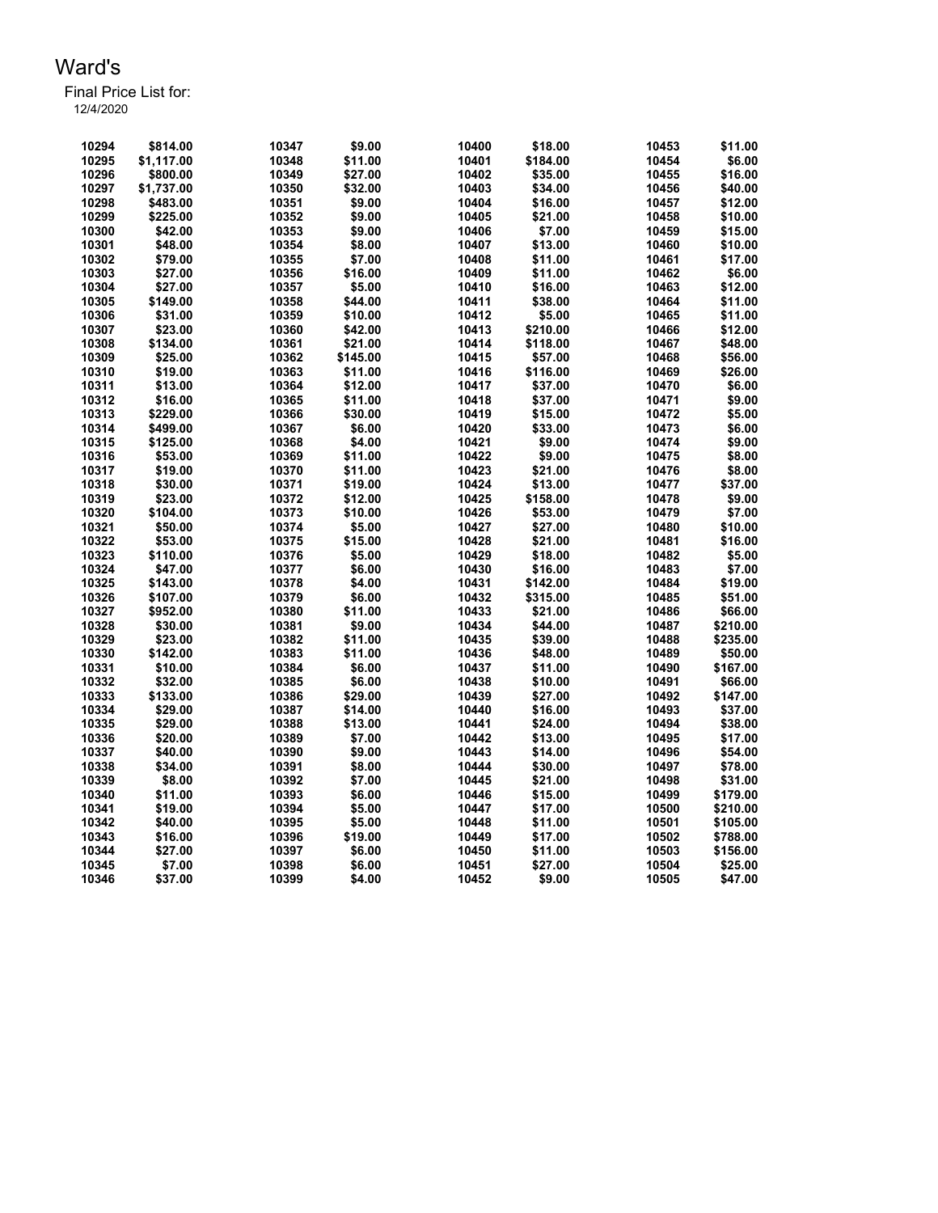# Ward's

Final Price List for:
12/4/2020

| | | | | | | | |
|---|---|---|---|---|---|---|---|
| 10294 | $814.00 | 10347 | $9.00 | 10400 | $18.00 | 10453 | $11.00 |
| 10295 | $1,117.00 | 10348 | $11.00 | 10401 | $184.00 | 10454 | $6.00 |
| 10296 | $800.00 | 10349 | $27.00 | 10402 | $35.00 | 10455 | $16.00 |
| 10297 | $1,737.00 | 10350 | $32.00 | 10403 | $34.00 | 10456 | $40.00 |
| 10298 | $483.00 | 10351 | $9.00 | 10404 | $16.00 | 10457 | $12.00 |
| 10299 | $225.00 | 10352 | $9.00 | 10405 | $21.00 | 10458 | $10.00 |
| 10300 | $42.00 | 10353 | $9.00 | 10406 | $7.00 | 10459 | $15.00 |
| 10301 | $48.00 | 10354 | $8.00 | 10407 | $13.00 | 10460 | $10.00 |
| 10302 | $79.00 | 10355 | $7.00 | 10408 | $11.00 | 10461 | $17.00 |
| 10303 | $27.00 | 10356 | $16.00 | 10409 | $11.00 | 10462 | $6.00 |
| 10304 | $27.00 | 10357 | $5.00 | 10410 | $16.00 | 10463 | $12.00 |
| 10305 | $149.00 | 10358 | $44.00 | 10411 | $38.00 | 10464 | $11.00 |
| 10306 | $31.00 | 10359 | $10.00 | 10412 | $5.00 | 10465 | $11.00 |
| 10307 | $23.00 | 10360 | $42.00 | 10413 | $210.00 | 10466 | $12.00 |
| 10308 | $134.00 | 10361 | $21.00 | 10414 | $118.00 | 10467 | $48.00 |
| 10309 | $25.00 | 10362 | $145.00 | 10415 | $57.00 | 10468 | $56.00 |
| 10310 | $19.00 | 10363 | $11.00 | 10416 | $116.00 | 10469 | $26.00 |
| 10311 | $13.00 | 10364 | $12.00 | 10417 | $37.00 | 10470 | $6.00 |
| 10312 | $16.00 | 10365 | $11.00 | 10418 | $37.00 | 10471 | $9.00 |
| 10313 | $229.00 | 10366 | $30.00 | 10419 | $15.00 | 10472 | $5.00 |
| 10314 | $499.00 | 10367 | $6.00 | 10420 | $33.00 | 10473 | $6.00 |
| 10315 | $125.00 | 10368 | $4.00 | 10421 | $9.00 | 10474 | $9.00 |
| 10316 | $53.00 | 10369 | $11.00 | 10422 | $9.00 | 10475 | $8.00 |
| 10317 | $19.00 | 10370 | $11.00 | 10423 | $21.00 | 10476 | $8.00 |
| 10318 | $30.00 | 10371 | $19.00 | 10424 | $13.00 | 10477 | $37.00 |
| 10319 | $23.00 | 10372 | $12.00 | 10425 | $158.00 | 10478 | $9.00 |
| 10320 | $104.00 | 10373 | $10.00 | 10426 | $53.00 | 10479 | $7.00 |
| 10321 | $50.00 | 10374 | $5.00 | 10427 | $27.00 | 10480 | $10.00 |
| 10322 | $53.00 | 10375 | $15.00 | 10428 | $21.00 | 10481 | $16.00 |
| 10323 | $110.00 | 10376 | $5.00 | 10429 | $18.00 | 10482 | $5.00 |
| 10324 | $47.00 | 10377 | $6.00 | 10430 | $16.00 | 10483 | $7.00 |
| 10325 | $143.00 | 10378 | $4.00 | 10431 | $142.00 | 10484 | $19.00 |
| 10326 | $107.00 | 10379 | $6.00 | 10432 | $315.00 | 10485 | $51.00 |
| 10327 | $952.00 | 10380 | $11.00 | 10433 | $21.00 | 10486 | $66.00 |
| 10328 | $30.00 | 10381 | $9.00 | 10434 | $44.00 | 10487 | $210.00 |
| 10329 | $23.00 | 10382 | $11.00 | 10435 | $39.00 | 10488 | $235.00 |
| 10330 | $142.00 | 10383 | $11.00 | 10436 | $48.00 | 10489 | $50.00 |
| 10331 | $10.00 | 10384 | $6.00 | 10437 | $11.00 | 10490 | $167.00 |
| 10332 | $32.00 | 10385 | $6.00 | 10438 | $10.00 | 10491 | $66.00 |
| 10333 | $133.00 | 10386 | $29.00 | 10439 | $27.00 | 10492 | $147.00 |
| 10334 | $29.00 | 10387 | $14.00 | 10440 | $16.00 | 10493 | $37.00 |
| 10335 | $29.00 | 10388 | $13.00 | 10441 | $24.00 | 10494 | $38.00 |
| 10336 | $20.00 | 10389 | $7.00 | 10442 | $13.00 | 10495 | $17.00 |
| 10337 | $40.00 | 10390 | $9.00 | 10443 | $14.00 | 10496 | $54.00 |
| 10338 | $34.00 | 10391 | $8.00 | 10444 | $30.00 | 10497 | $78.00 |
| 10339 | $8.00 | 10392 | $7.00 | 10445 | $21.00 | 10498 | $31.00 |
| 10340 | $11.00 | 10393 | $6.00 | 10446 | $15.00 | 10499 | $179.00 |
| 10341 | $19.00 | 10394 | $5.00 | 10447 | $17.00 | 10500 | $210.00 |
| 10342 | $40.00 | 10395 | $5.00 | 10448 | $11.00 | 10501 | $105.00 |
| 10343 | $16.00 | 10396 | $19.00 | 10449 | $17.00 | 10502 | $788.00 |
| 10344 | $27.00 | 10397 | $6.00 | 10450 | $11.00 | 10503 | $156.00 |
| 10345 | $7.00 | 10398 | $6.00 | 10451 | $27.00 | 10504 | $25.00 |
| 10346 | $37.00 | 10399 | $4.00 | 10452 | $9.00 | 10505 | $47.00 |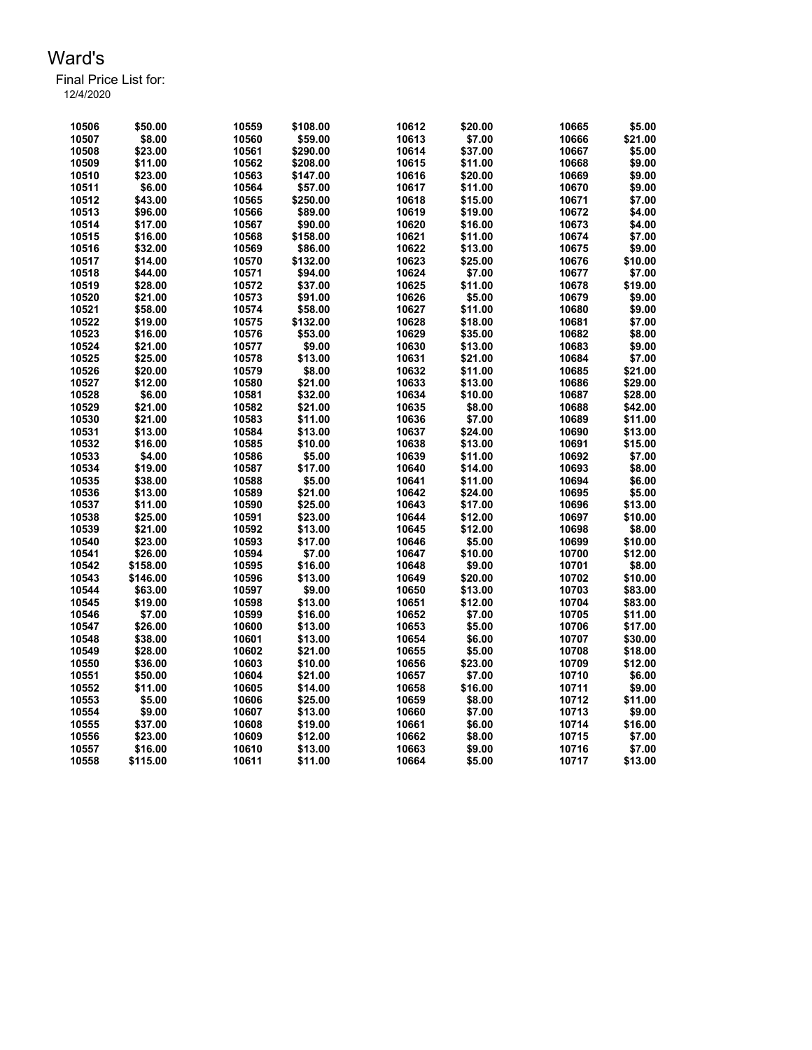# Ward's

Final Price List for:

12/4/2020

| Item | Price | Item | Price | Item | Price | Item | Price |
|---|---|---|---|---|---|---|---|
| 10506 | $50.00 | 10559 | $108.00 | 10612 | $20.00 | 10665 | $5.00 |
| 10507 | $8.00 | 10560 | $59.00 | 10613 | $7.00 | 10666 | $21.00 |
| 10508 | $23.00 | 10561 | $290.00 | 10614 | $37.00 | 10667 | $5.00 |
| 10509 | $11.00 | 10562 | $208.00 | 10615 | $11.00 | 10668 | $9.00 |
| 10510 | $23.00 | 10563 | $147.00 | 10616 | $20.00 | 10669 | $9.00 |
| 10511 | $6.00 | 10564 | $57.00 | 10617 | $11.00 | 10670 | $9.00 |
| 10512 | $43.00 | 10565 | $250.00 | 10618 | $15.00 | 10671 | $7.00 |
| 10513 | $96.00 | 10566 | $89.00 | 10619 | $19.00 | 10672 | $4.00 |
| 10514 | $17.00 | 10567 | $90.00 | 10620 | $16.00 | 10673 | $4.00 |
| 10515 | $16.00 | 10568 | $158.00 | 10621 | $11.00 | 10674 | $7.00 |
| 10516 | $32.00 | 10569 | $86.00 | 10622 | $13.00 | 10675 | $9.00 |
| 10517 | $14.00 | 10570 | $132.00 | 10623 | $25.00 | 10676 | $10.00 |
| 10518 | $44.00 | 10571 | $94.00 | 10624 | $7.00 | 10677 | $7.00 |
| 10519 | $28.00 | 10572 | $37.00 | 10625 | $11.00 | 10678 | $19.00 |
| 10520 | $21.00 | 10573 | $91.00 | 10626 | $5.00 | 10679 | $9.00 |
| 10521 | $58.00 | 10574 | $58.00 | 10627 | $11.00 | 10680 | $9.00 |
| 10522 | $19.00 | 10575 | $132.00 | 10628 | $18.00 | 10681 | $7.00 |
| 10523 | $16.00 | 10576 | $53.00 | 10629 | $35.00 | 10682 | $8.00 |
| 10524 | $21.00 | 10577 | $9.00 | 10630 | $13.00 | 10683 | $9.00 |
| 10525 | $25.00 | 10578 | $13.00 | 10631 | $21.00 | 10684 | $7.00 |
| 10526 | $20.00 | 10579 | $8.00 | 10632 | $11.00 | 10685 | $21.00 |
| 10527 | $12.00 | 10580 | $21.00 | 10633 | $13.00 | 10686 | $29.00 |
| 10528 | $6.00 | 10581 | $32.00 | 10634 | $10.00 | 10687 | $28.00 |
| 10529 | $21.00 | 10582 | $21.00 | 10635 | $8.00 | 10688 | $42.00 |
| 10530 | $21.00 | 10583 | $11.00 | 10636 | $7.00 | 10689 | $11.00 |
| 10531 | $13.00 | 10584 | $13.00 | 10637 | $24.00 | 10690 | $13.00 |
| 10532 | $16.00 | 10585 | $10.00 | 10638 | $13.00 | 10691 | $15.00 |
| 10533 | $4.00 | 10586 | $5.00 | 10639 | $11.00 | 10692 | $7.00 |
| 10534 | $19.00 | 10587 | $17.00 | 10640 | $14.00 | 10693 | $8.00 |
| 10535 | $38.00 | 10588 | $5.00 | 10641 | $11.00 | 10694 | $6.00 |
| 10536 | $13.00 | 10589 | $21.00 | 10642 | $24.00 | 10695 | $5.00 |
| 10537 | $11.00 | 10590 | $25.00 | 10643 | $17.00 | 10696 | $13.00 |
| 10538 | $25.00 | 10591 | $23.00 | 10644 | $12.00 | 10697 | $10.00 |
| 10539 | $21.00 | 10592 | $13.00 | 10645 | $12.00 | 10698 | $8.00 |
| 10540 | $23.00 | 10593 | $17.00 | 10646 | $5.00 | 10699 | $10.00 |
| 10541 | $26.00 | 10594 | $7.00 | 10647 | $10.00 | 10700 | $12.00 |
| 10542 | $158.00 | 10595 | $16.00 | 10648 | $9.00 | 10701 | $8.00 |
| 10543 | $146.00 | 10596 | $13.00 | 10649 | $20.00 | 10702 | $10.00 |
| 10544 | $63.00 | 10597 | $9.00 | 10650 | $13.00 | 10703 | $83.00 |
| 10545 | $19.00 | 10598 | $13.00 | 10651 | $12.00 | 10704 | $83.00 |
| 10546 | $7.00 | 10599 | $16.00 | 10652 | $7.00 | 10705 | $11.00 |
| 10547 | $26.00 | 10600 | $13.00 | 10653 | $5.00 | 10706 | $17.00 |
| 10548 | $38.00 | 10601 | $13.00 | 10654 | $6.00 | 10707 | $30.00 |
| 10549 | $28.00 | 10602 | $21.00 | 10655 | $5.00 | 10708 | $18.00 |
| 10550 | $36.00 | 10603 | $10.00 | 10656 | $23.00 | 10709 | $12.00 |
| 10551 | $50.00 | 10604 | $21.00 | 10657 | $7.00 | 10710 | $6.00 |
| 10552 | $11.00 | 10605 | $14.00 | 10658 | $16.00 | 10711 | $9.00 |
| 10553 | $5.00 | 10606 | $25.00 | 10659 | $8.00 | 10712 | $11.00 |
| 10554 | $9.00 | 10607 | $13.00 | 10660 | $7.00 | 10713 | $9.00 |
| 10555 | $37.00 | 10608 | $19.00 | 10661 | $6.00 | 10714 | $16.00 |
| 10556 | $23.00 | 10609 | $12.00 | 10662 | $8.00 | 10715 | $7.00 |
| 10557 | $16.00 | 10610 | $13.00 | 10663 | $9.00 | 10716 | $7.00 |
| 10558 | $115.00 | 10611 | $11.00 | 10664 | $5.00 | 10717 | $13.00 |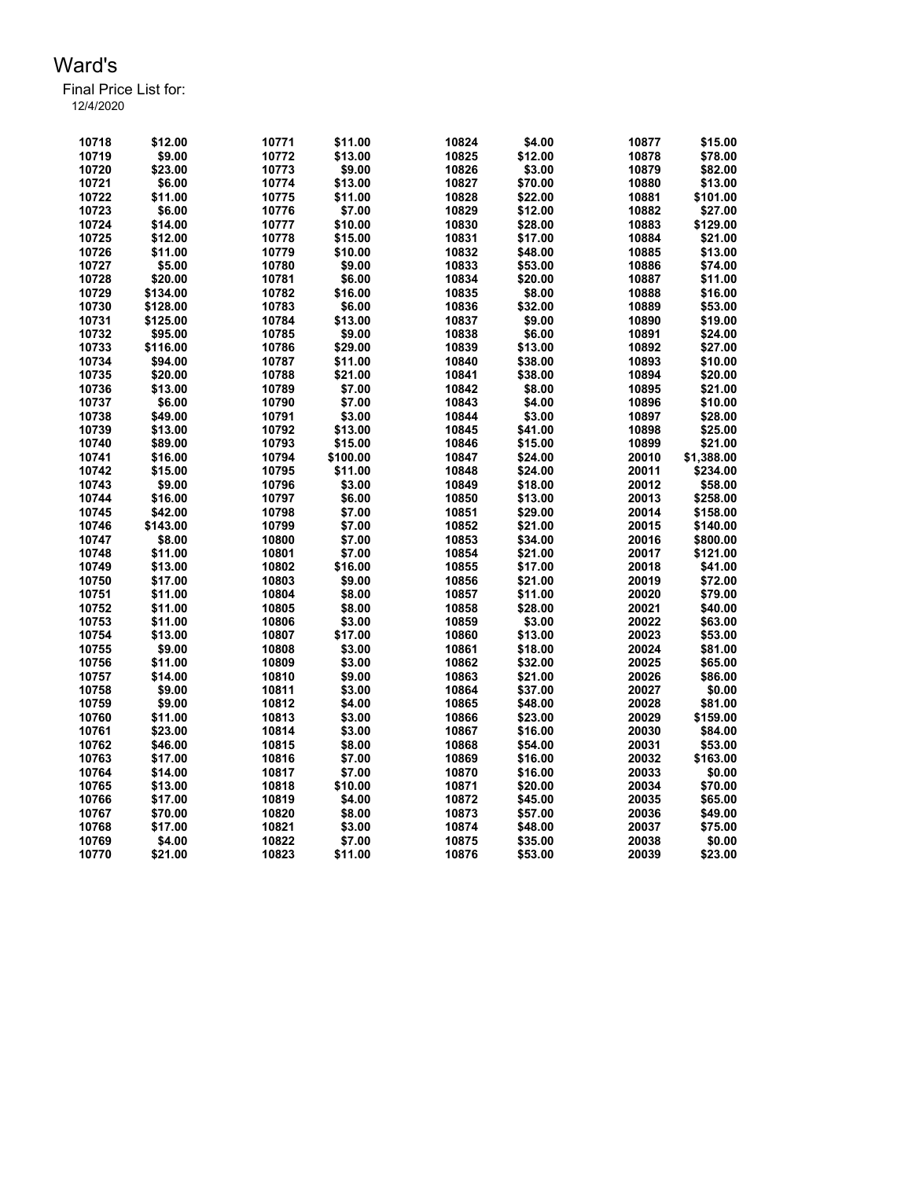# Ward's

Final Price List for:
12/4/2020

| | | | | | | | |
|---|---|---|---|---|---|---|---|
| 10718 | $12.00 | 10771 | $11.00 | 10824 | $4.00 | 10877 | $15.00 |
| 10719 | $9.00 | 10772 | $13.00 | 10825 | $12.00 | 10878 | $78.00 |
| 10720 | $23.00 | 10773 | $9.00 | 10826 | $3.00 | 10879 | $82.00 |
| 10721 | $6.00 | 10774 | $13.00 | 10827 | $70.00 | 10880 | $13.00 |
| 10722 | $11.00 | 10775 | $11.00 | 10828 | $22.00 | 10881 | $101.00 |
| 10723 | $6.00 | 10776 | $7.00 | 10829 | $12.00 | 10882 | $27.00 |
| 10724 | $14.00 | 10777 | $10.00 | 10830 | $28.00 | 10883 | $129.00 |
| 10725 | $12.00 | 10778 | $15.00 | 10831 | $17.00 | 10884 | $21.00 |
| 10726 | $11.00 | 10779 | $10.00 | 10832 | $48.00 | 10885 | $13.00 |
| 10727 | $5.00 | 10780 | $9.00 | 10833 | $53.00 | 10886 | $74.00 |
| 10728 | $20.00 | 10781 | $6.00 | 10834 | $20.00 | 10887 | $11.00 |
| 10729 | $134.00 | 10782 | $16.00 | 10835 | $8.00 | 10888 | $16.00 |
| 10730 | $128.00 | 10783 | $6.00 | 10836 | $32.00 | 10889 | $53.00 |
| 10731 | $125.00 | 10784 | $13.00 | 10837 | $9.00 | 10890 | $19.00 |
| 10732 | $95.00 | 10785 | $9.00 | 10838 | $6.00 | 10891 | $24.00 |
| 10733 | $116.00 | 10786 | $29.00 | 10839 | $13.00 | 10892 | $27.00 |
| 10734 | $94.00 | 10787 | $11.00 | 10840 | $38.00 | 10893 | $10.00 |
| 10735 | $20.00 | 10788 | $21.00 | 10841 | $38.00 | 10894 | $20.00 |
| 10736 | $13.00 | 10789 | $7.00 | 10842 | $8.00 | 10895 | $21.00 |
| 10737 | $6.00 | 10790 | $7.00 | 10843 | $4.00 | 10896 | $10.00 |
| 10738 | $49.00 | 10791 | $3.00 | 10844 | $3.00 | 10897 | $28.00 |
| 10739 | $13.00 | 10792 | $13.00 | 10845 | $41.00 | 10898 | $25.00 |
| 10740 | $89.00 | 10793 | $15.00 | 10846 | $15.00 | 10899 | $21.00 |
| 10741 | $16.00 | 10794 | $100.00 | 10847 | $24.00 | 20010 | $1,388.00 |
| 10742 | $15.00 | 10795 | $11.00 | 10848 | $24.00 | 20011 | $234.00 |
| 10743 | $9.00 | 10796 | $3.00 | 10849 | $18.00 | 20012 | $58.00 |
| 10744 | $16.00 | 10797 | $6.00 | 10850 | $13.00 | 20013 | $258.00 |
| 10745 | $42.00 | 10798 | $7.00 | 10851 | $29.00 | 20014 | $158.00 |
| 10746 | $143.00 | 10799 | $7.00 | 10852 | $21.00 | 20015 | $140.00 |
| 10747 | $8.00 | 10800 | $7.00 | 10853 | $34.00 | 20016 | $800.00 |
| 10748 | $11.00 | 10801 | $7.00 | 10854 | $21.00 | 20017 | $121.00 |
| 10749 | $13.00 | 10802 | $16.00 | 10855 | $17.00 | 20018 | $41.00 |
| 10750 | $17.00 | 10803 | $9.00 | 10856 | $21.00 | 20019 | $72.00 |
| 10751 | $11.00 | 10804 | $8.00 | 10857 | $11.00 | 20020 | $79.00 |
| 10752 | $11.00 | 10805 | $8.00 | 10858 | $28.00 | 20021 | $40.00 |
| 10753 | $11.00 | 10806 | $3.00 | 10859 | $3.00 | 20022 | $63.00 |
| 10754 | $13.00 | 10807 | $17.00 | 10860 | $13.00 | 20023 | $53.00 |
| 10755 | $9.00 | 10808 | $3.00 | 10861 | $18.00 | 20024 | $81.00 |
| 10756 | $11.00 | 10809 | $3.00 | 10862 | $32.00 | 20025 | $65.00 |
| 10757 | $14.00 | 10810 | $9.00 | 10863 | $21.00 | 20026 | $86.00 |
| 10758 | $9.00 | 10811 | $3.00 | 10864 | $37.00 | 20027 | $0.00 |
| 10759 | $9.00 | 10812 | $4.00 | 10865 | $48.00 | 20028 | $81.00 |
| 10760 | $11.00 | 10813 | $3.00 | 10866 | $23.00 | 20029 | $159.00 |
| 10761 | $23.00 | 10814 | $3.00 | 10867 | $16.00 | 20030 | $84.00 |
| 10762 | $46.00 | 10815 | $8.00 | 10868 | $54.00 | 20031 | $53.00 |
| 10763 | $17.00 | 10816 | $7.00 | 10869 | $16.00 | 20032 | $163.00 |
| 10764 | $14.00 | 10817 | $7.00 | 10870 | $16.00 | 20033 | $0.00 |
| 10765 | $13.00 | 10818 | $10.00 | 10871 | $20.00 | 20034 | $70.00 |
| 10766 | $17.00 | 10819 | $4.00 | 10872 | $45.00 | 20035 | $65.00 |
| 10767 | $70.00 | 10820 | $8.00 | 10873 | $57.00 | 20036 | $49.00 |
| 10768 | $17.00 | 10821 | $3.00 | 10874 | $48.00 | 20037 | $75.00 |
| 10769 | $4.00 | 10822 | $7.00 | 10875 | $35.00 | 20038 | $0.00 |
| 10770 | $21.00 | 10823 | $11.00 | 10876 | $53.00 | 20039 | $23.00 |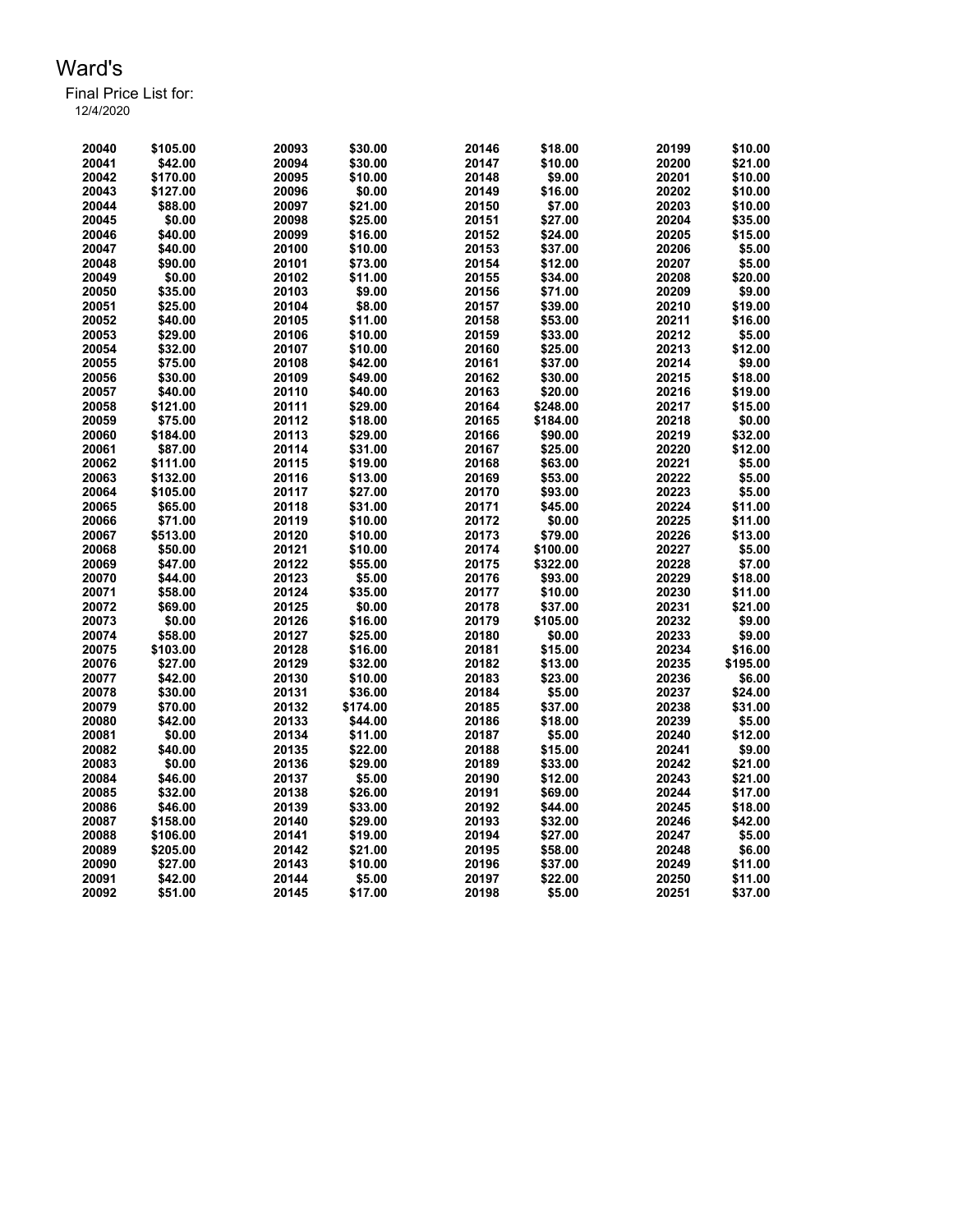Ward's

Final Price List for:

12/4/2020

| | | | | | | | |
|---|---|---|---|---|---|---|---|
| 20040 | $105.00 | 20093 | $30.00 | 20146 | $18.00 | 20199 | $10.00 |
| 20041 | $42.00 | 20094 | $30.00 | 20147 | $10.00 | 20200 | $21.00 |
| 20042 | $170.00 | 20095 | $10.00 | 20148 | $9.00 | 20201 | $10.00 |
| 20043 | $127.00 | 20096 | $0.00 | 20149 | $16.00 | 20202 | $10.00 |
| 20044 | $88.00 | 20097 | $21.00 | 20150 | $7.00 | 20203 | $10.00 |
| 20045 | $0.00 | 20098 | $25.00 | 20151 | $27.00 | 20204 | $35.00 |
| 20046 | $40.00 | 20099 | $16.00 | 20152 | $24.00 | 20205 | $15.00 |
| 20047 | $40.00 | 20100 | $10.00 | 20153 | $37.00 | 20206 | $5.00 |
| 20048 | $90.00 | 20101 | $73.00 | 20154 | $12.00 | 20207 | $5.00 |
| 20049 | $0.00 | 20102 | $11.00 | 20155 | $34.00 | 20208 | $20.00 |
| 20050 | $35.00 | 20103 | $9.00 | 20156 | $71.00 | 20209 | $9.00 |
| 20051 | $25.00 | 20104 | $8.00 | 20157 | $39.00 | 20210 | $19.00 |
| 20052 | $40.00 | 20105 | $11.00 | 20158 | $53.00 | 20211 | $16.00 |
| 20053 | $29.00 | 20106 | $10.00 | 20159 | $33.00 | 20212 | $5.00 |
| 20054 | $32.00 | 20107 | $10.00 | 20160 | $25.00 | 20213 | $12.00 |
| 20055 | $75.00 | 20108 | $42.00 | 20161 | $37.00 | 20214 | $9.00 |
| 20056 | $30.00 | 20109 | $49.00 | 20162 | $30.00 | 20215 | $18.00 |
| 20057 | $40.00 | 20110 | $40.00 | 20163 | $20.00 | 20216 | $19.00 |
| 20058 | $121.00 | 20111 | $29.00 | 20164 | $248.00 | 20217 | $15.00 |
| 20059 | $75.00 | 20112 | $18.00 | 20165 | $184.00 | 20218 | $0.00 |
| 20060 | $184.00 | 20113 | $29.00 | 20166 | $90.00 | 20219 | $32.00 |
| 20061 | $87.00 | 20114 | $31.00 | 20167 | $25.00 | 20220 | $12.00 |
| 20062 | $111.00 | 20115 | $19.00 | 20168 | $63.00 | 20221 | $5.00 |
| 20063 | $132.00 | 20116 | $13.00 | 20169 | $53.00 | 20222 | $5.00 |
| 20064 | $105.00 | 20117 | $27.00 | 20170 | $93.00 | 20223 | $5.00 |
| 20065 | $65.00 | 20118 | $31.00 | 20171 | $45.00 | 20224 | $11.00 |
| 20066 | $71.00 | 20119 | $10.00 | 20172 | $0.00 | 20225 | $11.00 |
| 20067 | $513.00 | 20120 | $10.00 | 20173 | $79.00 | 20226 | $13.00 |
| 20068 | $50.00 | 20121 | $10.00 | 20174 | $100.00 | 20227 | $5.00 |
| 20069 | $47.00 | 20122 | $55.00 | 20175 | $322.00 | 20228 | $7.00 |
| 20070 | $44.00 | 20123 | $5.00 | 20176 | $93.00 | 20229 | $18.00 |
| 20071 | $58.00 | 20124 | $35.00 | 20177 | $10.00 | 20230 | $11.00 |
| 20072 | $69.00 | 20125 | $0.00 | 20178 | $37.00 | 20231 | $21.00 |
| 20073 | $0.00 | 20126 | $16.00 | 20179 | $105.00 | 20232 | $9.00 |
| 20074 | $58.00 | 20127 | $25.00 | 20180 | $0.00 | 20233 | $9.00 |
| 20075 | $103.00 | 20128 | $16.00 | 20181 | $15.00 | 20234 | $16.00 |
| 20076 | $27.00 | 20129 | $32.00 | 20182 | $13.00 | 20235 | $195.00 |
| 20077 | $42.00 | 20130 | $10.00 | 20183 | $23.00 | 20236 | $6.00 |
| 20078 | $30.00 | 20131 | $36.00 | 20184 | $5.00 | 20237 | $24.00 |
| 20079 | $70.00 | 20132 | $174.00 | 20185 | $37.00 | 20238 | $31.00 |
| 20080 | $42.00 | 20133 | $44.00 | 20186 | $18.00 | 20239 | $5.00 |
| 20081 | $0.00 | 20134 | $11.00 | 20187 | $5.00 | 20240 | $12.00 |
| 20082 | $40.00 | 20135 | $22.00 | 20188 | $15.00 | 20241 | $9.00 |
| 20083 | $0.00 | 20136 | $29.00 | 20189 | $33.00 | 20242 | $21.00 |
| 20084 | $46.00 | 20137 | $5.00 | 20190 | $12.00 | 20243 | $21.00 |
| 20085 | $32.00 | 20138 | $26.00 | 20191 | $69.00 | 20244 | $17.00 |
| 20086 | $46.00 | 20139 | $33.00 | 20192 | $44.00 | 20245 | $18.00 |
| 20087 | $158.00 | 20140 | $29.00 | 20193 | $32.00 | 20246 | $42.00 |
| 20088 | $106.00 | 20141 | $19.00 | 20194 | $27.00 | 20247 | $5.00 |
| 20089 | $205.00 | 20142 | $21.00 | 20195 | $58.00 | 20248 | $6.00 |
| 20090 | $27.00 | 20143 | $10.00 | 20196 | $37.00 | 20249 | $11.00 |
| 20091 | $42.00 | 20144 | $5.00 | 20197 | $22.00 | 20250 | $11.00 |
| 20092 | $51.00 | 20145 | $17.00 | 20198 | $5.00 | 20251 | $37.00 |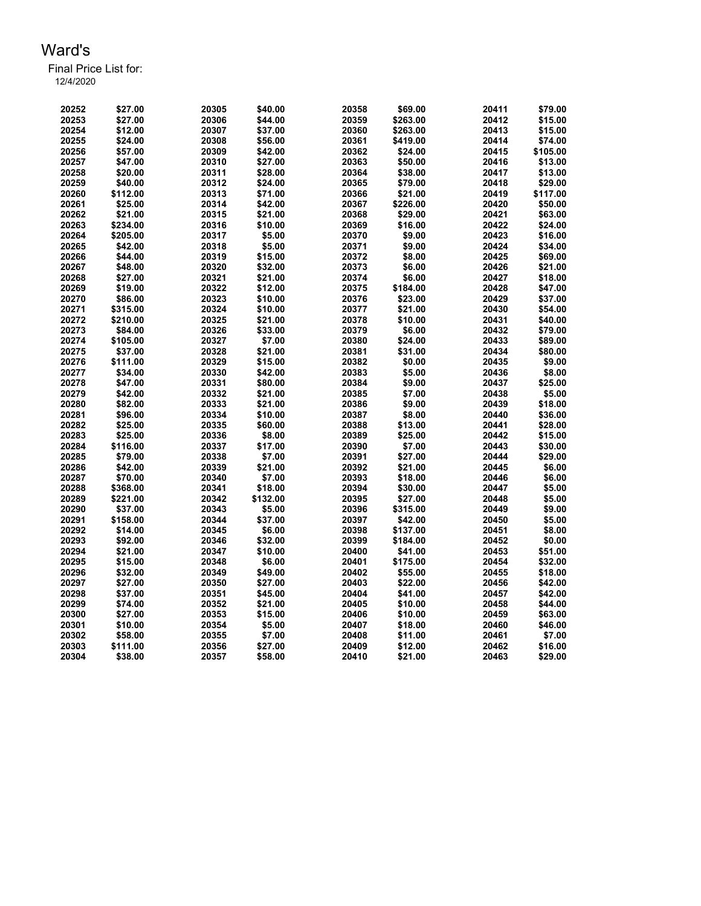# Ward's

Final Price List for:
12/4/2020

| | | | | | | | |
|---|---|---|---|---|---|---|---|
| 20252 | $27.00 | 20305 | $40.00 | 20358 | $69.00 | 20411 | $79.00 |
| 20253 | $27.00 | 20306 | $44.00 | 20359 | $263.00 | 20412 | $15.00 |
| 20254 | $12.00 | 20307 | $37.00 | 20360 | $263.00 | 20413 | $15.00 |
| 20255 | $24.00 | 20308 | $56.00 | 20361 | $419.00 | 20414 | $74.00 |
| 20256 | $57.00 | 20309 | $42.00 | 20362 | $24.00 | 20415 | $105.00 |
| 20257 | $47.00 | 20310 | $27.00 | 20363 | $50.00 | 20416 | $13.00 |
| 20258 | $20.00 | 20311 | $28.00 | 20364 | $38.00 | 20417 | $13.00 |
| 20259 | $40.00 | 20312 | $24.00 | 20365 | $79.00 | 20418 | $29.00 |
| 20260 | $112.00 | 20313 | $71.00 | 20366 | $21.00 | 20419 | $117.00 |
| 20261 | $25.00 | 20314 | $42.00 | 20367 | $226.00 | 20420 | $50.00 |
| 20262 | $21.00 | 20315 | $21.00 | 20368 | $29.00 | 20421 | $63.00 |
| 20263 | $234.00 | 20316 | $10.00 | 20369 | $16.00 | 20422 | $24.00 |
| 20264 | $205.00 | 20317 | $5.00 | 20370 | $9.00 | 20423 | $16.00 |
| 20265 | $42.00 | 20318 | $5.00 | 20371 | $9.00 | 20424 | $34.00 |
| 20266 | $44.00 | 20319 | $15.00 | 20372 | $8.00 | 20425 | $69.00 |
| 20267 | $48.00 | 20320 | $32.00 | 20373 | $6.00 | 20426 | $21.00 |
| 20268 | $27.00 | 20321 | $21.00 | 20374 | $6.00 | 20427 | $18.00 |
| 20269 | $19.00 | 20322 | $12.00 | 20375 | $184.00 | 20428 | $47.00 |
| 20270 | $86.00 | 20323 | $10.00 | 20376 | $23.00 | 20429 | $37.00 |
| 20271 | $315.00 | 20324 | $10.00 | 20377 | $21.00 | 20430 | $54.00 |
| 20272 | $210.00 | 20325 | $21.00 | 20378 | $10.00 | 20431 | $40.00 |
| 20273 | $84.00 | 20326 | $33.00 | 20379 | $6.00 | 20432 | $79.00 |
| 20274 | $105.00 | 20327 | $7.00 | 20380 | $24.00 | 20433 | $89.00 |
| 20275 | $37.00 | 20328 | $21.00 | 20381 | $31.00 | 20434 | $80.00 |
| 20276 | $111.00 | 20329 | $15.00 | 20382 | $0.00 | 20435 | $9.00 |
| 20277 | $34.00 | 20330 | $42.00 | 20383 | $5.00 | 20436 | $8.00 |
| 20278 | $47.00 | 20331 | $80.00 | 20384 | $9.00 | 20437 | $25.00 |
| 20279 | $42.00 | 20332 | $21.00 | 20385 | $7.00 | 20438 | $5.00 |
| 20280 | $82.00 | 20333 | $21.00 | 20386 | $9.00 | 20439 | $18.00 |
| 20281 | $96.00 | 20334 | $10.00 | 20387 | $8.00 | 20440 | $36.00 |
| 20282 | $25.00 | 20335 | $60.00 | 20388 | $13.00 | 20441 | $28.00 |
| 20283 | $25.00 | 20336 | $8.00 | 20389 | $25.00 | 20442 | $15.00 |
| 20284 | $116.00 | 20337 | $17.00 | 20390 | $7.00 | 20443 | $30.00 |
| 20285 | $79.00 | 20338 | $7.00 | 20391 | $27.00 | 20444 | $29.00 |
| 20286 | $42.00 | 20339 | $21.00 | 20392 | $21.00 | 20445 | $6.00 |
| 20287 | $70.00 | 20340 | $7.00 | 20393 | $18.00 | 20446 | $6.00 |
| 20288 | $368.00 | 20341 | $18.00 | 20394 | $30.00 | 20447 | $5.00 |
| 20289 | $221.00 | 20342 | $132.00 | 20395 | $27.00 | 20448 | $5.00 |
| 20290 | $37.00 | 20343 | $5.00 | 20396 | $315.00 | 20449 | $9.00 |
| 20291 | $158.00 | 20344 | $37.00 | 20397 | $42.00 | 20450 | $5.00 |
| 20292 | $14.00 | 20345 | $6.00 | 20398 | $137.00 | 20451 | $8.00 |
| 20293 | $92.00 | 20346 | $32.00 | 20399 | $184.00 | 20452 | $0.00 |
| 20294 | $21.00 | 20347 | $10.00 | 20400 | $41.00 | 20453 | $51.00 |
| 20295 | $15.00 | 20348 | $6.00 | 20401 | $175.00 | 20454 | $32.00 |
| 20296 | $32.00 | 20349 | $49.00 | 20402 | $55.00 | 20455 | $18.00 |
| 20297 | $27.00 | 20350 | $27.00 | 20403 | $22.00 | 20456 | $42.00 |
| 20298 | $37.00 | 20351 | $45.00 | 20404 | $41.00 | 20457 | $42.00 |
| 20299 | $74.00 | 20352 | $21.00 | 20405 | $10.00 | 20458 | $44.00 |
| 20300 | $27.00 | 20353 | $15.00 | 20406 | $10.00 | 20459 | $63.00 |
| 20301 | $10.00 | 20354 | $5.00 | 20407 | $18.00 | 20460 | $46.00 |
| 20302 | $58.00 | 20355 | $7.00 | 20408 | $11.00 | 20461 | $7.00 |
| 20303 | $111.00 | 20356 | $27.00 | 20409 | $12.00 | 20462 | $16.00 |
| 20304 | $38.00 | 20357 | $58.00 | 20410 | $21.00 | 20463 | $29.00 |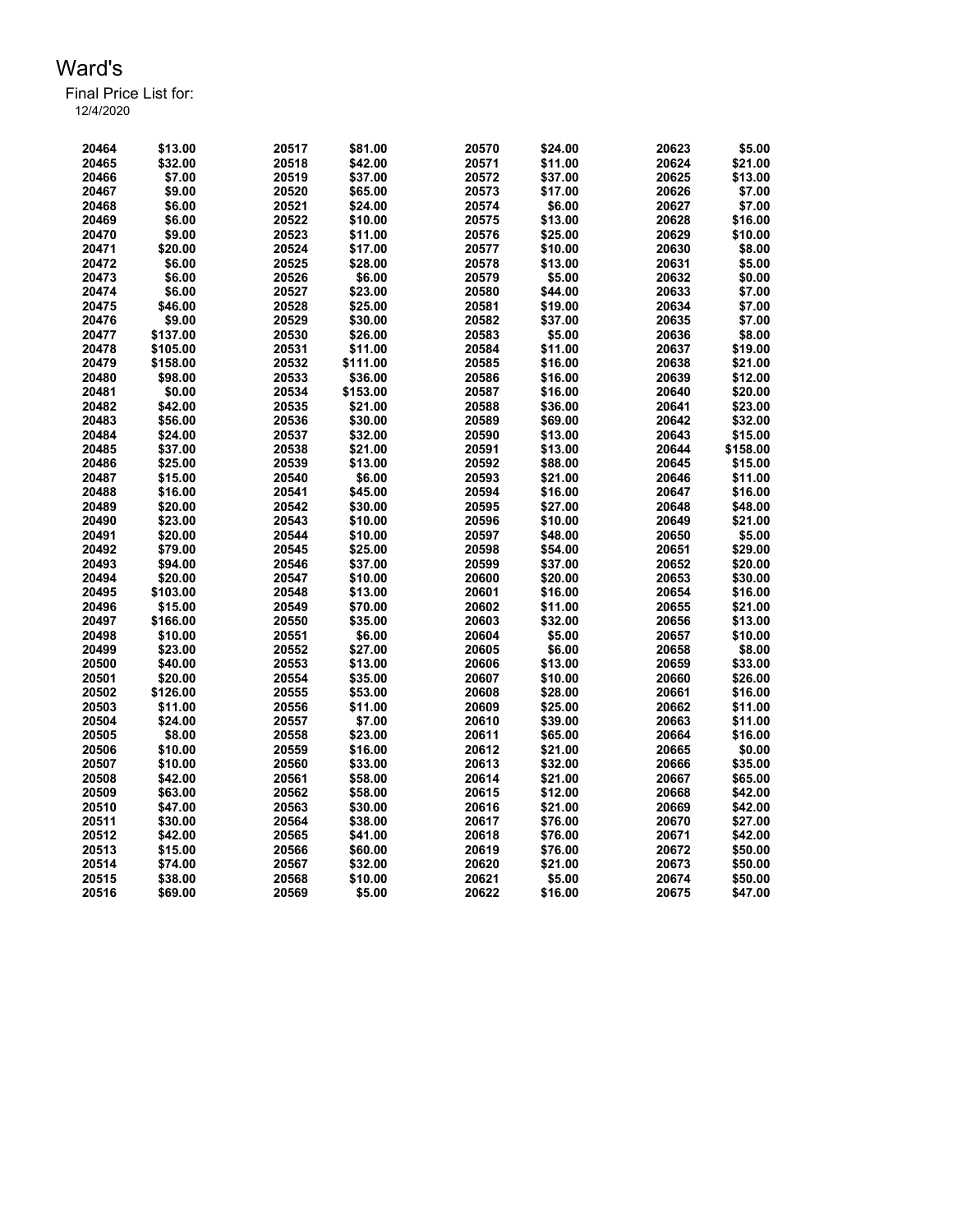# Ward's

Final Price List for:
12/4/2020

| | | | | | | | |
|---|---|---|---|---|---|---|---|
| 20464 | $13.00 | 20517 | $81.00 | 20570 | $24.00 | 20623 | $5.00 |
| 20465 | $32.00 | 20518 | $42.00 | 20571 | $11.00 | 20624 | $21.00 |
| 20466 | $7.00 | 20519 | $37.00 | 20572 | $37.00 | 20625 | $13.00 |
| 20467 | $9.00 | 20520 | $65.00 | 20573 | $17.00 | 20626 | $7.00 |
| 20468 | $6.00 | 20521 | $24.00 | 20574 | $6.00 | 20627 | $7.00 |
| 20469 | $6.00 | 20522 | $10.00 | 20575 | $13.00 | 20628 | $16.00 |
| 20470 | $9.00 | 20523 | $11.00 | 20576 | $25.00 | 20629 | $10.00 |
| 20471 | $20.00 | 20524 | $17.00 | 20577 | $10.00 | 20630 | $8.00 |
| 20472 | $6.00 | 20525 | $28.00 | 20578 | $13.00 | 20631 | $5.00 |
| 20473 | $6.00 | 20526 | $6.00 | 20579 | $5.00 | 20632 | $0.00 |
| 20474 | $6.00 | 20527 | $23.00 | 20580 | $44.00 | 20633 | $7.00 |
| 20475 | $46.00 | 20528 | $25.00 | 20581 | $19.00 | 20634 | $7.00 |
| 20476 | $9.00 | 20529 | $30.00 | 20582 | $37.00 | 20635 | $7.00 |
| 20477 | $137.00 | 20530 | $26.00 | 20583 | $5.00 | 20636 | $8.00 |
| 20478 | $105.00 | 20531 | $11.00 | 20584 | $11.00 | 20637 | $19.00 |
| 20479 | $158.00 | 20532 | $111.00 | 20585 | $16.00 | 20638 | $21.00 |
| 20480 | $98.00 | 20533 | $36.00 | 20586 | $16.00 | 20639 | $12.00 |
| 20481 | $0.00 | 20534 | $153.00 | 20587 | $16.00 | 20640 | $20.00 |
| 20482 | $42.00 | 20535 | $21.00 | 20588 | $36.00 | 20641 | $23.00 |
| 20483 | $56.00 | 20536 | $30.00 | 20589 | $69.00 | 20642 | $32.00 |
| 20484 | $24.00 | 20537 | $32.00 | 20590 | $13.00 | 20643 | $15.00 |
| 20485 | $37.00 | 20538 | $21.00 | 20591 | $13.00 | 20644 | $158.00 |
| 20486 | $25.00 | 20539 | $13.00 | 20592 | $88.00 | 20645 | $15.00 |
| 20487 | $15.00 | 20540 | $6.00 | 20593 | $21.00 | 20646 | $11.00 |
| 20488 | $16.00 | 20541 | $45.00 | 20594 | $16.00 | 20647 | $16.00 |
| 20489 | $20.00 | 20542 | $30.00 | 20595 | $27.00 | 20648 | $48.00 |
| 20490 | $23.00 | 20543 | $10.00 | 20596 | $10.00 | 20649 | $21.00 |
| 20491 | $20.00 | 20544 | $10.00 | 20597 | $48.00 | 20650 | $5.00 |
| 20492 | $79.00 | 20545 | $25.00 | 20598 | $54.00 | 20651 | $29.00 |
| 20493 | $94.00 | 20546 | $37.00 | 20599 | $37.00 | 20652 | $20.00 |
| 20494 | $20.00 | 20547 | $10.00 | 20600 | $20.00 | 20653 | $30.00 |
| 20495 | $103.00 | 20548 | $13.00 | 20601 | $16.00 | 20654 | $16.00 |
| 20496 | $15.00 | 20549 | $70.00 | 20602 | $11.00 | 20655 | $21.00 |
| 20497 | $166.00 | 20550 | $35.00 | 20603 | $32.00 | 20656 | $13.00 |
| 20498 | $10.00 | 20551 | $6.00 | 20604 | $5.00 | 20657 | $10.00 |
| 20499 | $23.00 | 20552 | $27.00 | 20605 | $6.00 | 20658 | $8.00 |
| 20500 | $40.00 | 20553 | $13.00 | 20606 | $13.00 | 20659 | $33.00 |
| 20501 | $20.00 | 20554 | $35.00 | 20607 | $10.00 | 20660 | $26.00 |
| 20502 | $126.00 | 20555 | $53.00 | 20608 | $28.00 | 20661 | $16.00 |
| 20503 | $11.00 | 20556 | $11.00 | 20609 | $25.00 | 20662 | $11.00 |
| 20504 | $24.00 | 20557 | $7.00 | 20610 | $39.00 | 20663 | $11.00 |
| 20505 | $8.00 | 20558 | $23.00 | 20611 | $65.00 | 20664 | $16.00 |
| 20506 | $10.00 | 20559 | $16.00 | 20612 | $21.00 | 20665 | $0.00 |
| 20507 | $10.00 | 20560 | $33.00 | 20613 | $32.00 | 20666 | $35.00 |
| 20508 | $42.00 | 20561 | $58.00 | 20614 | $21.00 | 20667 | $65.00 |
| 20509 | $63.00 | 20562 | $58.00 | 20615 | $12.00 | 20668 | $42.00 |
| 20510 | $47.00 | 20563 | $30.00 | 20616 | $21.00 | 20669 | $42.00 |
| 20511 | $30.00 | 20564 | $38.00 | 20617 | $76.00 | 20670 | $27.00 |
| 20512 | $42.00 | 20565 | $41.00 | 20618 | $76.00 | 20671 | $42.00 |
| 20513 | $15.00 | 20566 | $60.00 | 20619 | $76.00 | 20672 | $50.00 |
| 20514 | $74.00 | 20567 | $32.00 | 20620 | $21.00 | 20673 | $50.00 |
| 20515 | $38.00 | 20568 | $10.00 | 20621 | $5.00 | 20674 | $50.00 |
| 20516 | $69.00 | 20569 | $5.00 | 20622 | $16.00 | 20675 | $47.00 |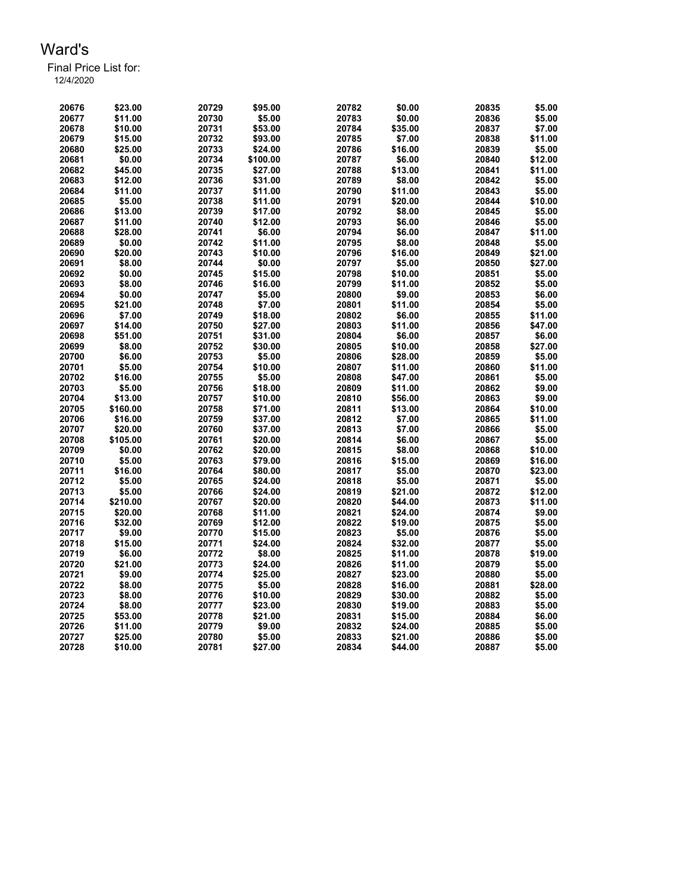# Ward's

Final Price List for:

12/4/2020

| | | | | | | | |
|---|---|---|---|---|---|---|---|
| 20676 | $23.00 | 20729 | $95.00 | 20782 | $0.00 | 20835 | $5.00 |
| 20677 | $11.00 | 20730 | $5.00 | 20783 | $0.00 | 20836 | $5.00 |
| 20678 | $10.00 | 20731 | $53.00 | 20784 | $35.00 | 20837 | $7.00 |
| 20679 | $15.00 | 20732 | $93.00 | 20785 | $7.00 | 20838 | $11.00 |
| 20680 | $25.00 | 20733 | $24.00 | 20786 | $16.00 | 20839 | $5.00 |
| 20681 | $0.00 | 20734 | $100.00 | 20787 | $6.00 | 20840 | $12.00 |
| 20682 | $45.00 | 20735 | $27.00 | 20788 | $13.00 | 20841 | $11.00 |
| 20683 | $12.00 | 20736 | $31.00 | 20789 | $8.00 | 20842 | $5.00 |
| 20684 | $11.00 | 20737 | $11.00 | 20790 | $11.00 | 20843 | $5.00 |
| 20685 | $5.00 | 20738 | $11.00 | 20791 | $20.00 | 20844 | $10.00 |
| 20686 | $13.00 | 20739 | $17.00 | 20792 | $8.00 | 20845 | $5.00 |
| 20687 | $11.00 | 20740 | $12.00 | 20793 | $6.00 | 20846 | $5.00 |
| 20688 | $28.00 | 20741 | $6.00 | 20794 | $6.00 | 20847 | $11.00 |
| 20689 | $0.00 | 20742 | $11.00 | 20795 | $8.00 | 20848 | $5.00 |
| 20690 | $20.00 | 20743 | $10.00 | 20796 | $16.00 | 20849 | $21.00 |
| 20691 | $8.00 | 20744 | $0.00 | 20797 | $5.00 | 20850 | $27.00 |
| 20692 | $0.00 | 20745 | $15.00 | 20798 | $10.00 | 20851 | $5.00 |
| 20693 | $8.00 | 20746 | $16.00 | 20799 | $11.00 | 20852 | $5.00 |
| 20694 | $0.00 | 20747 | $5.00 | 20800 | $9.00 | 20853 | $6.00 |
| 20695 | $21.00 | 20748 | $7.00 | 20801 | $11.00 | 20854 | $5.00 |
| 20696 | $7.00 | 20749 | $18.00 | 20802 | $6.00 | 20855 | $11.00 |
| 20697 | $14.00 | 20750 | $27.00 | 20803 | $11.00 | 20856 | $47.00 |
| 20698 | $51.00 | 20751 | $31.00 | 20804 | $6.00 | 20857 | $6.00 |
| 20699 | $8.00 | 20752 | $30.00 | 20805 | $10.00 | 20858 | $27.00 |
| 20700 | $6.00 | 20753 | $5.00 | 20806 | $28.00 | 20859 | $5.00 |
| 20701 | $5.00 | 20754 | $10.00 | 20807 | $11.00 | 20860 | $11.00 |
| 20702 | $16.00 | 20755 | $5.00 | 20808 | $47.00 | 20861 | $5.00 |
| 20703 | $5.00 | 20756 | $18.00 | 20809 | $11.00 | 20862 | $9.00 |
| 20704 | $13.00 | 20757 | $10.00 | 20810 | $56.00 | 20863 | $9.00 |
| 20705 | $160.00 | 20758 | $71.00 | 20811 | $13.00 | 20864 | $10.00 |
| 20706 | $16.00 | 20759 | $37.00 | 20812 | $7.00 | 20865 | $11.00 |
| 20707 | $20.00 | 20760 | $37.00 | 20813 | $7.00 | 20866 | $5.00 |
| 20708 | $105.00 | 20761 | $20.00 | 20814 | $6.00 | 20867 | $5.00 |
| 20709 | $0.00 | 20762 | $20.00 | 20815 | $8.00 | 20868 | $10.00 |
| 20710 | $5.00 | 20763 | $79.00 | 20816 | $15.00 | 20869 | $16.00 |
| 20711 | $16.00 | 20764 | $80.00 | 20817 | $5.00 | 20870 | $23.00 |
| 20712 | $5.00 | 20765 | $24.00 | 20818 | $5.00 | 20871 | $5.00 |
| 20713 | $5.00 | 20766 | $24.00 | 20819 | $21.00 | 20872 | $12.00 |
| 20714 | $210.00 | 20767 | $20.00 | 20820 | $44.00 | 20873 | $11.00 |
| 20715 | $20.00 | 20768 | $11.00 | 20821 | $24.00 | 20874 | $9.00 |
| 20716 | $32.00 | 20769 | $12.00 | 20822 | $19.00 | 20875 | $5.00 |
| 20717 | $9.00 | 20770 | $15.00 | 20823 | $5.00 | 20876 | $5.00 |
| 20718 | $15.00 | 20771 | $24.00 | 20824 | $32.00 | 20877 | $5.00 |
| 20719 | $6.00 | 20772 | $8.00 | 20825 | $11.00 | 20878 | $19.00 |
| 20720 | $21.00 | 20773 | $24.00 | 20826 | $11.00 | 20879 | $5.00 |
| 20721 | $9.00 | 20774 | $25.00 | 20827 | $23.00 | 20880 | $5.00 |
| 20722 | $8.00 | 20775 | $5.00 | 20828 | $16.00 | 20881 | $28.00 |
| 20723 | $8.00 | 20776 | $10.00 | 20829 | $30.00 | 20882 | $5.00 |
| 20724 | $8.00 | 20777 | $23.00 | 20830 | $19.00 | 20883 | $5.00 |
| 20725 | $53.00 | 20778 | $21.00 | 20831 | $15.00 | 20884 | $6.00 |
| 20726 | $11.00 | 20779 | $9.00 | 20832 | $24.00 | 20885 | $5.00 |
| 20727 | $25.00 | 20780 | $5.00 | 20833 | $21.00 | 20886 | $5.00 |
| 20728 | $10.00 | 20781 | $27.00 | 20834 | $44.00 | 20887 | $5.00 |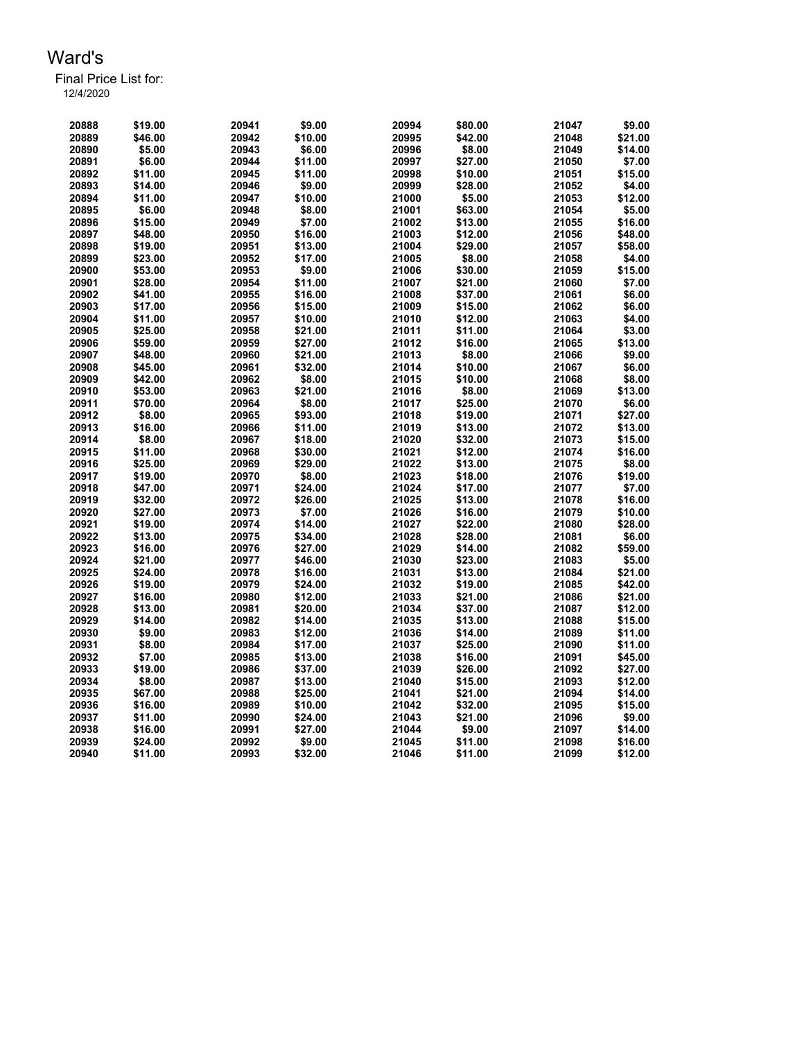Ward's

Final Price List for:

12/4/2020

| | | | | | | | |
|---|---|---|---|---|---|---|---|
| 20888 | $19.00 | 20941 | $9.00 | 20994 | $80.00 | 21047 | $9.00 |
| 20889 | $46.00 | 20942 | $10.00 | 20995 | $42.00 | 21048 | $21.00 |
| 20890 | $5.00 | 20943 | $6.00 | 20996 | $8.00 | 21049 | $14.00 |
| 20891 | $6.00 | 20944 | $11.00 | 20997 | $27.00 | 21050 | $7.00 |
| 20892 | $11.00 | 20945 | $11.00 | 20998 | $10.00 | 21051 | $15.00 |
| 20893 | $14.00 | 20946 | $9.00 | 20999 | $28.00 | 21052 | $4.00 |
| 20894 | $11.00 | 20947 | $10.00 | 21000 | $5.00 | 21053 | $12.00 |
| 20895 | $6.00 | 20948 | $8.00 | 21001 | $63.00 | 21054 | $5.00 |
| 20896 | $15.00 | 20949 | $7.00 | 21002 | $13.00 | 21055 | $16.00 |
| 20897 | $48.00 | 20950 | $16.00 | 21003 | $12.00 | 21056 | $48.00 |
| 20898 | $19.00 | 20951 | $13.00 | 21004 | $29.00 | 21057 | $58.00 |
| 20899 | $23.00 | 20952 | $17.00 | 21005 | $8.00 | 21058 | $4.00 |
| 20900 | $53.00 | 20953 | $9.00 | 21006 | $30.00 | 21059 | $15.00 |
| 20901 | $28.00 | 20954 | $11.00 | 21007 | $21.00 | 21060 | $7.00 |
| 20902 | $41.00 | 20955 | $16.00 | 21008 | $37.00 | 21061 | $6.00 |
| 20903 | $17.00 | 20956 | $15.00 | 21009 | $15.00 | 21062 | $6.00 |
| 20904 | $11.00 | 20957 | $10.00 | 21010 | $12.00 | 21063 | $4.00 |
| 20905 | $25.00 | 20958 | $21.00 | 21011 | $11.00 | 21064 | $3.00 |
| 20906 | $59.00 | 20959 | $27.00 | 21012 | $16.00 | 21065 | $13.00 |
| 20907 | $48.00 | 20960 | $21.00 | 21013 | $8.00 | 21066 | $9.00 |
| 20908 | $45.00 | 20961 | $32.00 | 21014 | $10.00 | 21067 | $6.00 |
| 20909 | $42.00 | 20962 | $8.00 | 21015 | $10.00 | 21068 | $8.00 |
| 20910 | $53.00 | 20963 | $21.00 | 21016 | $8.00 | 21069 | $13.00 |
| 20911 | $70.00 | 20964 | $8.00 | 21017 | $25.00 | 21070 | $6.00 |
| 20912 | $8.00 | 20965 | $93.00 | 21018 | $19.00 | 21071 | $27.00 |
| 20913 | $16.00 | 20966 | $11.00 | 21019 | $13.00 | 21072 | $13.00 |
| 20914 | $8.00 | 20967 | $18.00 | 21020 | $32.00 | 21073 | $15.00 |
| 20915 | $11.00 | 20968 | $30.00 | 21021 | $12.00 | 21074 | $16.00 |
| 20916 | $25.00 | 20969 | $29.00 | 21022 | $13.00 | 21075 | $8.00 |
| 20917 | $19.00 | 20970 | $8.00 | 21023 | $18.00 | 21076 | $19.00 |
| 20918 | $47.00 | 20971 | $24.00 | 21024 | $17.00 | 21077 | $7.00 |
| 20919 | $32.00 | 20972 | $26.00 | 21025 | $13.00 | 21078 | $16.00 |
| 20920 | $27.00 | 20973 | $7.00 | 21026 | $16.00 | 21079 | $10.00 |
| 20921 | $19.00 | 20974 | $14.00 | 21027 | $22.00 | 21080 | $28.00 |
| 20922 | $13.00 | 20975 | $34.00 | 21028 | $28.00 | 21081 | $6.00 |
| 20923 | $16.00 | 20976 | $27.00 | 21029 | $14.00 | 21082 | $59.00 |
| 20924 | $21.00 | 20977 | $46.00 | 21030 | $23.00 | 21083 | $5.00 |
| 20925 | $24.00 | 20978 | $16.00 | 21031 | $13.00 | 21084 | $21.00 |
| 20926 | $19.00 | 20979 | $24.00 | 21032 | $19.00 | 21085 | $42.00 |
| 20927 | $16.00 | 20980 | $12.00 | 21033 | $21.00 | 21086 | $21.00 |
| 20928 | $13.00 | 20981 | $20.00 | 21034 | $37.00 | 21087 | $12.00 |
| 20929 | $14.00 | 20982 | $14.00 | 21035 | $13.00 | 21088 | $15.00 |
| 20930 | $9.00 | 20983 | $12.00 | 21036 | $14.00 | 21089 | $11.00 |
| 20931 | $8.00 | 20984 | $17.00 | 21037 | $25.00 | 21090 | $11.00 |
| 20932 | $7.00 | 20985 | $13.00 | 21038 | $16.00 | 21091 | $45.00 |
| 20933 | $19.00 | 20986 | $37.00 | 21039 | $26.00 | 21092 | $27.00 |
| 20934 | $8.00 | 20987 | $13.00 | 21040 | $15.00 | 21093 | $12.00 |
| 20935 | $67.00 | 20988 | $25.00 | 21041 | $21.00 | 21094 | $14.00 |
| 20936 | $16.00 | 20989 | $10.00 | 21042 | $32.00 | 21095 | $15.00 |
| 20937 | $11.00 | 20990 | $24.00 | 21043 | $21.00 | 21096 | $9.00 |
| 20938 | $16.00 | 20991 | $27.00 | 21044 | $9.00 | 21097 | $14.00 |
| 20939 | $24.00 | 20992 | $9.00 | 21045 | $11.00 | 21098 | $16.00 |
| 20940 | $11.00 | 20993 | $32.00 | 21046 | $11.00 | 21099 | $12.00 |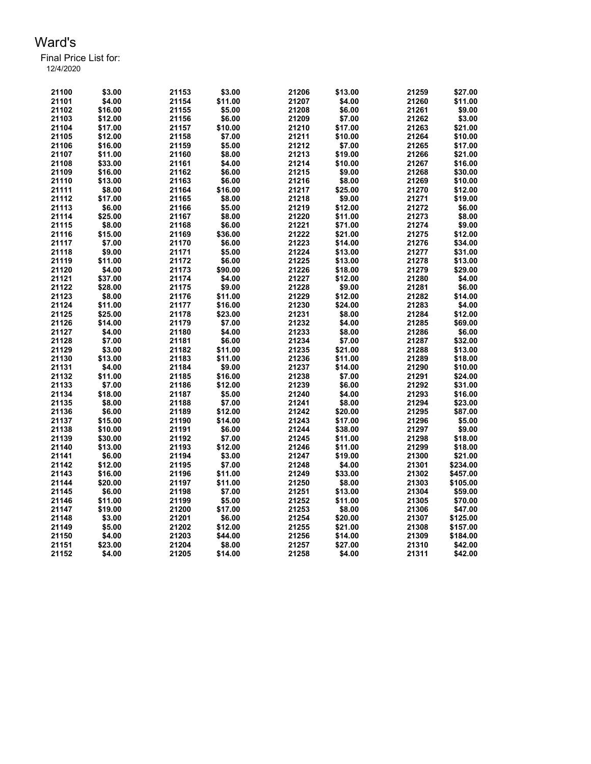# Ward's

Final Price List for:
12/4/2020

| | | | | | | | |
|---|---|---|---|---|---|---|---|
| 21100 | $3.00 | 21153 | $3.00 | 21206 | $13.00 | 21259 | $27.00 |
| 21101 | $4.00 | 21154 | $11.00 | 21207 | $4.00 | 21260 | $11.00 |
| 21102 | $16.00 | 21155 | $5.00 | 21208 | $6.00 | 21261 | $9.00 |
| 21103 | $12.00 | 21156 | $6.00 | 21209 | $7.00 | 21262 | $3.00 |
| 21104 | $17.00 | 21157 | $10.00 | 21210 | $17.00 | 21263 | $21.00 |
| 21105 | $12.00 | 21158 | $7.00 | 21211 | $10.00 | 21264 | $10.00 |
| 21106 | $16.00 | 21159 | $5.00 | 21212 | $7.00 | 21265 | $17.00 |
| 21107 | $11.00 | 21160 | $8.00 | 21213 | $19.00 | 21266 | $21.00 |
| 21108 | $33.00 | 21161 | $4.00 | 21214 | $10.00 | 21267 | $16.00 |
| 21109 | $16.00 | 21162 | $6.00 | 21215 | $9.00 | 21268 | $30.00 |
| 21110 | $13.00 | 21163 | $6.00 | 21216 | $8.00 | 21269 | $10.00 |
| 21111 | $8.00 | 21164 | $16.00 | 21217 | $25.00 | 21270 | $12.00 |
| 21112 | $17.00 | 21165 | $8.00 | 21218 | $9.00 | 21271 | $19.00 |
| 21113 | $6.00 | 21166 | $5.00 | 21219 | $12.00 | 21272 | $6.00 |
| 21114 | $25.00 | 21167 | $8.00 | 21220 | $11.00 | 21273 | $8.00 |
| 21115 | $8.00 | 21168 | $6.00 | 21221 | $71.00 | 21274 | $9.00 |
| 21116 | $15.00 | 21169 | $36.00 | 21222 | $21.00 | 21275 | $12.00 |
| 21117 | $7.00 | 21170 | $6.00 | 21223 | $14.00 | 21276 | $34.00 |
| 21118 | $9.00 | 21171 | $5.00 | 21224 | $13.00 | 21277 | $31.00 |
| 21119 | $11.00 | 21172 | $6.00 | 21225 | $13.00 | 21278 | $13.00 |
| 21120 | $4.00 | 21173 | $90.00 | 21226 | $18.00 | 21279 | $29.00 |
| 21121 | $37.00 | 21174 | $4.00 | 21227 | $12.00 | 21280 | $4.00 |
| 21122 | $28.00 | 21175 | $9.00 | 21228 | $9.00 | 21281 | $6.00 |
| 21123 | $8.00 | 21176 | $11.00 | 21229 | $12.00 | 21282 | $14.00 |
| 21124 | $11.00 | 21177 | $16.00 | 21230 | $24.00 | 21283 | $4.00 |
| 21125 | $25.00 | 21178 | $23.00 | 21231 | $8.00 | 21284 | $12.00 |
| 21126 | $14.00 | 21179 | $7.00 | 21232 | $4.00 | 21285 | $69.00 |
| 21127 | $4.00 | 21180 | $4.00 | 21233 | $8.00 | 21286 | $6.00 |
| 21128 | $7.00 | 21181 | $6.00 | 21234 | $7.00 | 21287 | $32.00 |
| 21129 | $3.00 | 21182 | $11.00 | 21235 | $21.00 | 21288 | $13.00 |
| 21130 | $13.00 | 21183 | $11.00 | 21236 | $11.00 | 21289 | $18.00 |
| 21131 | $4.00 | 21184 | $9.00 | 21237 | $14.00 | 21290 | $10.00 |
| 21132 | $11.00 | 21185 | $16.00 | 21238 | $7.00 | 21291 | $24.00 |
| 21133 | $7.00 | 21186 | $12.00 | 21239 | $6.00 | 21292 | $31.00 |
| 21134 | $18.00 | 21187 | $5.00 | 21240 | $4.00 | 21293 | $16.00 |
| 21135 | $8.00 | 21188 | $7.00 | 21241 | $8.00 | 21294 | $23.00 |
| 21136 | $6.00 | 21189 | $12.00 | 21242 | $20.00 | 21295 | $87.00 |
| 21137 | $15.00 | 21190 | $14.00 | 21243 | $17.00 | 21296 | $5.00 |
| 21138 | $10.00 | 21191 | $6.00 | 21244 | $38.00 | 21297 | $9.00 |
| 21139 | $30.00 | 21192 | $7.00 | 21245 | $11.00 | 21298 | $18.00 |
| 21140 | $13.00 | 21193 | $12.00 | 21246 | $11.00 | 21299 | $18.00 |
| 21141 | $6.00 | 21194 | $3.00 | 21247 | $19.00 | 21300 | $21.00 |
| 21142 | $12.00 | 21195 | $7.00 | 21248 | $4.00 | 21301 | $234.00 |
| 21143 | $16.00 | 21196 | $11.00 | 21249 | $33.00 | 21302 | $457.00 |
| 21144 | $20.00 | 21197 | $11.00 | 21250 | $8.00 | 21303 | $105.00 |
| 21145 | $6.00 | 21198 | $7.00 | 21251 | $13.00 | 21304 | $59.00 |
| 21146 | $11.00 | 21199 | $5.00 | 21252 | $11.00 | 21305 | $70.00 |
| 21147 | $19.00 | 21200 | $17.00 | 21253 | $8.00 | 21306 | $47.00 |
| 21148 | $3.00 | 21201 | $6.00 | 21254 | $20.00 | 21307 | $125.00 |
| 21149 | $5.00 | 21202 | $12.00 | 21255 | $21.00 | 21308 | $157.00 |
| 21150 | $4.00 | 21203 | $44.00 | 21256 | $14.00 | 21309 | $184.00 |
| 21151 | $23.00 | 21204 | $8.00 | 21257 | $27.00 | 21310 | $42.00 |
| 21152 | $4.00 | 21205 | $14.00 | 21258 | $4.00 | 21311 | $42.00 |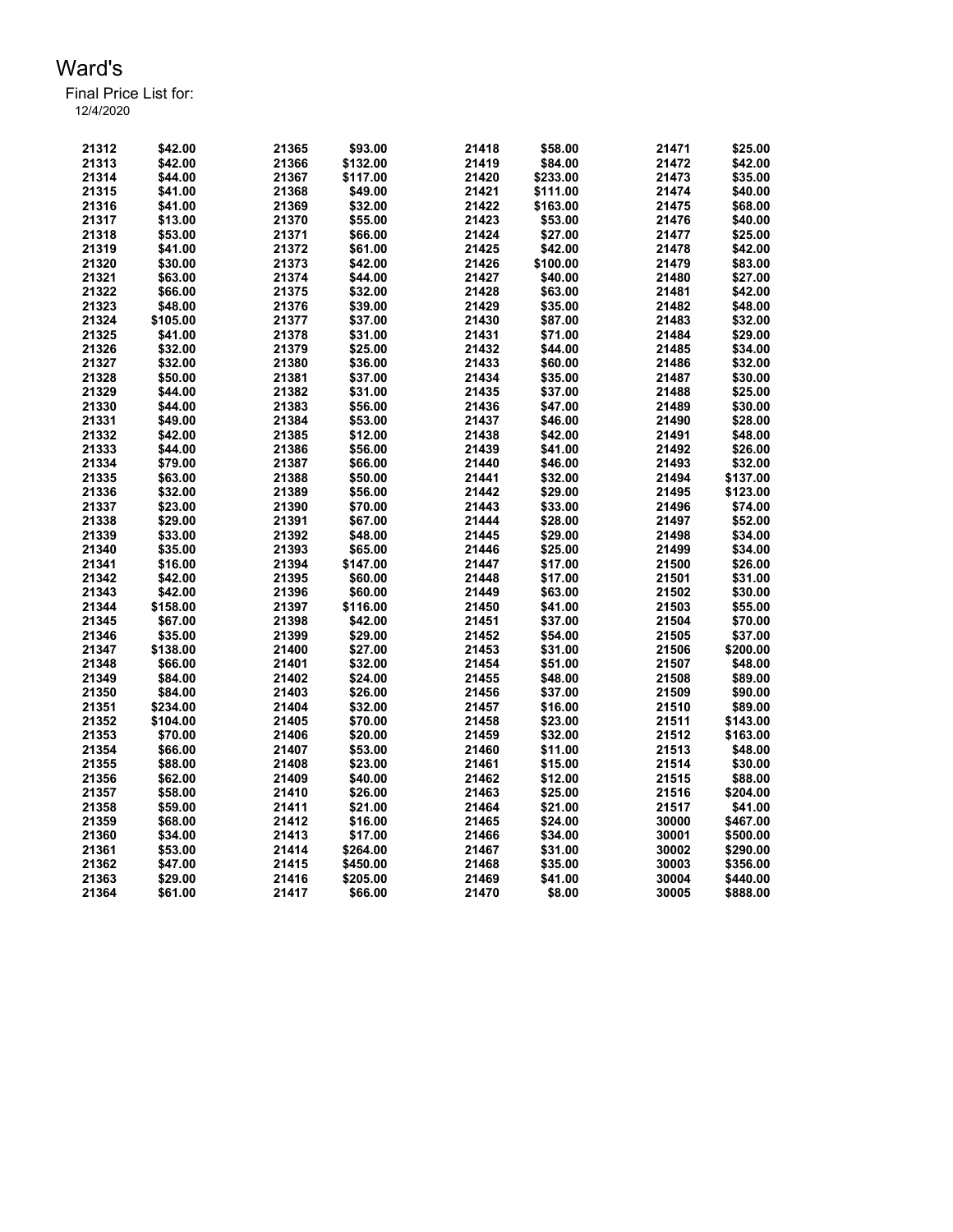# Ward's

Final Price List for:
12/4/2020

| | | | | | | | |
|---|---|---|---|---|---|---|---|
| 21312 | $42.00 | 21365 | $93.00 | 21418 | $58.00 | 21471 | $25.00 |
| 21313 | $42.00 | 21366 | $132.00 | 21419 | $84.00 | 21472 | $42.00 |
| 21314 | $44.00 | 21367 | $117.00 | 21420 | $233.00 | 21473 | $35.00 |
| 21315 | $41.00 | 21368 | $49.00 | 21421 | $111.00 | 21474 | $40.00 |
| 21316 | $41.00 | 21369 | $32.00 | 21422 | $163.00 | 21475 | $68.00 |
| 21317 | $13.00 | 21370 | $55.00 | 21423 | $53.00 | 21476 | $40.00 |
| 21318 | $53.00 | 21371 | $66.00 | 21424 | $27.00 | 21477 | $25.00 |
| 21319 | $41.00 | 21372 | $61.00 | 21425 | $42.00 | 21478 | $42.00 |
| 21320 | $30.00 | 21373 | $42.00 | 21426 | $100.00 | 21479 | $83.00 |
| 21321 | $63.00 | 21374 | $44.00 | 21427 | $40.00 | 21480 | $27.00 |
| 21322 | $66.00 | 21375 | $32.00 | 21428 | $63.00 | 21481 | $42.00 |
| 21323 | $48.00 | 21376 | $39.00 | 21429 | $35.00 | 21482 | $48.00 |
| 21324 | $105.00 | 21377 | $37.00 | 21430 | $87.00 | 21483 | $32.00 |
| 21325 | $41.00 | 21378 | $31.00 | 21431 | $71.00 | 21484 | $29.00 |
| 21326 | $32.00 | 21379 | $25.00 | 21432 | $44.00 | 21485 | $34.00 |
| 21327 | $32.00 | 21380 | $36.00 | 21433 | $60.00 | 21486 | $32.00 |
| 21328 | $50.00 | 21381 | $37.00 | 21434 | $35.00 | 21487 | $30.00 |
| 21329 | $44.00 | 21382 | $31.00 | 21435 | $37.00 | 21488 | $25.00 |
| 21330 | $44.00 | 21383 | $56.00 | 21436 | $47.00 | 21489 | $30.00 |
| 21331 | $49.00 | 21384 | $53.00 | 21437 | $46.00 | 21490 | $28.00 |
| 21332 | $42.00 | 21385 | $12.00 | 21438 | $42.00 | 21491 | $48.00 |
| 21333 | $44.00 | 21386 | $56.00 | 21439 | $41.00 | 21492 | $26.00 |
| 21334 | $79.00 | 21387 | $66.00 | 21440 | $46.00 | 21493 | $32.00 |
| 21335 | $63.00 | 21388 | $50.00 | 21441 | $32.00 | 21494 | $137.00 |
| 21336 | $32.00 | 21389 | $56.00 | 21442 | $29.00 | 21495 | $123.00 |
| 21337 | $23.00 | 21390 | $70.00 | 21443 | $33.00 | 21496 | $74.00 |
| 21338 | $29.00 | 21391 | $67.00 | 21444 | $28.00 | 21497 | $52.00 |
| 21339 | $33.00 | 21392 | $48.00 | 21445 | $29.00 | 21498 | $34.00 |
| 21340 | $35.00 | 21393 | $65.00 | 21446 | $25.00 | 21499 | $34.00 |
| 21341 | $16.00 | 21394 | $147.00 | 21447 | $17.00 | 21500 | $26.00 |
| 21342 | $42.00 | 21395 | $60.00 | 21448 | $17.00 | 21501 | $31.00 |
| 21343 | $42.00 | 21396 | $60.00 | 21449 | $63.00 | 21502 | $30.00 |
| 21344 | $158.00 | 21397 | $116.00 | 21450 | $41.00 | 21503 | $55.00 |
| 21345 | $67.00 | 21398 | $42.00 | 21451 | $37.00 | 21504 | $70.00 |
| 21346 | $35.00 | 21399 | $29.00 | 21452 | $54.00 | 21505 | $37.00 |
| 21347 | $138.00 | 21400 | $27.00 | 21453 | $31.00 | 21506 | $200.00 |
| 21348 | $66.00 | 21401 | $32.00 | 21454 | $51.00 | 21507 | $48.00 |
| 21349 | $84.00 | 21402 | $24.00 | 21455 | $48.00 | 21508 | $89.00 |
| 21350 | $84.00 | 21403 | $26.00 | 21456 | $37.00 | 21509 | $90.00 |
| 21351 | $234.00 | 21404 | $32.00 | 21457 | $16.00 | 21510 | $89.00 |
| 21352 | $104.00 | 21405 | $70.00 | 21458 | $23.00 | 21511 | $143.00 |
| 21353 | $70.00 | 21406 | $20.00 | 21459 | $32.00 | 21512 | $163.00 |
| 21354 | $66.00 | 21407 | $53.00 | 21460 | $11.00 | 21513 | $48.00 |
| 21355 | $88.00 | 21408 | $23.00 | 21461 | $15.00 | 21514 | $30.00 |
| 21356 | $62.00 | 21409 | $40.00 | 21462 | $12.00 | 21515 | $88.00 |
| 21357 | $58.00 | 21410 | $26.00 | 21463 | $25.00 | 21516 | $204.00 |
| 21358 | $59.00 | 21411 | $21.00 | 21464 | $21.00 | 21517 | $41.00 |
| 21359 | $68.00 | 21412 | $16.00 | 21465 | $24.00 | 30000 | $467.00 |
| 21360 | $34.00 | 21413 | $17.00 | 21466 | $34.00 | 30001 | $500.00 |
| 21361 | $53.00 | 21414 | $264.00 | 21467 | $31.00 | 30002 | $290.00 |
| 21362 | $47.00 | 21415 | $450.00 | 21468 | $35.00 | 30003 | $356.00 |
| 21363 | $29.00 | 21416 | $205.00 | 21469 | $41.00 | 30004 | $440.00 |
| 21364 | $61.00 | 21417 | $66.00 | 21470 | $8.00 | 30005 | $888.00 |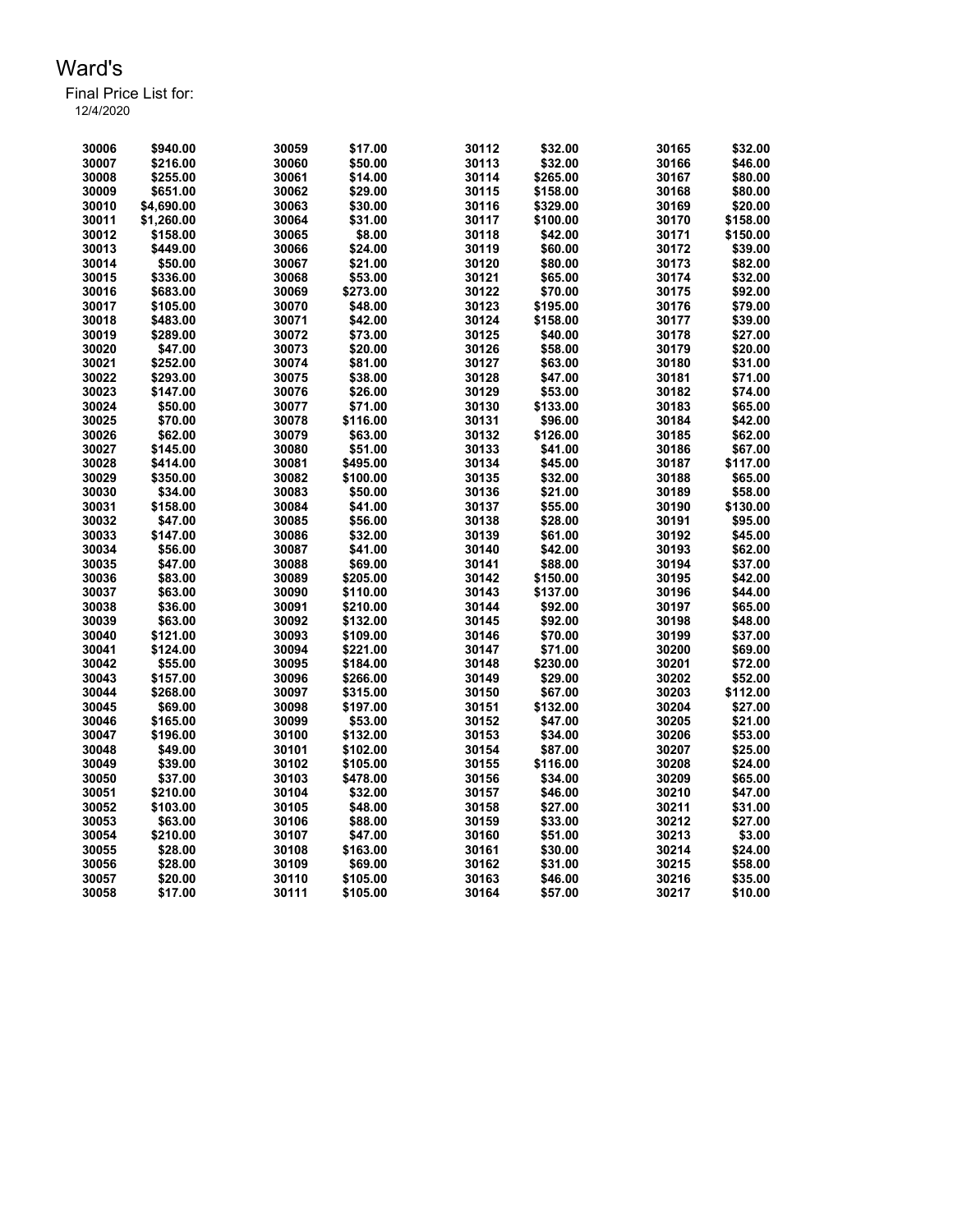# Ward's

Final Price List for:
12/4/2020

| | | | | | | | |
|---|---|---|---|---|---|---|---|
| 30006 | $940.00 | 30059 | $17.00 | 30112 | $32.00 | 30165 | $32.00 |
| 30007 | $216.00 | 30060 | $50.00 | 30113 | $32.00 | 30166 | $46.00 |
| 30008 | $255.00 | 30061 | $14.00 | 30114 | $265.00 | 30167 | $80.00 |
| 30009 | $651.00 | 30062 | $29.00 | 30115 | $158.00 | 30168 | $80.00 |
| 30010 | $4,690.00 | 30063 | $30.00 | 30116 | $329.00 | 30169 | $20.00 |
| 30011 | $1,260.00 | 30064 | $31.00 | 30117 | $100.00 | 30170 | $158.00 |
| 30012 | $158.00 | 30065 | $8.00 | 30118 | $42.00 | 30171 | $150.00 |
| 30013 | $449.00 | 30066 | $24.00 | 30119 | $60.00 | 30172 | $39.00 |
| 30014 | $50.00 | 30067 | $21.00 | 30120 | $80.00 | 30173 | $82.00 |
| 30015 | $336.00 | 30068 | $53.00 | 30121 | $65.00 | 30174 | $32.00 |
| 30016 | $683.00 | 30069 | $273.00 | 30122 | $70.00 | 30175 | $92.00 |
| 30017 | $105.00 | 30070 | $48.00 | 30123 | $195.00 | 30176 | $79.00 |
| 30018 | $483.00 | 30071 | $42.00 | 30124 | $158.00 | 30177 | $39.00 |
| 30019 | $289.00 | 30072 | $73.00 | 30125 | $40.00 | 30178 | $27.00 |
| 30020 | $47.00 | 30073 | $20.00 | 30126 | $58.00 | 30179 | $20.00 |
| 30021 | $252.00 | 30074 | $81.00 | 30127 | $63.00 | 30180 | $31.00 |
| 30022 | $293.00 | 30075 | $38.00 | 30128 | $47.00 | 30181 | $71.00 |
| 30023 | $147.00 | 30076 | $26.00 | 30129 | $53.00 | 30182 | $74.00 |
| 30024 | $50.00 | 30077 | $71.00 | 30130 | $133.00 | 30183 | $65.00 |
| 30025 | $70.00 | 30078 | $116.00 | 30131 | $96.00 | 30184 | $42.00 |
| 30026 | $62.00 | 30079 | $63.00 | 30132 | $126.00 | 30185 | $62.00 |
| 30027 | $145.00 | 30080 | $51.00 | 30133 | $41.00 | 30186 | $67.00 |
| 30028 | $414.00 | 30081 | $495.00 | 30134 | $45.00 | 30187 | $117.00 |
| 30029 | $350.00 | 30082 | $100.00 | 30135 | $32.00 | 30188 | $65.00 |
| 30030 | $34.00 | 30083 | $50.00 | 30136 | $21.00 | 30189 | $58.00 |
| 30031 | $158.00 | 30084 | $41.00 | 30137 | $55.00 | 30190 | $130.00 |
| 30032 | $47.00 | 30085 | $56.00 | 30138 | $28.00 | 30191 | $95.00 |
| 30033 | $147.00 | 30086 | $32.00 | 30139 | $61.00 | 30192 | $45.00 |
| 30034 | $56.00 | 30087 | $41.00 | 30140 | $42.00 | 30193 | $62.00 |
| 30035 | $47.00 | 30088 | $69.00 | 30141 | $88.00 | 30194 | $37.00 |
| 30036 | $83.00 | 30089 | $205.00 | 30142 | $150.00 | 30195 | $42.00 |
| 30037 | $63.00 | 30090 | $110.00 | 30143 | $137.00 | 30196 | $44.00 |
| 30038 | $36.00 | 30091 | $210.00 | 30144 | $92.00 | 30197 | $65.00 |
| 30039 | $63.00 | 30092 | $132.00 | 30145 | $92.00 | 30198 | $48.00 |
| 30040 | $121.00 | 30093 | $109.00 | 30146 | $70.00 | 30199 | $37.00 |
| 30041 | $124.00 | 30094 | $221.00 | 30147 | $71.00 | 30200 | $69.00 |
| 30042 | $55.00 | 30095 | $184.00 | 30148 | $230.00 | 30201 | $72.00 |
| 30043 | $157.00 | 30096 | $266.00 | 30149 | $29.00 | 30202 | $52.00 |
| 30044 | $268.00 | 30097 | $315.00 | 30150 | $67.00 | 30203 | $112.00 |
| 30045 | $69.00 | 30098 | $197.00 | 30151 | $132.00 | 30204 | $27.00 |
| 30046 | $165.00 | 30099 | $53.00 | 30152 | $47.00 | 30205 | $21.00 |
| 30047 | $196.00 | 30100 | $132.00 | 30153 | $34.00 | 30206 | $53.00 |
| 30048 | $49.00 | 30101 | $102.00 | 30154 | $87.00 | 30207 | $25.00 |
| 30049 | $39.00 | 30102 | $105.00 | 30155 | $116.00 | 30208 | $24.00 |
| 30050 | $37.00 | 30103 | $478.00 | 30156 | $34.00 | 30209 | $65.00 |
| 30051 | $210.00 | 30104 | $32.00 | 30157 | $46.00 | 30210 | $47.00 |
| 30052 | $103.00 | 30105 | $48.00 | 30158 | $27.00 | 30211 | $31.00 |
| 30053 | $63.00 | 30106 | $88.00 | 30159 | $33.00 | 30212 | $27.00 |
| 30054 | $210.00 | 30107 | $47.00 | 30160 | $51.00 | 30213 | $3.00 |
| 30055 | $28.00 | 30108 | $163.00 | 30161 | $30.00 | 30214 | $24.00 |
| 30056 | $28.00 | 30109 | $69.00 | 30162 | $31.00 | 30215 | $58.00 |
| 30057 | $20.00 | 30110 | $105.00 | 30163 | $46.00 | 30216 | $35.00 |
| 30058 | $17.00 | 30111 | $105.00 | 30164 | $57.00 | 30217 | $10.00 |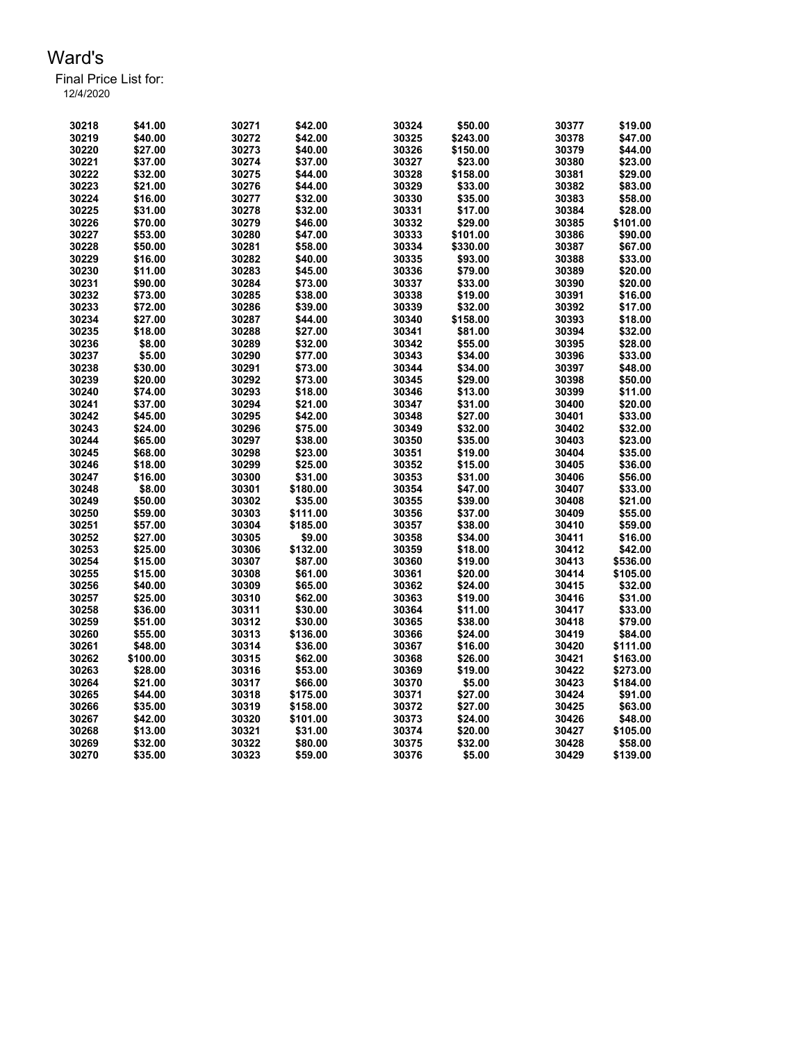Ward's

Final Price List for:

12/4/2020

| | | | | | | | |
|---|---|---|---|---|---|---|---|
| 30218 | $41.00 | 30271 | $42.00 | 30324 | $50.00 | 30377 | $19.00 |
| 30219 | $40.00 | 30272 | $42.00 | 30325 | $243.00 | 30378 | $47.00 |
| 30220 | $27.00 | 30273 | $40.00 | 30326 | $150.00 | 30379 | $44.00 |
| 30221 | $37.00 | 30274 | $37.00 | 30327 | $23.00 | 30380 | $23.00 |
| 30222 | $32.00 | 30275 | $44.00 | 30328 | $158.00 | 30381 | $29.00 |
| 30223 | $21.00 | 30276 | $44.00 | 30329 | $33.00 | 30382 | $83.00 |
| 30224 | $16.00 | 30277 | $32.00 | 30330 | $35.00 | 30383 | $58.00 |
| 30225 | $31.00 | 30278 | $32.00 | 30331 | $17.00 | 30384 | $28.00 |
| 30226 | $70.00 | 30279 | $46.00 | 30332 | $29.00 | 30385 | $101.00 |
| 30227 | $53.00 | 30280 | $47.00 | 30333 | $101.00 | 30386 | $90.00 |
| 30228 | $50.00 | 30281 | $58.00 | 30334 | $330.00 | 30387 | $67.00 |
| 30229 | $16.00 | 30282 | $40.00 | 30335 | $93.00 | 30388 | $33.00 |
| 30230 | $11.00 | 30283 | $45.00 | 30336 | $79.00 | 30389 | $20.00 |
| 30231 | $90.00 | 30284 | $73.00 | 30337 | $33.00 | 30390 | $20.00 |
| 30232 | $73.00 | 30285 | $38.00 | 30338 | $19.00 | 30391 | $16.00 |
| 30233 | $72.00 | 30286 | $39.00 | 30339 | $32.00 | 30392 | $17.00 |
| 30234 | $27.00 | 30287 | $44.00 | 30340 | $158.00 | 30393 | $18.00 |
| 30235 | $18.00 | 30288 | $27.00 | 30341 | $81.00 | 30394 | $32.00 |
| 30236 | $8.00 | 30289 | $32.00 | 30342 | $55.00 | 30395 | $28.00 |
| 30237 | $5.00 | 30290 | $77.00 | 30343 | $34.00 | 30396 | $33.00 |
| 30238 | $30.00 | 30291 | $73.00 | 30344 | $34.00 | 30397 | $48.00 |
| 30239 | $20.00 | 30292 | $73.00 | 30345 | $29.00 | 30398 | $50.00 |
| 30240 | $74.00 | 30293 | $18.00 | 30346 | $13.00 | 30399 | $11.00 |
| 30241 | $37.00 | 30294 | $21.00 | 30347 | $31.00 | 30400 | $20.00 |
| 30242 | $45.00 | 30295 | $42.00 | 30348 | $27.00 | 30401 | $33.00 |
| 30243 | $24.00 | 30296 | $75.00 | 30349 | $32.00 | 30402 | $32.00 |
| 30244 | $65.00 | 30297 | $38.00 | 30350 | $35.00 | 30403 | $23.00 |
| 30245 | $68.00 | 30298 | $23.00 | 30351 | $19.00 | 30404 | $35.00 |
| 30246 | $18.00 | 30299 | $25.00 | 30352 | $15.00 | 30405 | $36.00 |
| 30247 | $16.00 | 30300 | $31.00 | 30353 | $31.00 | 30406 | $56.00 |
| 30248 | $8.00 | 30301 | $180.00 | 30354 | $47.00 | 30407 | $33.00 |
| 30249 | $50.00 | 30302 | $35.00 | 30355 | $39.00 | 30408 | $21.00 |
| 30250 | $59.00 | 30303 | $111.00 | 30356 | $37.00 | 30409 | $55.00 |
| 30251 | $57.00 | 30304 | $185.00 | 30357 | $38.00 | 30410 | $59.00 |
| 30252 | $27.00 | 30305 | $9.00 | 30358 | $34.00 | 30411 | $16.00 |
| 30253 | $25.00 | 30306 | $132.00 | 30359 | $18.00 | 30412 | $42.00 |
| 30254 | $15.00 | 30307 | $87.00 | 30360 | $19.00 | 30413 | $536.00 |
| 30255 | $15.00 | 30308 | $61.00 | 30361 | $20.00 | 30414 | $105.00 |
| 30256 | $40.00 | 30309 | $65.00 | 30362 | $24.00 | 30415 | $32.00 |
| 30257 | $25.00 | 30310 | $62.00 | 30363 | $19.00 | 30416 | $31.00 |
| 30258 | $36.00 | 30311 | $30.00 | 30364 | $11.00 | 30417 | $33.00 |
| 30259 | $51.00 | 30312 | $30.00 | 30365 | $38.00 | 30418 | $79.00 |
| 30260 | $55.00 | 30313 | $136.00 | 30366 | $24.00 | 30419 | $84.00 |
| 30261 | $48.00 | 30314 | $36.00 | 30367 | $16.00 | 30420 | $111.00 |
| 30262 | $100.00 | 30315 | $62.00 | 30368 | $26.00 | 30421 | $163.00 |
| 30263 | $28.00 | 30316 | $53.00 | 30369 | $19.00 | 30422 | $273.00 |
| 30264 | $21.00 | 30317 | $66.00 | 30370 | $5.00 | 30423 | $184.00 |
| 30265 | $44.00 | 30318 | $175.00 | 30371 | $27.00 | 30424 | $91.00 |
| 30266 | $35.00 | 30319 | $158.00 | 30372 | $27.00 | 30425 | $63.00 |
| 30267 | $42.00 | 30320 | $101.00 | 30373 | $24.00 | 30426 | $48.00 |
| 30268 | $13.00 | 30321 | $31.00 | 30374 | $20.00 | 30427 | $105.00 |
| 30269 | $32.00 | 30322 | $80.00 | 30375 | $32.00 | 30428 | $58.00 |
| 30270 | $35.00 | 30323 | $59.00 | 30376 | $5.00 | 30429 | $139.00 |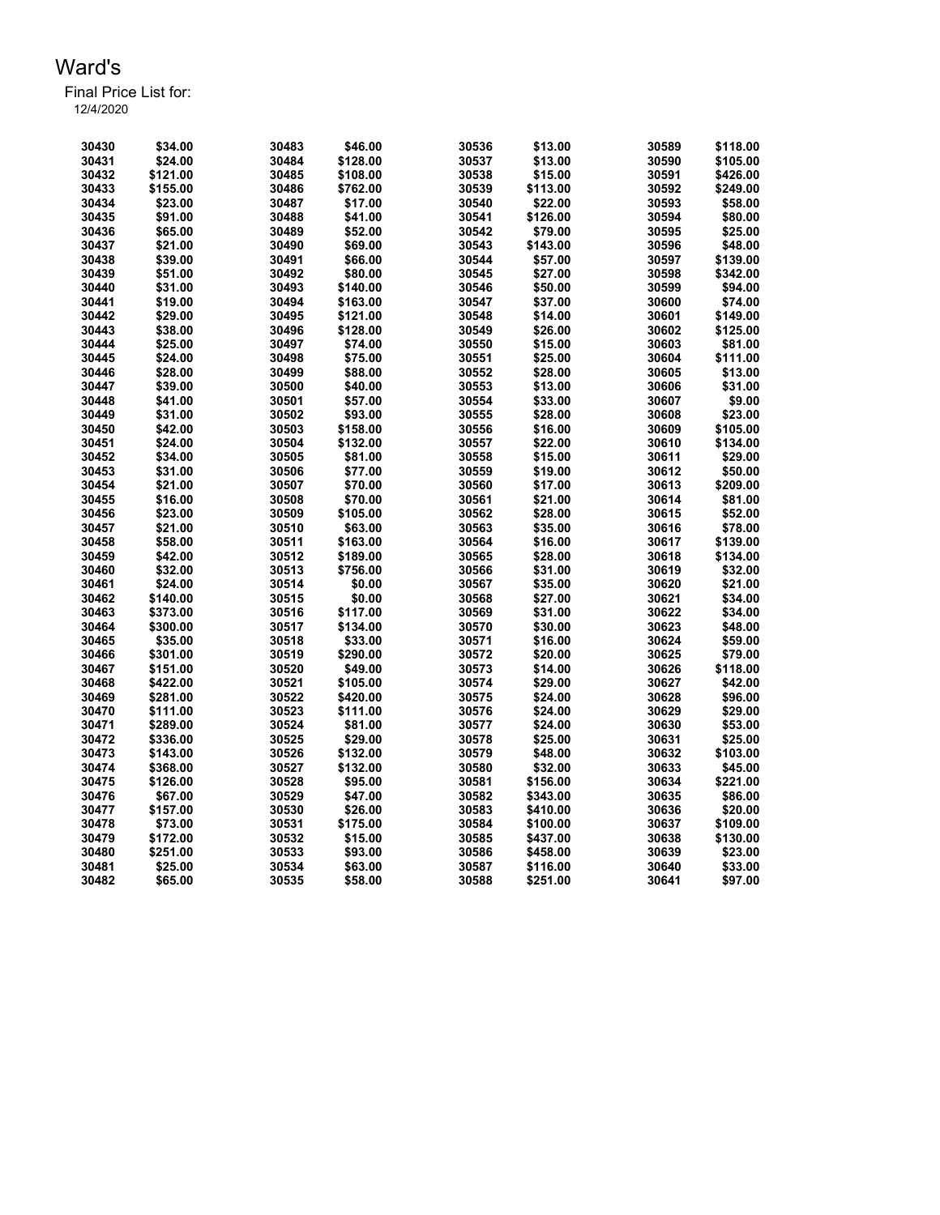# Ward's

Final Price List for:
12/4/2020

| | | | | | | | |
|---|---|---|---|---|---|---|---|
| 30430 | $34.00 | 30483 | $46.00 | 30536 | $13.00 | 30589 | $118.00 |
| 30431 | $24.00 | 30484 | $128.00 | 30537 | $13.00 | 30590 | $105.00 |
| 30432 | $121.00 | 30485 | $108.00 | 30538 | $15.00 | 30591 | $426.00 |
| 30433 | $155.00 | 30486 | $762.00 | 30539 | $113.00 | 30592 | $249.00 |
| 30434 | $23.00 | 30487 | $17.00 | 30540 | $22.00 | 30593 | $58.00 |
| 30435 | $91.00 | 30488 | $41.00 | 30541 | $126.00 | 30594 | $80.00 |
| 30436 | $65.00 | 30489 | $52.00 | 30542 | $79.00 | 30595 | $25.00 |
| 30437 | $21.00 | 30490 | $69.00 | 30543 | $143.00 | 30596 | $48.00 |
| 30438 | $39.00 | 30491 | $66.00 | 30544 | $57.00 | 30597 | $139.00 |
| 30439 | $51.00 | 30492 | $80.00 | 30545 | $27.00 | 30598 | $342.00 |
| 30440 | $31.00 | 30493 | $140.00 | 30546 | $50.00 | 30599 | $94.00 |
| 30441 | $19.00 | 30494 | $163.00 | 30547 | $37.00 | 30600 | $74.00 |
| 30442 | $29.00 | 30495 | $121.00 | 30548 | $14.00 | 30601 | $149.00 |
| 30443 | $38.00 | 30496 | $128.00 | 30549 | $26.00 | 30602 | $125.00 |
| 30444 | $25.00 | 30497 | $74.00 | 30550 | $15.00 | 30603 | $81.00 |
| 30445 | $24.00 | 30498 | $75.00 | 30551 | $25.00 | 30604 | $111.00 |
| 30446 | $28.00 | 30499 | $88.00 | 30552 | $28.00 | 30605 | $13.00 |
| 30447 | $39.00 | 30500 | $40.00 | 30553 | $13.00 | 30606 | $31.00 |
| 30448 | $41.00 | 30501 | $57.00 | 30554 | $33.00 | 30607 | $9.00 |
| 30449 | $31.00 | 30502 | $93.00 | 30555 | $28.00 | 30608 | $23.00 |
| 30450 | $42.00 | 30503 | $158.00 | 30556 | $16.00 | 30609 | $105.00 |
| 30451 | $24.00 | 30504 | $132.00 | 30557 | $22.00 | 30610 | $134.00 |
| 30452 | $34.00 | 30505 | $81.00 | 30558 | $15.00 | 30611 | $29.00 |
| 30453 | $31.00 | 30506 | $77.00 | 30559 | $19.00 | 30612 | $50.00 |
| 30454 | $21.00 | 30507 | $70.00 | 30560 | $17.00 | 30613 | $209.00 |
| 30455 | $16.00 | 30508 | $70.00 | 30561 | $21.00 | 30614 | $81.00 |
| 30456 | $23.00 | 30509 | $105.00 | 30562 | $28.00 | 30615 | $52.00 |
| 30457 | $21.00 | 30510 | $63.00 | 30563 | $35.00 | 30616 | $78.00 |
| 30458 | $58.00 | 30511 | $163.00 | 30564 | $16.00 | 30617 | $139.00 |
| 30459 | $42.00 | 30512 | $189.00 | 30565 | $28.00 | 30618 | $134.00 |
| 30460 | $32.00 | 30513 | $756.00 | 30566 | $31.00 | 30619 | $32.00 |
| 30461 | $24.00 | 30514 | $0.00 | 30567 | $35.00 | 30620 | $21.00 |
| 30462 | $140.00 | 30515 | $0.00 | 30568 | $27.00 | 30621 | $34.00 |
| 30463 | $373.00 | 30516 | $117.00 | 30569 | $31.00 | 30622 | $34.00 |
| 30464 | $300.00 | 30517 | $134.00 | 30570 | $30.00 | 30623 | $48.00 |
| 30465 | $35.00 | 30518 | $33.00 | 30571 | $16.00 | 30624 | $59.00 |
| 30466 | $301.00 | 30519 | $290.00 | 30572 | $20.00 | 30625 | $79.00 |
| 30467 | $151.00 | 30520 | $49.00 | 30573 | $14.00 | 30626 | $118.00 |
| 30468 | $422.00 | 30521 | $105.00 | 30574 | $29.00 | 30627 | $42.00 |
| 30469 | $281.00 | 30522 | $420.00 | 30575 | $24.00 | 30628 | $96.00 |
| 30470 | $111.00 | 30523 | $111.00 | 30576 | $24.00 | 30629 | $29.00 |
| 30471 | $289.00 | 30524 | $81.00 | 30577 | $24.00 | 30630 | $53.00 |
| 30472 | $336.00 | 30525 | $29.00 | 30578 | $25.00 | 30631 | $25.00 |
| 30473 | $143.00 | 30526 | $132.00 | 30579 | $48.00 | 30632 | $103.00 |
| 30474 | $368.00 | 30527 | $132.00 | 30580 | $32.00 | 30633 | $45.00 |
| 30475 | $126.00 | 30528 | $95.00 | 30581 | $156.00 | 30634 | $221.00 |
| 30476 | $67.00 | 30529 | $47.00 | 30582 | $343.00 | 30635 | $86.00 |
| 30477 | $157.00 | 30530 | $26.00 | 30583 | $410.00 | 30636 | $20.00 |
| 30478 | $73.00 | 30531 | $175.00 | 30584 | $100.00 | 30637 | $109.00 |
| 30479 | $172.00 | 30532 | $15.00 | 30585 | $437.00 | 30638 | $130.00 |
| 30480 | $251.00 | 30533 | $93.00 | 30586 | $458.00 | 30639 | $23.00 |
| 30481 | $25.00 | 30534 | $63.00 | 30587 | $116.00 | 30640 | $33.00 |
| 30482 | $65.00 | 30535 | $58.00 | 30588 | $251.00 | 30641 | $97.00 |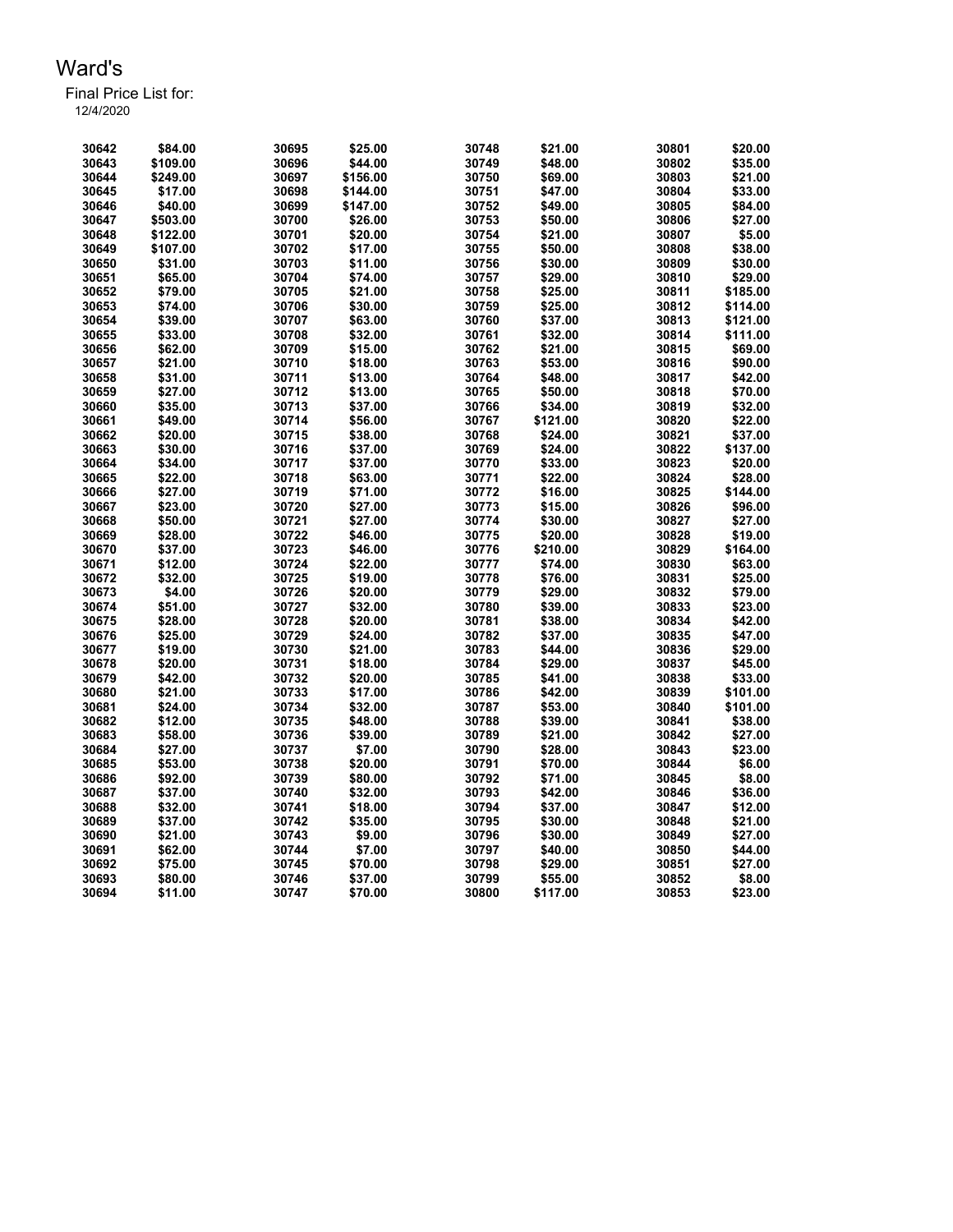# Ward's

Final Price List for:
12/4/2020

| | | | | | | | |
|---|---|---|---|---|---|---|---|
| 30642 | $84.00 | 30695 | $25.00 | 30748 | $21.00 | 30801 | $20.00 |
| 30643 | $109.00 | 30696 | $44.00 | 30749 | $48.00 | 30802 | $35.00 |
| 30644 | $249.00 | 30697 | $156.00 | 30750 | $69.00 | 30803 | $21.00 |
| 30645 | $17.00 | 30698 | $144.00 | 30751 | $47.00 | 30804 | $33.00 |
| 30646 | $40.00 | 30699 | $147.00 | 30752 | $49.00 | 30805 | $84.00 |
| 30647 | $503.00 | 30700 | $26.00 | 30753 | $50.00 | 30806 | $27.00 |
| 30648 | $122.00 | 30701 | $20.00 | 30754 | $21.00 | 30807 | $5.00 |
| 30649 | $107.00 | 30702 | $17.00 | 30755 | $50.00 | 30808 | $38.00 |
| 30650 | $31.00 | 30703 | $11.00 | 30756 | $30.00 | 30809 | $30.00 |
| 30651 | $65.00 | 30704 | $74.00 | 30757 | $29.00 | 30810 | $29.00 |
| 30652 | $79.00 | 30705 | $21.00 | 30758 | $25.00 | 30811 | $185.00 |
| 30653 | $74.00 | 30706 | $30.00 | 30759 | $25.00 | 30812 | $114.00 |
| 30654 | $39.00 | 30707 | $63.00 | 30760 | $37.00 | 30813 | $121.00 |
| 30655 | $33.00 | 30708 | $32.00 | 30761 | $32.00 | 30814 | $111.00 |
| 30656 | $62.00 | 30709 | $15.00 | 30762 | $21.00 | 30815 | $69.00 |
| 30657 | $21.00 | 30710 | $18.00 | 30763 | $53.00 | 30816 | $90.00 |
| 30658 | $31.00 | 30711 | $13.00 | 30764 | $48.00 | 30817 | $42.00 |
| 30659 | $27.00 | 30712 | $13.00 | 30765 | $50.00 | 30818 | $70.00 |
| 30660 | $35.00 | 30713 | $37.00 | 30766 | $34.00 | 30819 | $32.00 |
| 30661 | $49.00 | 30714 | $56.00 | 30767 | $121.00 | 30820 | $22.00 |
| 30662 | $20.00 | 30715 | $38.00 | 30768 | $24.00 | 30821 | $37.00 |
| 30663 | $30.00 | 30716 | $37.00 | 30769 | $24.00 | 30822 | $137.00 |
| 30664 | $34.00 | 30717 | $37.00 | 30770 | $33.00 | 30823 | $20.00 |
| 30665 | $22.00 | 30718 | $63.00 | 30771 | $22.00 | 30824 | $28.00 |
| 30666 | $27.00 | 30719 | $71.00 | 30772 | $16.00 | 30825 | $144.00 |
| 30667 | $23.00 | 30720 | $27.00 | 30773 | $15.00 | 30826 | $96.00 |
| 30668 | $50.00 | 30721 | $27.00 | 30774 | $30.00 | 30827 | $27.00 |
| 30669 | $28.00 | 30722 | $46.00 | 30775 | $20.00 | 30828 | $19.00 |
| 30670 | $37.00 | 30723 | $46.00 | 30776 | $210.00 | 30829 | $164.00 |
| 30671 | $12.00 | 30724 | $22.00 | 30777 | $74.00 | 30830 | $63.00 |
| 30672 | $32.00 | 30725 | $19.00 | 30778 | $76.00 | 30831 | $25.00 |
| 30673 | $4.00 | 30726 | $20.00 | 30779 | $29.00 | 30832 | $79.00 |
| 30674 | $51.00 | 30727 | $32.00 | 30780 | $39.00 | 30833 | $23.00 |
| 30675 | $28.00 | 30728 | $20.00 | 30781 | $38.00 | 30834 | $42.00 |
| 30676 | $25.00 | 30729 | $24.00 | 30782 | $37.00 | 30835 | $47.00 |
| 30677 | $19.00 | 30730 | $21.00 | 30783 | $44.00 | 30836 | $29.00 |
| 30678 | $20.00 | 30731 | $18.00 | 30784 | $29.00 | 30837 | $45.00 |
| 30679 | $42.00 | 30732 | $20.00 | 30785 | $41.00 | 30838 | $33.00 |
| 30680 | $21.00 | 30733 | $17.00 | 30786 | $42.00 | 30839 | $101.00 |
| 30681 | $24.00 | 30734 | $32.00 | 30787 | $53.00 | 30840 | $101.00 |
| 30682 | $12.00 | 30735 | $48.00 | 30788 | $39.00 | 30841 | $38.00 |
| 30683 | $58.00 | 30736 | $39.00 | 30789 | $21.00 | 30842 | $27.00 |
| 30684 | $27.00 | 30737 | $7.00 | 30790 | $28.00 | 30843 | $23.00 |
| 30685 | $53.00 | 30738 | $20.00 | 30791 | $70.00 | 30844 | $6.00 |
| 30686 | $92.00 | 30739 | $80.00 | 30792 | $71.00 | 30845 | $8.00 |
| 30687 | $37.00 | 30740 | $32.00 | 30793 | $42.00 | 30846 | $36.00 |
| 30688 | $32.00 | 30741 | $18.00 | 30794 | $37.00 | 30847 | $12.00 |
| 30689 | $37.00 | 30742 | $35.00 | 30795 | $30.00 | 30848 | $21.00 |
| 30690 | $21.00 | 30743 | $9.00 | 30796 | $30.00 | 30849 | $27.00 |
| 30691 | $62.00 | 30744 | $7.00 | 30797 | $40.00 | 30850 | $44.00 |
| 30692 | $75.00 | 30745 | $70.00 | 30798 | $29.00 | 30851 | $27.00 |
| 30693 | $80.00 | 30746 | $37.00 | 30799 | $55.00 | 30852 | $8.00 |
| 30694 | $11.00 | 30747 | $70.00 | 30800 | $117.00 | 30853 | $23.00 |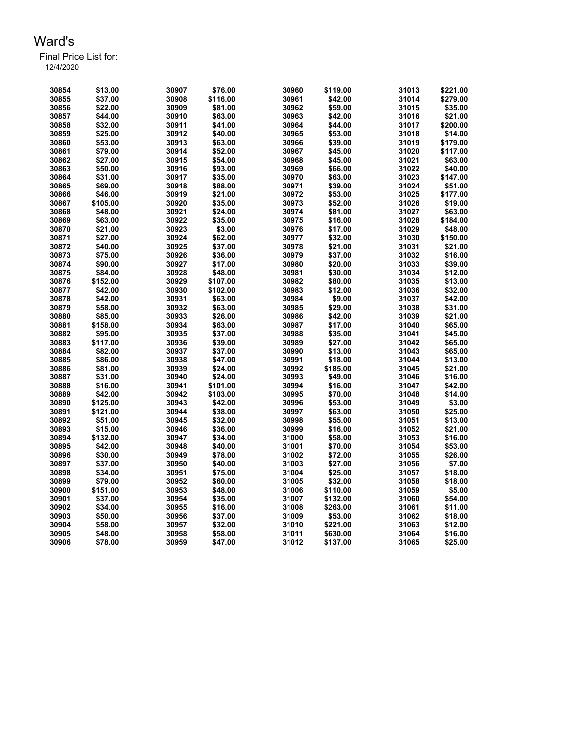# Ward's

Final Price List for:
12/4/2020

| | | | | | | | |
|---|---|---|---|---|---|---|---|
| 30854 | $13.00 | 30907 | $76.00 | 30960 | $119.00 | 31013 | $221.00 |
| 30855 | $37.00 | 30908 | $116.00 | 30961 | $42.00 | 31014 | $279.00 |
| 30856 | $22.00 | 30909 | $81.00 | 30962 | $59.00 | 31015 | $35.00 |
| 30857 | $44.00 | 30910 | $63.00 | 30963 | $42.00 | 31016 | $21.00 |
| 30858 | $32.00 | 30911 | $41.00 | 30964 | $44.00 | 31017 | $200.00 |
| 30859 | $25.00 | 30912 | $40.00 | 30965 | $53.00 | 31018 | $14.00 |
| 30860 | $53.00 | 30913 | $63.00 | 30966 | $39.00 | 31019 | $179.00 |
| 30861 | $79.00 | 30914 | $52.00 | 30967 | $45.00 | 31020 | $117.00 |
| 30862 | $27.00 | 30915 | $54.00 | 30968 | $45.00 | 31021 | $63.00 |
| 30863 | $50.00 | 30916 | $93.00 | 30969 | $66.00 | 31022 | $40.00 |
| 30864 | $31.00 | 30917 | $35.00 | 30970 | $63.00 | 31023 | $147.00 |
| 30865 | $69.00 | 30918 | $88.00 | 30971 | $39.00 | 31024 | $51.00 |
| 30866 | $46.00 | 30919 | $21.00 | 30972 | $53.00 | 31025 | $177.00 |
| 30867 | $105.00 | 30920 | $35.00 | 30973 | $52.00 | 31026 | $19.00 |
| 30868 | $48.00 | 30921 | $24.00 | 30974 | $81.00 | 31027 | $63.00 |
| 30869 | $63.00 | 30922 | $35.00 | 30975 | $16.00 | 31028 | $184.00 |
| 30870 | $21.00 | 30923 | $3.00 | 30976 | $17.00 | 31029 | $48.00 |
| 30871 | $27.00 | 30924 | $62.00 | 30977 | $32.00 | 31030 | $150.00 |
| 30872 | $40.00 | 30925 | $37.00 | 30978 | $21.00 | 31031 | $21.00 |
| 30873 | $75.00 | 30926 | $36.00 | 30979 | $37.00 | 31032 | $16.00 |
| 30874 | $90.00 | 30927 | $17.00 | 30980 | $20.00 | 31033 | $39.00 |
| 30875 | $84.00 | 30928 | $48.00 | 30981 | $30.00 | 31034 | $12.00 |
| 30876 | $152.00 | 30929 | $107.00 | 30982 | $80.00 | 31035 | $13.00 |
| 30877 | $42.00 | 30930 | $102.00 | 30983 | $12.00 | 31036 | $32.00 |
| 30878 | $42.00 | 30931 | $63.00 | 30984 | $9.00 | 31037 | $42.00 |
| 30879 | $58.00 | 30932 | $63.00 | 30985 | $29.00 | 31038 | $31.00 |
| 30880 | $85.00 | 30933 | $26.00 | 30986 | $42.00 | 31039 | $21.00 |
| 30881 | $158.00 | 30934 | $63.00 | 30987 | $17.00 | 31040 | $65.00 |
| 30882 | $95.00 | 30935 | $37.00 | 30988 | $35.00 | 31041 | $45.00 |
| 30883 | $117.00 | 30936 | $39.00 | 30989 | $27.00 | 31042 | $65.00 |
| 30884 | $82.00 | 30937 | $37.00 | 30990 | $13.00 | 31043 | $65.00 |
| 30885 | $86.00 | 30938 | $47.00 | 30991 | $18.00 | 31044 | $13.00 |
| 30886 | $81.00 | 30939 | $24.00 | 30992 | $185.00 | 31045 | $21.00 |
| 30887 | $31.00 | 30940 | $24.00 | 30993 | $49.00 | 31046 | $16.00 |
| 30888 | $16.00 | 30941 | $101.00 | 30994 | $16.00 | 31047 | $42.00 |
| 30889 | $42.00 | 30942 | $103.00 | 30995 | $70.00 | 31048 | $14.00 |
| 30890 | $125.00 | 30943 | $42.00 | 30996 | $53.00 | 31049 | $3.00 |
| 30891 | $121.00 | 30944 | $38.00 | 30997 | $63.00 | 31050 | $25.00 |
| 30892 | $51.00 | 30945 | $32.00 | 30998 | $55.00 | 31051 | $13.00 |
| 30893 | $15.00 | 30946 | $36.00 | 30999 | $16.00 | 31052 | $21.00 |
| 30894 | $132.00 | 30947 | $34.00 | 31000 | $58.00 | 31053 | $16.00 |
| 30895 | $42.00 | 30948 | $40.00 | 31001 | $70.00 | 31054 | $53.00 |
| 30896 | $30.00 | 30949 | $78.00 | 31002 | $72.00 | 31055 | $26.00 |
| 30897 | $37.00 | 30950 | $40.00 | 31003 | $27.00 | 31056 | $7.00 |
| 30898 | $34.00 | 30951 | $75.00 | 31004 | $25.00 | 31057 | $18.00 |
| 30899 | $79.00 | 30952 | $60.00 | 31005 | $32.00 | 31058 | $18.00 |
| 30900 | $151.00 | 30953 | $48.00 | 31006 | $110.00 | 31059 | $5.00 |
| 30901 | $37.00 | 30954 | $35.00 | 31007 | $132.00 | 31060 | $54.00 |
| 30902 | $34.00 | 30955 | $16.00 | 31008 | $263.00 | 31061 | $11.00 |
| 30903 | $50.00 | 30956 | $37.00 | 31009 | $53.00 | 31062 | $18.00 |
| 30904 | $58.00 | 30957 | $32.00 | 31010 | $221.00 | 31063 | $12.00 |
| 30905 | $48.00 | 30958 | $58.00 | 31011 | $630.00 | 31064 | $16.00 |
| 30906 | $78.00 | 30959 | $47.00 | 31012 | $137.00 | 31065 | $25.00 |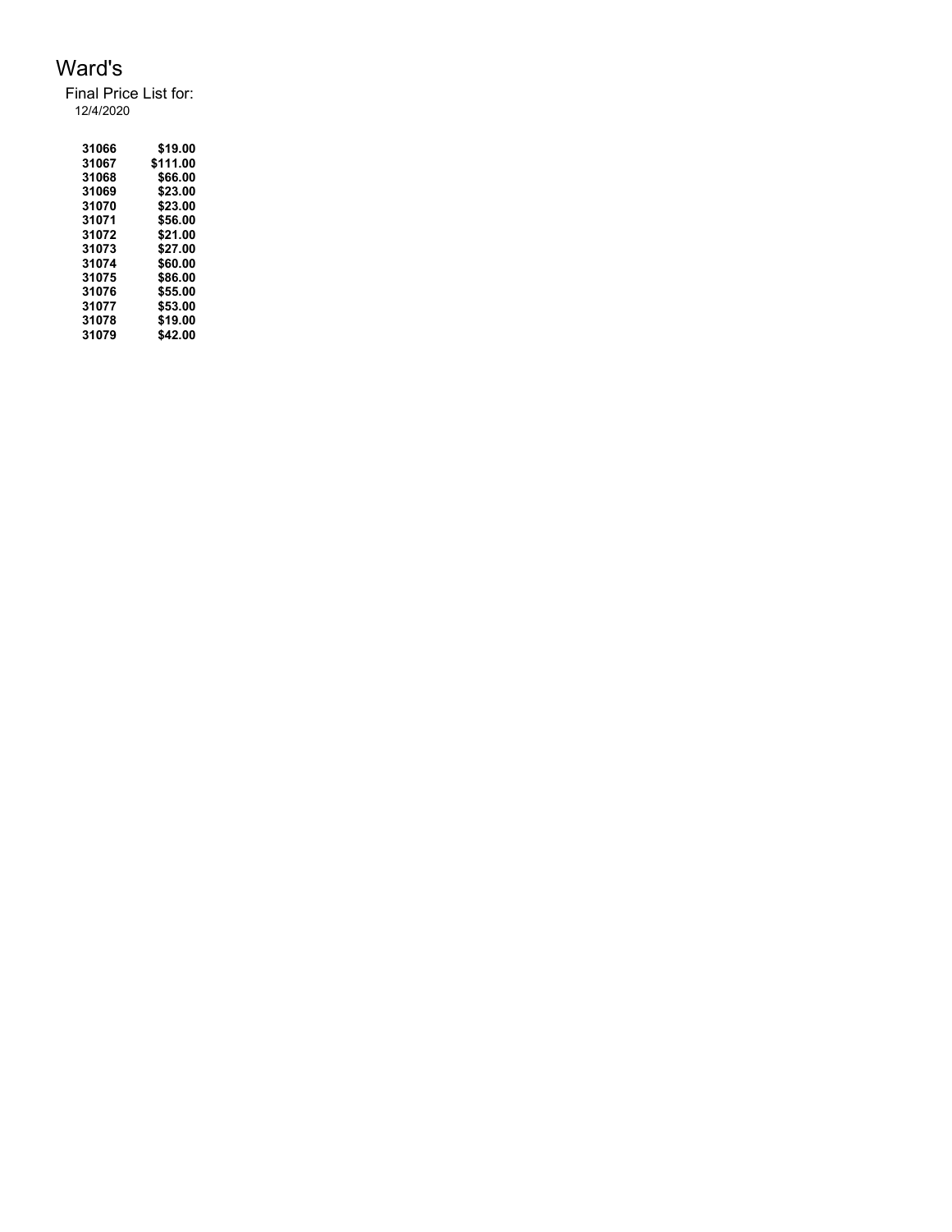# Ward's

Final Price List for:

12/4/2020

| | |
|---|---|
| **31066** | **$19.00** |
| **31067** | **$111.00** |
| **31068** | **$66.00** |
| **31069** | **$23.00** |
| **31070** | **$23.00** |
| **31071** | **$56.00** |
| **31072** | **$21.00** |
| **31073** | **$27.00** |
| **31074** | **$60.00** |
| **31075** | **$86.00** |
| **31076** | **$55.00** |
| **31077** | **$53.00** |
| **31078** | **$19.00** |
| **31079** | **$42.00** |